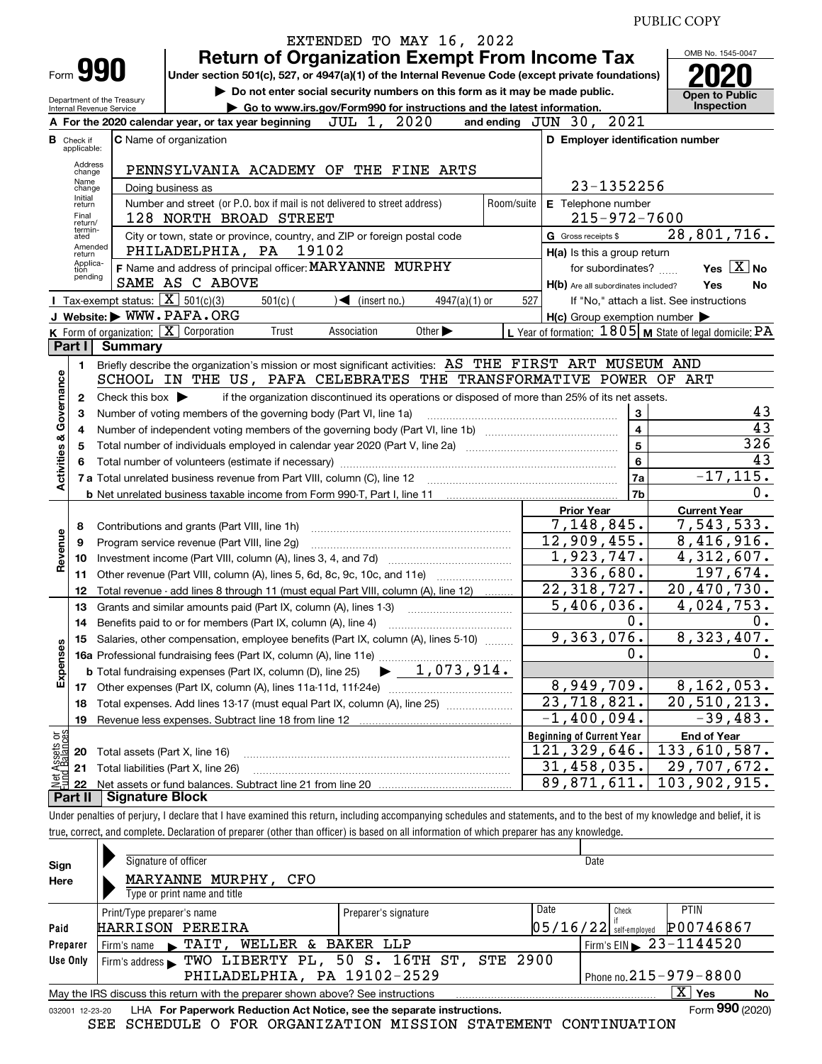PUBLIC COPY

EXTENDED TO MAY 16, 2022

# Form 990 — Return of Organization Exempt From Income Tax

Under section 501(c), 527, or 4947(a)(1) of the Internal Revenue Code (except private foundations)

▶ Do not enter social security numbers on this form as it may be made public.

▶ Go to www.irs.gov/Form990 for instructions and the latest information.

Department of the Treasury
Internal Revenue Service

OMB No. 1545-0047

**2020**

**Open to Public Inspection**

**A** For the 2020 calendar year, or tax year beginning JUL 1, 2020 and ending JUN 30, 2021

**B** Check if applicable: Address change, Name change, Initial return, Final return/terminated, Amended return, Application pending

**C** Name of organization: PENNSYLVANIA ACADEMY OF THE FINE ARTS

Doing business as

Number and street (or P.O. box if mail is not delivered to street address): 128 NORTH BROAD STREET — Room/suite

City or town, state or province, country, and ZIP or foreign postal code: PHILADELPHIA, PA 19102

**D** Employer identification number: 23-1352256

**E** Telephone number: 215-972-7600

**G** Gross receipts $ 28,801,716.

**F** Name and address of principal officer: MARYANNE MURPHY, SAME AS C ABOVE

**H(a)** Is this a group return for subordinates? Yes [X] No

**H(b)** Are all subordinates included? Yes No — If "No," attach a list. See instructions

**I** Tax-exempt status: [X] 501(c)(3) 501(c) ( ) ◀ (insert no.) 4947(a)(1) or 527

**J** Website: ▶ WWW.PAFA.ORG

**H(c)** Group exemption number ▶

**K** Form of organization: [X] Corporation Trust Association Other ▶

**L** Year of formation: 1805 **M** State of legal domicile: PA

## Part I Summary

**Activities & Governance**

1. Briefly describe the organization's mission or most significant activities: AS THE FIRST ART MUSEUM AND SCHOOL IN THE US, PAFA CELEBRATES THE TRANSFORMATIVE POWER OF ART
2. Check this box ▶ if the organization discontinued its operations or disposed of more than 25% of its net assets.

| | | | |
|---|---|---|---|
| 3 | Number of voting members of the governing body (Part VI, line 1a) | 3 | 43 |
| 4 | Number of independent voting members of the governing body (Part VI, line 1b) | 4 | 43 |
| 5 | Total number of individuals employed in calendar year 2020 (Part V, line 2a) | 5 | 326 |
| 6 | Total number of volunteers (estimate if necessary) | 6 | 43 |
| 7a | Total unrelated business revenue from Part VIII, column (C), line 12 | 7a | -17,115. |
| b | Net unrelated business taxable income from Form 990-T, Part I, line 11 | 7b | 0. |

| | | Prior Year | Current Year |
|---|---|---|---|
| **Revenue** | | | |
| 8 | Contributions and grants (Part VIII, line 1h) | 7,148,845. | 7,543,533. |
| 9 | Program service revenue (Part VIII, line 2g) | 12,909,455. | 8,416,916. |
| 10 | Investment income (Part VIII, column (A), lines 3, 4, and 7d) | 1,923,747. | 4,312,607. |
| 11 | Other revenue (Part VIII, column (A), lines 5, 6d, 8c, 9c, 10c, and 11e) | 336,680. | 197,674. |
| 12 | Total revenue - add lines 8 through 11 (must equal Part VIII, column (A), line 12) | 22,318,727. | 20,470,730. |
| **Expenses** | | | |
| 13 | Grants and similar amounts paid (Part IX, column (A), lines 1-3) | 5,406,036. | 4,024,753. |
| 14 | Benefits paid to or for members (Part IX, column (A), line 4) | 0. | 0. |
| 15 | Salaries, other compensation, employee benefits (Part IX, column (A), lines 5-10) | 9,363,076. | 8,323,407. |
| 16a | Professional fundraising fees (Part IX, column (A), line 11e) | 0. | 0. |
| b | Total fundraising expenses (Part IX, column (D), line 25) ▶ 1,073,914. | | |
| 17 | Other expenses (Part IX, column (A), lines 11a-11d, 11f-24e) | 8,949,709. | 8,162,053. |
| 18 | Total expenses. Add lines 13-17 (must equal Part IX, column (A), line 25) | 23,718,821. | 20,510,213. |
| 19 | Revenue less expenses. Subtract line 18 from line 12 | -1,400,094. | -39,483. |

| | | Beginning of Current Year | End of Year |
|---|---|---|---|
| **Net Assets or Fund Balances** | | | |
| 20 | Total assets (Part X, line 16) | 121,329,646. | 133,610,587. |
| 21 | Total liabilities (Part X, line 26) | 31,458,035. | 29,707,672. |
| 22 | Net assets or fund balances. Subtract line 21 from line 20 | 89,871,611. | 103,902,915. |

## Part II Signature Block

Under penalties of perjury, I declare that I have examined this return, including accompanying schedules and statements, and to the best of my knowledge and belief, it is true, correct, and complete. Declaration of preparer (other than officer) is based on all information of which preparer has any knowledge.

**Sign Here** — Signature of officer — Date

MARYANNE MURPHY, CFO
Type or print name and title

| | | | | | |
|---|---|---|---|---|---|
| **Paid Preparer Use Only** | Print/Type preparer's name: HARRISON PEREIRA | Preparer's signature | Date: 05/16/22 | Check if self-employed | PTIN: P00746867 |
| | Firm's name ▶ TAIT, WELLER & BAKER LLP | | | Firm's EIN ▶ 23-1144520 | |
| | Firm's address ▶ TWO LIBERTY PL, 50 S. 16TH ST, STE 2900, PHILADELPHIA, PA 19102-2529 | | | Phone no. 215-979-8800 | |

May the IRS discuss this return with the preparer shown above? See instructions [X] Yes No

032001 12-23-20 LHA For Paperwork Reduction Act Notice, see the separate instructions. Form **990** (2020)

SEE SCHEDULE O FOR ORGANIZATION MISSION STATEMENT CONTINUATION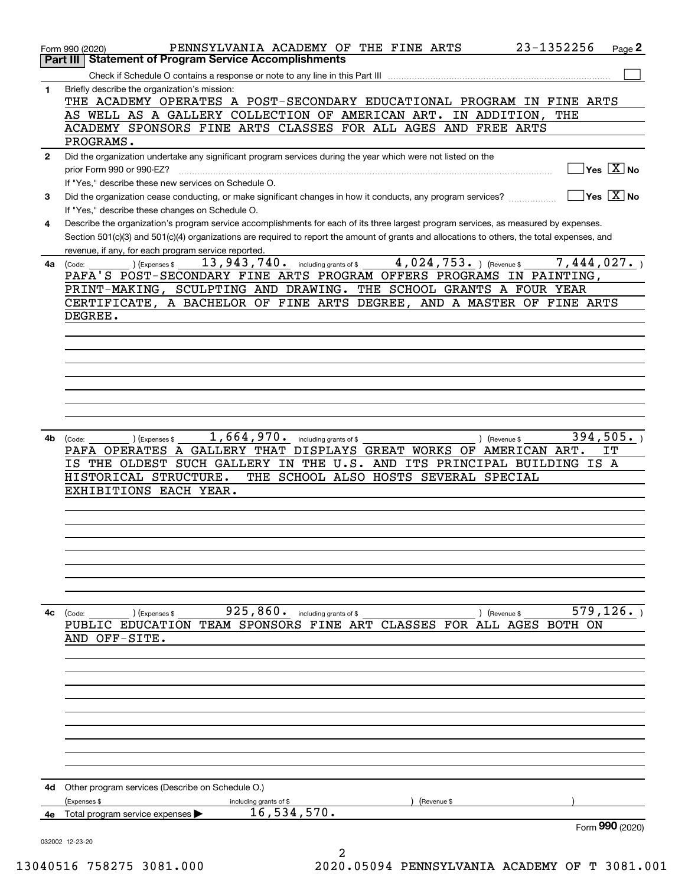Form 990 (2020) PENNSYLVANIA ACADEMY OF THE FINE ARTS 23-1352256 Page 2

## Part III Statement of Program Service Accomplishments

Check if Schedule O contains a response or note to any line in this Part III ☐

**1** Briefly describe the organization's mission:

THE ACADEMY OPERATES A POST-SECONDARY EDUCATIONAL PROGRAM IN FINE ARTS AS WELL AS A GALLERY COLLECTION OF AMERICAN ART. IN ADDITION, THE ACADEMY SPONSORS FINE ARTS CLASSES FOR ALL AGES AND FREE ARTS PROGRAMS.

**2** Did the organization undertake any significant program services during the year which were not listed on the prior Form 990 or 990-EZ? ☐ Yes ☒ No

If "Yes," describe these new services on Schedule O.

**3** Did the organization cease conducting, or make significant changes in how it conducts, any program services? ☐ Yes ☒ No

If "Yes," describe these changes on Schedule O.

**4** Describe the organization's program service accomplishments for each of its three largest program services, as measured by expenses. Section 501(c)(3) and 501(c)(4) organizations are required to report the amount of grants and allocations to others, the total expenses, and revenue, if any, for each program service reported.

**4a** (Code: ) (Expenses $ 13,943,740. including grants of $ 4,024,753. ) (Revenue $ 7,444,027. )

PAFA'S POST-SECONDARY FINE ARTS PROGRAM OFFERS PROGRAMS IN PAINTING, PRINT-MAKING, SCULPTING AND DRAWING. THE SCHOOL GRANTS A FOUR YEAR CERTIFICATE, A BACHELOR OF FINE ARTS DEGREE, AND A MASTER OF FINE ARTS DEGREE.

**4b** (Code: ) (Expenses $ 1,664,970. including grants of $ ) (Revenue $ 394,505. )

PAFA OPERATES A GALLERY THAT DISPLAYS GREAT WORKS OF AMERICAN ART. IT IS THE OLDEST SUCH GALLERY IN THE U.S. AND ITS PRINCIPAL BUILDING IS A HISTORICAL STRUCTURE. THE SCHOOL ALSO HOSTS SEVERAL SPECIAL EXHIBITIONS EACH YEAR.

**4c** (Code: ) (Expenses $ 925,860. including grants of $ ) (Revenue $ 579,126. )

PUBLIC EDUCATION TEAM SPONSORS FINE ART CLASSES FOR ALL AGES BOTH ON AND OFF-SITE.

**4d** Other program services (Describe on Schedule O.)

(Expenses $ including grants of $ ) (Revenue $ )

**4e** Total program service expenses ▶ 16,534,570.

Form **990** (2020)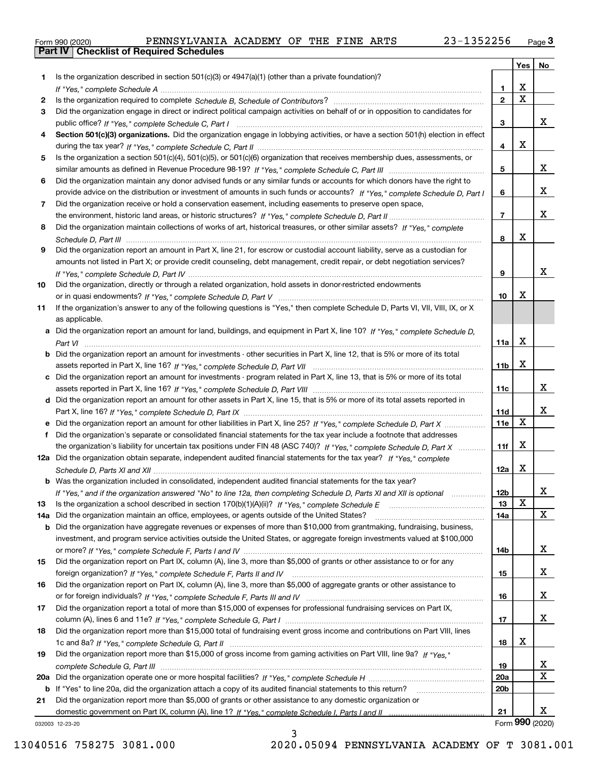Form 990 (2020) PENNSYLVANIA ACADEMY OF THE FINE ARTS 23-1352256

**Part IV Checklist of Required Schedules**

| | | | Yes | No |
|---|---|---|---|---|
| 1 | Is the organization described in section 501(c)(3) or 4947(a)(1) (other than a private foundation)? *If "Yes," complete Schedule A* | 1 | X | |
| 2 | Is the organization required to complete *Schedule B, Schedule of Contributors*? | 2 | X | |
| 3 | Did the organization engage in direct or indirect political campaign activities on behalf of or in opposition to candidates for public office? *If "Yes," complete Schedule C, Part I* | 3 | | X |
| 4 | **Section 501(c)(3) organizations.** Did the organization engage in lobbying activities, or have a section 501(h) election in effect during the tax year? *If "Yes," complete Schedule C, Part II* | 4 | X | |
| 5 | Is the organization a section 501(c)(4), 501(c)(5), or 501(c)(6) organization that receives membership dues, assessments, or similar amounts as defined in Revenue Procedure 98-19? *If "Yes," complete Schedule C, Part III* | 5 | | X |
| 6 | Did the organization maintain any donor advised funds or any similar funds or accounts for which donors have the right to provide advice on the distribution or investment of amounts in such funds or accounts? *If "Yes," complete Schedule D, Part I* | 6 | | X |
| 7 | Did the organization receive or hold a conservation easement, including easements to preserve open space, the environment, historic land areas, or historic structures? *If "Yes," complete Schedule D, Part II* | 7 | | X |
| 8 | Did the organization maintain collections of works of art, historical treasures, or other similar assets? *If "Yes," complete Schedule D, Part III* | 8 | X | |
| 9 | Did the organization report an amount in Part X, line 21, for escrow or custodial account liability, serve as a custodian for amounts not listed in Part X; or provide credit counseling, debt management, credit repair, or debt negotiation services? *If "Yes," complete Schedule D, Part IV* | 9 | | X |
| 10 | Did the organization, directly or through a related organization, hold assets in donor-restricted endowments or in quasi endowments? *If "Yes," complete Schedule D, Part V* | 10 | X | |
| 11 | If the organization's answer to any of the following questions is "Yes," then complete Schedule D, Parts VI, VII, VIII, IX, or X as applicable. | | | |
| a | Did the organization report an amount for land, buildings, and equipment in Part X, line 10? *If "Yes," complete Schedule D, Part VI* | 11a | X | |
| b | Did the organization report an amount for investments - other securities in Part X, line 12, that is 5% or more of its total assets reported in Part X, line 16? *If "Yes," complete Schedule D, Part VII* | 11b | X | |
| c | Did the organization report an amount for investments - program related in Part X, line 13, that is 5% or more of its total assets reported in Part X, line 16? *If "Yes," complete Schedule D, Part VIII* | 11c | | X |
| d | Did the organization report an amount for other assets in Part X, line 15, that is 5% or more of its total assets reported in Part X, line 16? *If "Yes," complete Schedule D, Part IX* | 11d | | X |
| e | Did the organization report an amount for other liabilities in Part X, line 25? *If "Yes," complete Schedule D, Part X* | 11e | X | |
| f | Did the organization's separate or consolidated financial statements for the tax year include a footnote that addresses the organization's liability for uncertain tax positions under FIN 48 (ASC 740)? *If "Yes," complete Schedule D, Part X* | 11f | X | |
| 12a | Did the organization obtain separate, independent audited financial statements for the tax year? *If "Yes," complete Schedule D, Parts XI and XII* | 12a | X | |
| b | Was the organization included in consolidated, independent audited financial statements for the tax year? *If "Yes," and if the organization answered "No" to line 12a, then completing Schedule D, Parts XI and XII is optional* | 12b | | X |
| 13 | Is the organization a school described in section 170(b)(1)(A)(ii)? *If "Yes," complete Schedule E* | 13 | X | |
| 14a | Did the organization maintain an office, employees, or agents outside of the United States? | 14a | | X |
| b | Did the organization have aggregate revenues or expenses of more than $10,000 from grantmaking, fundraising, business, investment, and program service activities outside the United States, or aggregate foreign investments valued at $100,000 or more? *If "Yes," complete Schedule F, Parts I and IV* | 14b | | X |
| 15 | Did the organization report on Part IX, column (A), line 3, more than $5,000 of grants or other assistance to or for any foreign organization? *If "Yes," complete Schedule F, Parts II and IV* | 15 | | X |
| 16 | Did the organization report on Part IX, column (A), line 3, more than $5,000 of aggregate grants or other assistance to or for foreign individuals? *If "Yes," complete Schedule F, Parts III and IV* | 16 | | X |
| 17 | Did the organization report a total of more than $15,000 of expenses for professional fundraising services on Part IX, column (A), lines 6 and 11e? *If "Yes," complete Schedule G, Part I* | 17 | | X |
| 18 | Did the organization report more than $15,000 total of fundraising event gross income and contributions on Part VIII, lines 1c and 8a? *If "Yes," complete Schedule G, Part II* | 18 | X | |
| 19 | Did the organization report more than $15,000 of gross income from gaming activities on Part VIII, line 9a? *If "Yes," complete Schedule G, Part III* | 19 | | X |
| 20a | Did the organization operate one or more hospital facilities? *If "Yes," complete Schedule H* | 20a | | X |
| b | If "Yes" to line 20a, did the organization attach a copy of its audited financial statements to this return? | 20b | | |
| 21 | Did the organization report more than $5,000 of grants or other assistance to any domestic organization or domestic government on Part IX, column (A), line 1? *If "Yes," complete Schedule I, Parts I and II* | 21 | | X |

032003 12-23-20 Form **990** (2020)

13040516 758275 3081.000 2020.05094 PENNSYLVANIA ACADEMY OF T 3081.001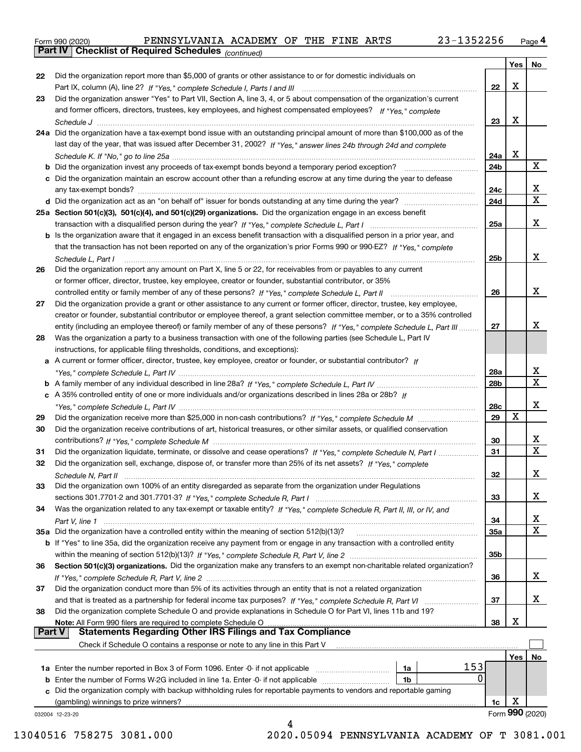Form 990 (2020) PENNSYLVANIA ACADEMY OF THE FINE ARTS 23-1352256 Page 4

## Part IV Checklist of Required Schedules *(continued)*

| | | | Yes | No |
|---|---|---|---|---|
| 22 | Did the organization report more than $5,000 of grants or other assistance to or for domestic individuals on Part IX, column (A), line 2? *If "Yes," complete Schedule I, Parts I and III* | 22 | X | |
| 23 | Did the organization answer "Yes" to Part VII, Section A, line 3, 4, or 5 about compensation of the organization's current and former officers, directors, trustees, key employees, and highest compensated employees? *If "Yes," complete Schedule J* | 23 | X | |
| 24a | Did the organization have a tax-exempt bond issue with an outstanding principal amount of more than $100,000 as of the last day of the year, that was issued after December 31, 2002? *If "Yes," answer lines 24b through 24d and complete Schedule K. If "No," go to line 25a* | 24a | X | |
| b | Did the organization invest any proceeds of tax-exempt bonds beyond a temporary period exception? | 24b | | X |
| c | Did the organization maintain an escrow account other than a refunding escrow at any time during the year to defease any tax-exempt bonds? | 24c | | X |
| d | Did the organization act as an "on behalf of" issuer for bonds outstanding at any time during the year? | 24d | | X |
| 25a | **Section 501(c)(3), 501(c)(4), and 501(c)(29) organizations.** Did the organization engage in an excess benefit transaction with a disqualified person during the year? *If "Yes," complete Schedule L, Part I* | 25a | | X |
| b | Is the organization aware that it engaged in an excess benefit transaction with a disqualified person in a prior year, and that the transaction has not been reported on any of the organization's prior Forms 990 or 990-EZ? *If "Yes," complete Schedule L, Part I* | 25b | | X |
| 26 | Did the organization report any amount on Part X, line 5 or 22, for receivables from or payables to any current or former officer, director, trustee, key employee, creator or founder, substantial contributor, or 35% controlled entity or family member of any of these persons? *If "Yes," complete Schedule L, Part II* | 26 | | X |
| 27 | Did the organization provide a grant or other assistance to any current or former officer, director, trustee, key employee, creator or founder, substantial contributor or employee thereof, a grant selection committee member, or to a 35% controlled entity (including an employee thereof) or family member of any of these persons? *If "Yes," complete Schedule L, Part III* | 27 | | X |
| 28 | Was the organization a party to a business transaction with one of the following parties (see Schedule L, Part IV instructions, for applicable filing thresholds, conditions, and exceptions): | | | |
| a | A current or former officer, director, trustee, key employee, creator or founder, or substantial contributor? *If "Yes," complete Schedule L, Part IV* | 28a | | X |
| b | A family member of any individual described in line 28a? *If "Yes," complete Schedule L, Part IV* | 28b | | X |
| c | A 35% controlled entity of one or more individuals and/or organizations described in lines 28a or 28b? *If "Yes," complete Schedule L, Part IV* | 28c | | X |
| 29 | Did the organization receive more than $25,000 in non-cash contributions? *If "Yes," complete Schedule M* | 29 | X | |
| 30 | Did the organization receive contributions of art, historical treasures, or other similar assets, or qualified conservation contributions? *If "Yes," complete Schedule M* | 30 | | X |
| 31 | Did the organization liquidate, terminate, or dissolve and cease operations? *If "Yes," complete Schedule N, Part I* | 31 | | X |
| 32 | Did the organization sell, exchange, dispose of, or transfer more than 25% of its net assets? *If "Yes," complete Schedule N, Part II* | 32 | | X |
| 33 | Did the organization own 100% of an entity disregarded as separate from the organization under Regulations sections 301.7701-2 and 301.7701-3? *If "Yes," complete Schedule R, Part I* | 33 | | X |
| 34 | Was the organization related to any tax-exempt or taxable entity? *If "Yes," complete Schedule R, Part II, III, or IV, and Part V, line 1* | 34 | | X |
| 35a | Did the organization have a controlled entity within the meaning of section 512(b)(13)? | 35a | | X |
| b | If "Yes" to line 35a, did the organization receive any payment from or engage in any transaction with a controlled entity within the meaning of section 512(b)(13)? *If "Yes," complete Schedule R, Part V, line 2* | 35b | | |
| 36 | **Section 501(c)(3) organizations.** Did the organization make any transfers to an exempt non-charitable related organization? *If "Yes," complete Schedule R, Part V, line 2* | 36 | | X |
| 37 | Did the organization conduct more than 5% of its activities through an entity that is not a related organization and that is treated as a partnership for federal income tax purposes? *If "Yes," complete Schedule R, Part VI* | 37 | | X |
| 38 | Did the organization complete Schedule O and provide explanations in Schedule O for Part VI, lines 11b and 19? **Note:** All Form 990 filers are required to complete Schedule O | 38 | X | |

## Part V Statements Regarding Other IRS Filings and Tax Compliance

Check if Schedule O contains a response or note to any line in this Part V ☐

| | | | | Yes | No |
|---|---|---|---|---|---|
| 1a | Enter the number reported in Box 3 of Form 1096. Enter -0- if not applicable | 1a | 153 | | |
| b | Enter the number of Forms W-2G included in line 1a. Enter -0- if not applicable | 1b | 0 | | |
| c | Did the organization comply with backup withholding rules for reportable payments to vendors and reportable gaming (gambling) winnings to prize winners? | | 1c | X | |

032004 12-23-20 Form **990** (2020)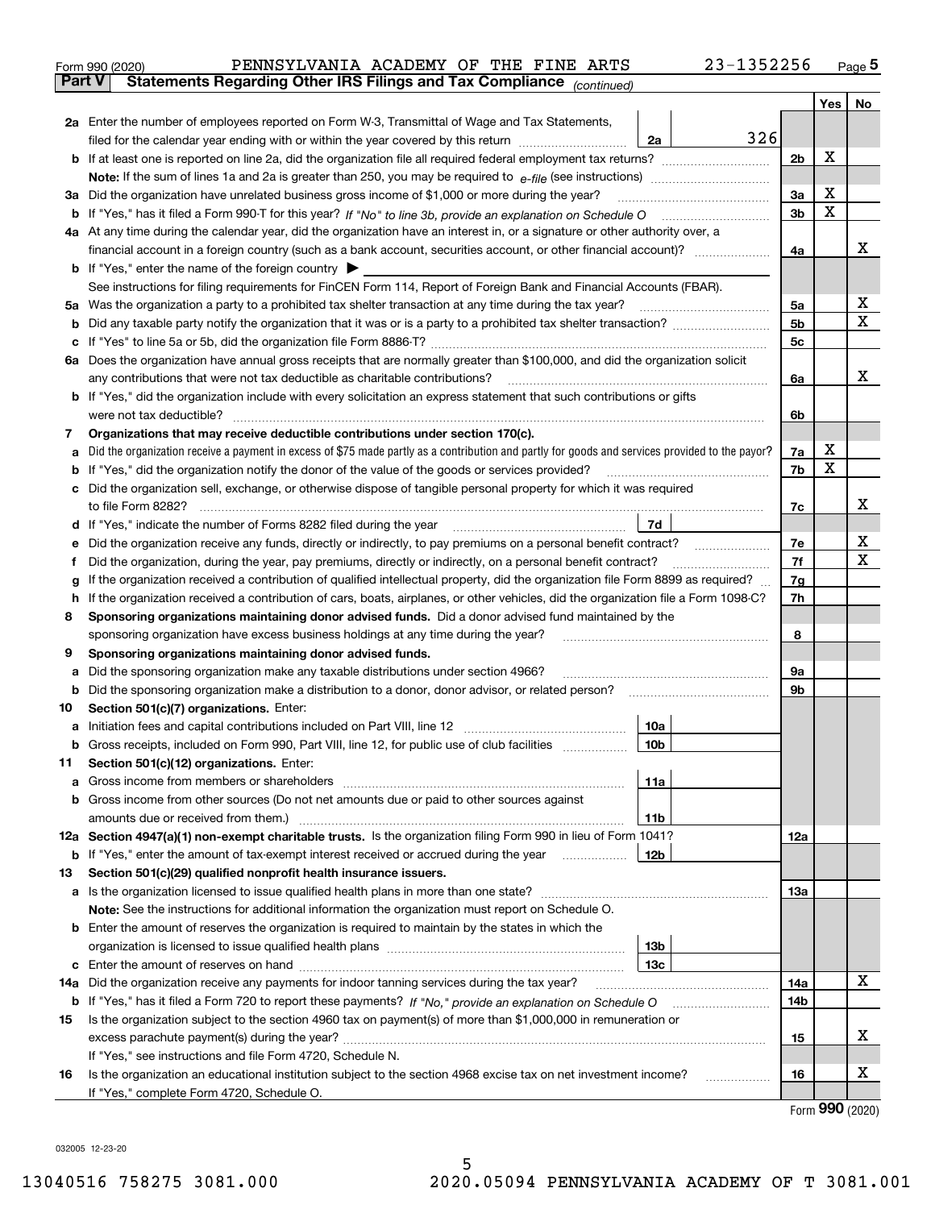Form 990 (2020) PENNSYLVANIA ACADEMY OF THE FINE ARTS 23-1352256 Page 5

**Part V Statements Regarding Other IRS Filings and Tax Compliance** *(continued)*

| | | | | Yes | No |
|---|---|---|---|---|---|
| **2a** | Enter the number of employees reported on Form W-3, Transmittal of Wage and Tax Statements, filed for the calendar year ending with or within the year covered by this return | 2a | 326 | | |
| **b** | If at least one is reported on line 2a, did the organization file all required federal employment tax returns? | | 2b | X | |
| | **Note:** If the sum of lines 1a and 2a is greater than 250, you may be required to *e-file* (see instructions) | | | | |
| **3a** | Did the organization have unrelated business gross income of $1,000 or more during the year? | | 3a | X | |
| **b** | If "Yes," has it filed a Form 990-T for this year? *If "No" to line 3b, provide an explanation on Schedule O* | | 3b | X | |
| **4a** | At any time during the calendar year, did the organization have an interest in, or a signature or other authority over, a financial account in a foreign country (such as a bank account, securities account, or other financial account)? | | 4a | | X |
| **b** | If "Yes," enter the name of the foreign country ▶ | | | | |
| | See instructions for filing requirements for FinCEN Form 114, Report of Foreign Bank and Financial Accounts (FBAR). | | | | |
| **5a** | Was the organization a party to a prohibited tax shelter transaction at any time during the tax year? | | 5a | | X |
| **b** | Did any taxable party notify the organization that it was or is a party to a prohibited tax shelter transaction? | | 5b | | X |
| **c** | If "Yes" to line 5a or 5b, did the organization file Form 8886-T? | | 5c | | |
| **6a** | Does the organization have annual gross receipts that are normally greater than $100,000, and did the organization solicit any contributions that were not tax deductible as charitable contributions? | | 6a | | X |
| **b** | If "Yes," did the organization include with every solicitation an express statement that such contributions or gifts were not tax deductible? | | 6b | | |
| **7** | **Organizations that may receive deductible contributions under section 170(c).** | | | | |
| **a** | Did the organization receive a payment in excess of $75 made partly as a contribution and partly for goods and services provided to the payor? | | 7a | X | |
| **b** | If "Yes," did the organization notify the donor of the value of the goods or services provided? | | 7b | X | |
| **c** | Did the organization sell, exchange, or otherwise dispose of tangible personal property for which it was required to file Form 8282? | | 7c | | X |
| **d** | If "Yes," indicate the number of Forms 8282 filed during the year | 7d | | | |
| **e** | Did the organization receive any funds, directly or indirectly, to pay premiums on a personal benefit contract? | | 7e | | X |
| **f** | Did the organization, during the year, pay premiums, directly or indirectly, on a personal benefit contract? | | 7f | | X |
| **g** | If the organization received a contribution of qualified intellectual property, did the organization file Form 8899 as required? | | 7g | | |
| **h** | If the organization received a contribution of cars, boats, airplanes, or other vehicles, did the organization file a Form 1098-C? | | 7h | | |
| **8** | **Sponsoring organizations maintaining donor advised funds.** Did a donor advised fund maintained by the sponsoring organization have excess business holdings at any time during the year? | | 8 | | |
| **9** | **Sponsoring organizations maintaining donor advised funds.** | | | | |
| **a** | Did the sponsoring organization make any taxable distributions under section 4966? | | 9a | | |
| **b** | Did the sponsoring organization make a distribution to a donor, donor advisor, or related person? | | 9b | | |
| **10** | **Section 501(c)(7) organizations.** Enter: | | | | |
| **a** | Initiation fees and capital contributions included on Part VIII, line 12 | 10a | | | |
| **b** | Gross receipts, included on Form 990, Part VIII, line 12, for public use of club facilities | 10b | | | |
| **11** | **Section 501(c)(12) organizations.** Enter: | | | | |
| **a** | Gross income from members or shareholders | 11a | | | |
| **b** | Gross income from other sources (Do not net amounts due or paid to other sources against amounts due or received from them.) | 11b | | | |
| **12a** | **Section 4947(a)(1) non-exempt charitable trusts.** Is the organization filing Form 990 in lieu of Form 1041? | | 12a | | |
| **b** | If "Yes," enter the amount of tax-exempt interest received or accrued during the year | 12b | | | |
| **13** | **Section 501(c)(29) qualified nonprofit health insurance issuers.** | | | | |
| **a** | Is the organization licensed to issue qualified health plans in more than one state? | | 13a | | |
| | **Note:** See the instructions for additional information the organization must report on Schedule O. | | | | |
| **b** | Enter the amount of reserves the organization is required to maintain by the states in which the organization is licensed to issue qualified health plans | 13b | | | |
| **c** | Enter the amount of reserves on hand | 13c | | | |
| **14a** | Did the organization receive any payments for indoor tanning services during the tax year? | | 14a | | X |
| **b** | If "Yes," has it filed a Form 720 to report these payments? *If "No," provide an explanation on Schedule O* | | 14b | | |
| **15** | Is the organization subject to the section 4960 tax on payment(s) of more than $1,000,000 in remuneration or excess parachute payment(s) during the year? | | 15 | | X |
| | If "Yes," see instructions and file Form 4720, Schedule N. | | | | |
| **16** | Is the organization an educational institution subject to the section 4968 excise tax on net investment income? | | 16 | | X |
| | If "Yes," complete Form 4720, Schedule O. | | | | |

Form **990** (2020)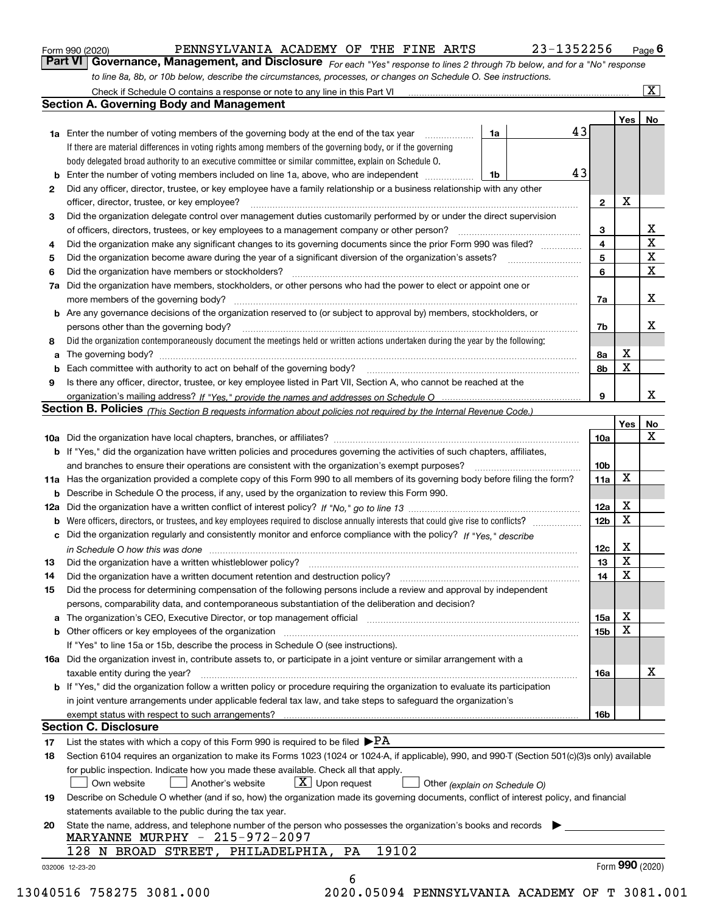Form 990 (2020) PENNSYLVANIA ACADEMY OF THE FINE ARTS 23-1352256 Page 6

**Part VI Governance, Management, and Disclosure** *For each "Yes" response to lines 2 through 7b below, and for a "No" response to line 8a, 8b, or 10b below, describe the circumstances, processes, or changes on Schedule O. See instructions.*

Check if Schedule O contains a response or note to any line in this Part VI [X]

## Section A. Governing Body and Management

| | | | | Yes | No |
|---|---|---|---|---|---|
| **1a** | Enter the number of voting members of the governing body at the end of the tax year | 1a | 43 | | |
| | If there are material differences in voting rights among members of the governing body, or if the governing body delegated broad authority to an executive committee or similar committee, explain on Schedule O. | | | | |
| **b** | Enter the number of voting members included on line 1a, above, who are independent | 1b | 43 | | |
| **2** | Did any officer, director, trustee, or key employee have a family relationship or a business relationship with any other officer, director, trustee, or key employee? | 2 | | X | |
| **3** | Did the organization delegate control over management duties customarily performed by or under the direct supervision of officers, directors, trustees, or key employees to a management company or other person? | 3 | | | X |
| **4** | Did the organization make any significant changes to its governing documents since the prior Form 990 was filed? | 4 | | | X |
| **5** | Did the organization become aware during the year of a significant diversion of the organization's assets? | 5 | | | X |
| **6** | Did the organization have members or stockholders? | 6 | | | X |
| **7a** | Did the organization have members, stockholders, or other persons who had the power to elect or appoint one or more members of the governing body? | 7a | | | X |
| **b** | Are any governance decisions of the organization reserved to (or subject to approval by) members, stockholders, or persons other than the governing body? | 7b | | | X |
| **8** | Did the organization contemporaneously document the meetings held or written actions undertaken during the year by the following: | | | | |
| **a** | The governing body? | 8a | | X | |
| **b** | Each committee with authority to act on behalf of the governing body? | 8b | | X | |
| **9** | Is there any officer, director, trustee, or key employee listed in Part VII, Section A, who cannot be reached at the organization's mailing address? *If "Yes," provide the names and addresses on Schedule O* | 9 | | | X |

## Section B. Policies *(This Section B requests information about policies not required by the Internal Revenue Code.)*

| | | | Yes | No |
|---|---|---|---|---|
| **10a** | Did the organization have local chapters, branches, or affiliates? | 10a | | X |
| **b** | If "Yes," did the organization have written policies and procedures governing the activities of such chapters, affiliates, and branches to ensure their operations are consistent with the organization's exempt purposes? | 10b | | |
| **11a** | Has the organization provided a complete copy of this Form 990 to all members of its governing body before filing the form? | 11a | X | |
| **b** | Describe in Schedule O the process, if any, used by the organization to review this Form 990. | | | |
| **12a** | Did the organization have a written conflict of interest policy? *If "No," go to line 13* | 12a | X | |
| **b** | Were officers, directors, or trustees, and key employees required to disclose annually interests that could give rise to conflicts? | 12b | X | |
| **c** | Did the organization regularly and consistently monitor and enforce compliance with the policy? *If "Yes," describe in Schedule O how this was done* | 12c | X | |
| **13** | Did the organization have a written whistleblower policy? | 13 | X | |
| **14** | Did the organization have a written document retention and destruction policy? | 14 | X | |
| **15** | Did the process for determining compensation of the following persons include a review and approval by independent persons, comparability data, and contemporaneous substantiation of the deliberation and decision? | | | |
| **a** | The organization's CEO, Executive Director, or top management official | 15a | X | |
| **b** | Other officers or key employees of the organization | 15b | X | |
| | If "Yes" to line 15a or 15b, describe the process in Schedule O (see instructions). | | | |
| **16a** | Did the organization invest in, contribute assets to, or participate in a joint venture or similar arrangement with a taxable entity during the year? | 16a | | X |
| **b** | If "Yes," did the organization follow a written policy or procedure requiring the organization to evaluate its participation in joint venture arrangements under applicable federal tax law, and take steps to safeguard the organization's exempt status with respect to such arrangements? | 16b | | |

## Section C. Disclosure

**17** List the states with which a copy of this Form 990 is required to be filed ▶PA

**18** Section 6104 requires an organization to make its Forms 1023 (1024 or 1024-A, if applicable), 990, and 990-T (Section 501(c)(3)s only) available for public inspection. Indicate how you made these available. Check all that apply.

[ ] Own website [ ] Another's website [X] Upon request [ ] Other *(explain on Schedule O)*

**19** Describe on Schedule O whether (and if so, how) the organization made its governing documents, conflict of interest policy, and financial statements available to the public during the tax year.

**20** State the name, address, and telephone number of the person who possesses the organization's books and records ▶

MARYANNE MURPHY - 215-972-2097
128 N BROAD STREET, PHILADELPHIA, PA 19102

032006 12-23-20 Form **990** (2020)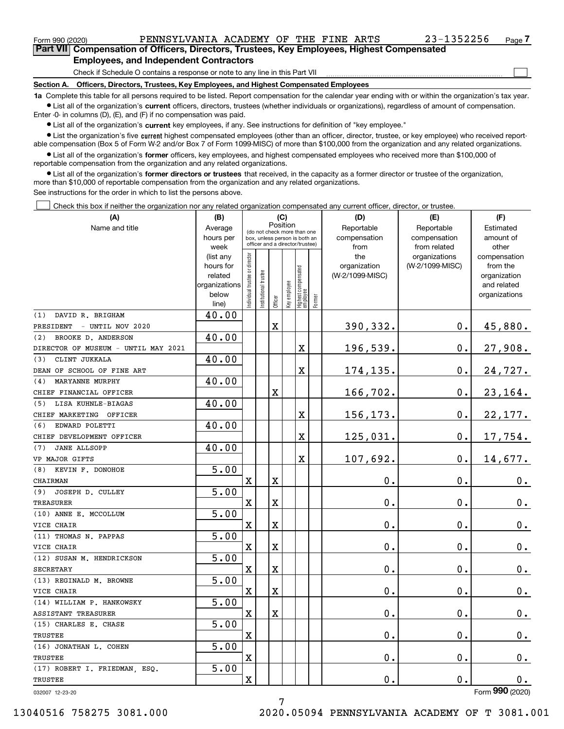Form 990 (2020) PENNSYLVANIA ACADEMY OF THE FINE ARTS 23-1352256 Page 7

## Part VII Compensation of Officers, Directors, Trustees, Key Employees, Highest Compensated Employees, and Independent Contractors

Check if Schedule O contains a response or note to any line in this Part VII ☐

### Section A. Officers, Directors, Trustees, Key Employees, and Highest Compensated Employees

**1a** Complete this table for all persons required to be listed. Report compensation for the calendar year ending with or within the organization's tax year.

- List all of the organization's **current** officers, directors, trustees (whether individuals or organizations), regardless of amount of compensation. Enter -0- in columns (D), (E), and (F) if no compensation was paid.
- List all of the organization's **current** key employees, if any. See instructions for definition of "key employee."
- List the organization's five **current** highest compensated employees (other than an officer, director, trustee, or key employee) who received reportable compensation (Box 5 of Form W-2 and/or Box 7 of Form 1099-MISC) of more than $100,000 from the organization and any related organizations.
- List all of the organization's **former** officers, key employees, and highest compensated employees who received more than $100,000 of reportable compensation from the organization and any related organizations.
- List all of the organization's **former directors or trustees** that received, in the capacity as a former director or trustee of the organization, more than $10,000 of reportable compensation from the organization and any related organizations.

See instructions for the order in which to list the persons above.

☐ Check this box if neither the organization nor any related organization compensated any current officer, director, or trustee.

| (A) Name and title | (B) Average hours per week (list any hours for related organizations below line) | (C) Position: Individual trustee or director | Institutional trustee | Officer | Key employee | Highest compensated employee | Former | (D) Reportable compensation from the organization (W-2/1099-MISC) | (E) Reportable compensation from related organizations (W-2/1099-MISC) | (F) Estimated amount of other compensation from the organization and related organizations |
|---|---|---|---|---|---|---|---|---|---|---|
| (1) DAVID R. BRIGHAM<br>PRESIDENT - UNTIL NOV 2020 | 40.00 | | | X | | | | 390,332. | 0. | 45,880. |
| (2) BROOKE D. ANDERSON<br>DIRECTOR OF MUSEUM - UNTIL MAY 2021 | 40.00 | | | | | X | | 196,539. | 0. | 27,908. |
| (3) CLINT JUKKALA<br>DEAN OF SCHOOL OF FINE ART | 40.00 | | | | | X | | 174,135. | 0. | 24,727. |
| (4) MARYANNE MURPHY<br>CHIEF FINANCIAL OFFICER | 40.00 | | | X | | | | 166,702. | 0. | 23,164. |
| (5) LISA KUHNLE-BIAGAS<br>CHIEF MARKETING OFFICER | 40.00 | | | | | X | | 156,173. | 0. | 22,177. |
| (6) EDWARD POLETTI<br>CHIEF DEVELOPMENT OFFICER | 40.00 | | | | | X | | 125,031. | 0. | 17,754. |
| (7) JANE ALLSOPP<br>VP MAJOR GIFTS | 40.00 | | | | | X | | 107,692. | 0. | 14,677. |
| (8) KEVIN F. DONOHOE<br>CHAIRMAN | 5.00 | X | | X | | | | 0. | 0. | 0. |
| (9) JOSEPH D. CULLEY<br>TREASURER | 5.00 | X | | X | | | | 0. | 0. | 0. |
| (10) ANNE E. MCCOLLUM<br>VICE CHAIR | 5.00 | X | | X | | | | 0. | 0. | 0. |
| (11) THOMAS N. PAPPAS<br>VICE CHAIR | 5.00 | X | | X | | | | 0. | 0. | 0. |
| (12) SUSAN M. HENDRICKSON<br>SECRETARY | 5.00 | X | | X | | | | 0. | 0. | 0. |
| (13) REGINALD M. BROWNE<br>VICE CHAIR | 5.00 | X | | X | | | | 0. | 0. | 0. |
| (14) WILLIAM P. HANKOWSKY<br>ASSISTANT TREASURER | 5.00 | X | | X | | | | 0. | 0. | 0. |
| (15) CHARLES E. CHASE<br>TRUSTEE | 5.00 | X | | | | | | 0. | 0. | 0. |
| (16) JONATHAN L. COHEN<br>TRUSTEE | 5.00 | X | | | | | | 0. | 0. | 0. |
| (17) ROBERT I. FRIEDMAN, ESQ.<br>TRUSTEE | 5.00 | X | | | | | | 0. | 0. | 0. |

032007 12-23-20 Form 990 (2020)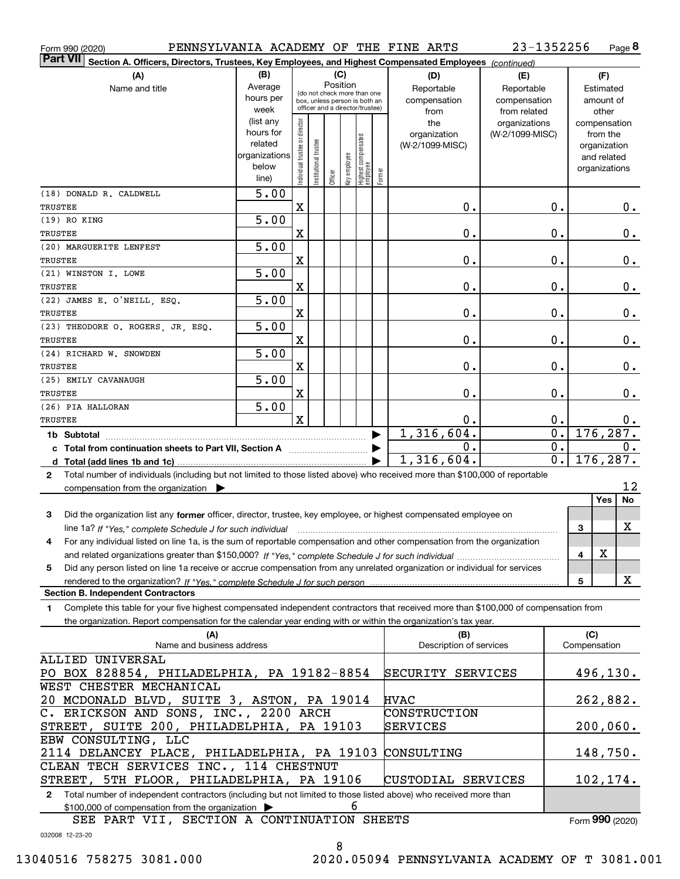Form 990 (2020) PENNSYLVANIA ACADEMY OF THE FINE ARTS 23-1352256

**Part VII** Section A. Officers, Directors, Trustees, Key Employees, and Highest Compensated Employees *(continued)*

| (A) Name and title | (B) Average hours per week (list any hours for related organizations below line) | (C) Position: Individual trustee or director | Institutional trustee | Officer | Key employee | Highest compensated employee | Former | (D) Reportable compensation from the organization (W-2/1099-MISC) | (E) Reportable compensation from related organizations (W-2/1099-MISC) | (F) Estimated amount of other compensation from the organization and related organizations |
|---|---|---|---|---|---|---|---|---|---|---|
| (18) DONALD R. CALDWELL<br>TRUSTEE | 5.00 | X | | | | | | 0. | 0. | 0. |
| (19) RO KING<br>TRUSTEE | 5.00 | X | | | | | | 0. | 0. | 0. |
| (20) MARGUERITE LENFEST<br>TRUSTEE | 5.00 | X | | | | | | 0. | 0. | 0. |
| (21) WINSTON I. LOWE<br>TRUSTEE | 5.00 | X | | | | | | 0. | 0. | 0. |
| (22) JAMES E. O'NEILL, ESQ.<br>TRUSTEE | 5.00 | X | | | | | | 0. | 0. | 0. |
| (23) THEODORE O. ROGERS, JR, ESQ.<br>TRUSTEE | 5.00 | X | | | | | | 0. | 0. | 0. |
| (24) RICHARD W. SNOWDEN<br>TRUSTEE | 5.00 | X | | | | | | 0. | 0. | 0. |
| (25) EMILY CAVANAUGH<br>TRUSTEE | 5.00 | X | | | | | | 0. | 0. | 0. |
| (26) PIA HALLORAN<br>TRUSTEE | 5.00 | X | | | | | | 0. | 0. | 0. |
| **1b Subtotal** | | | | | | | | 1,316,604. | 0. | 176,287. |
| **c Total from continuation sheets to Part VII, Section A** | | | | | | | | 0. | 0. | 0. |
| **d Total (add lines 1b and 1c)** | | | | | | | | 1,316,604. | 0. | 176,287. |

**2** Total number of individuals (including but not limited to those listed above) who received more than $100,000 of reportable compensation from the organization ▶ 12

| | | Yes | No |
|---|---|---|---|
| **3** Did the organization list any **former** officer, director, trustee, key employee, or highest compensated employee on line 1a? *If "Yes," complete Schedule J for such individual* | 3 | | X |
| **4** For any individual listed on line 1a, is the sum of reportable compensation and other compensation from the organization and related organizations greater than $150,000? *If "Yes," complete Schedule J for such individual* | 4 | X | |
| **5** Did any person listed on line 1a receive or accrue compensation from any unrelated organization or individual for services rendered to the organization? *If "Yes," complete Schedule J for such person* | 5 | | X |

**Section B. Independent Contractors**

**1** Complete this table for your five highest compensated independent contractors that received more than $100,000 of compensation from the organization. Report compensation for the calendar year ending with or within the organization's tax year.

| (A) Name and business address | (B) Description of services | (C) Compensation |
|---|---|---|
| ALLIED UNIVERSAL<br>PO BOX 828854, PHILADELPHIA, PA 19182-8854 | SECURITY SERVICES | 496,130. |
| WEST CHESTER MECHANICAL<br>20 MCDONALD BLVD, SUITE 3, ASTON, PA 19014 | HVAC | 262,882. |
| C. ERICKSON AND SONS, INC., 2200 ARCH STREET, SUITE 200, PHILADELPHIA, PA 19103 | CONSTRUCTION SERVICES | 200,060. |
| EBW CONSULTING, LLC<br>2114 DELANCEY PLACE, PHILADELPHIA, PA 19103 | CONSULTING | 148,750. |
| CLEAN TECH SERVICES INC., 114 CHESTNUT STREET, 5TH FLOOR, PHILADELPHIA, PA 19106 | CUSTODIAL SERVICES | 102,174. |

**2** Total number of independent contractors (including but not limited to those listed above) who received more than $100,000 of compensation from the organization ▶ 6

SEE PART VII, SECTION A CONTINUATION SHEETS

Form **990** (2020)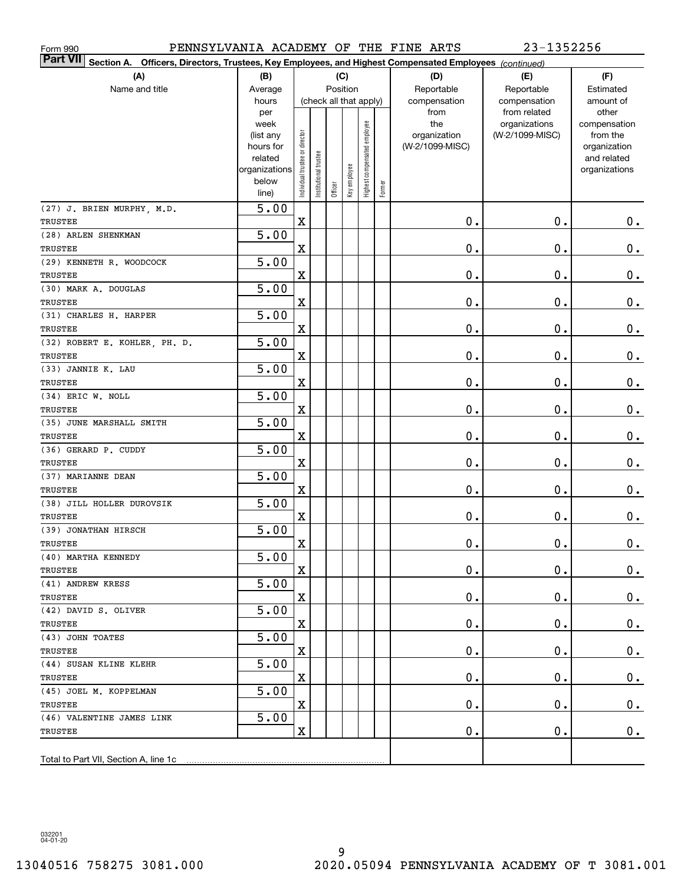Form 990 PENNSYLVANIA ACADEMY OF THE FINE ARTS 23-1352256

**Part VII Section A. Officers, Directors, Trustees, Key Employees, and Highest Compensated Employees** *(continued)*

| (A) Name and title | (B) Average hours per week (list any hours for related organizations below line) | (C) Position: Individual trustee or director | Institutional trustee | Officer | Key employee | Highest compensated employee | Former | (D) Reportable compensation from the organization (W-2/1099-MISC) | (E) Reportable compensation from related organizations (W-2/1099-MISC) | (F) Estimated amount of other compensation from the organization and related organizations |
|---|---|---|---|---|---|---|---|---|---|---|
| (27) J. BRIEN MURPHY, M.D. TRUSTEE | 5.00 | X | | | | | | 0. | 0. | 0. |
| (28) ARLEN SHENKMAN TRUSTEE | 5.00 | X | | | | | | 0. | 0. | 0. |
| (29) KENNETH R. WOODCOCK TRUSTEE | 5.00 | X | | | | | | 0. | 0. | 0. |
| (30) MARK A. DOUGLAS TRUSTEE | 5.00 | X | | | | | | 0. | 0. | 0. |
| (31) CHARLES H. HARPER TRUSTEE | 5.00 | X | | | | | | 0. | 0. | 0. |
| (32) ROBERT E. KOHLER, PH. D. TRUSTEE | 5.00 | X | | | | | | 0. | 0. | 0. |
| (33) JANNIE K. LAU TRUSTEE | 5.00 | X | | | | | | 0. | 0. | 0. |
| (34) ERIC W. NOLL TRUSTEE | 5.00 | X | | | | | | 0. | 0. | 0. |
| (35) JUNE MARSHALL SMITH TRUSTEE | 5.00 | X | | | | | | 0. | 0. | 0. |
| (36) GERARD P. CUDDY TRUSTEE | 5.00 | X | | | | | | 0. | 0. | 0. |
| (37) MARIANNE DEAN TRUSTEE | 5.00 | X | | | | | | 0. | 0. | 0. |
| (38) JILL HOLLER DUROVSIK TRUSTEE | 5.00 | X | | | | | | 0. | 0. | 0. |
| (39) JONATHAN HIRSCH TRUSTEE | 5.00 | X | | | | | | 0. | 0. | 0. |
| (40) MARTHA KENNEDY TRUSTEE | 5.00 | X | | | | | | 0. | 0. | 0. |
| (41) ANDREW KRESS TRUSTEE | 5.00 | X | | | | | | 0. | 0. | 0. |
| (42) DAVID S. OLIVER TRUSTEE | 5.00 | X | | | | | | 0. | 0. | 0. |
| (43) JOHN TOATES TRUSTEE | 5.00 | X | | | | | | 0. | 0. | 0. |
| (44) SUSAN KLINE KLEHR TRUSTEE | 5.00 | X | | | | | | 0. | 0. | 0. |
| (45) JOEL M. KOPPELMAN TRUSTEE | 5.00 | X | | | | | | 0. | 0. | 0. |
| (46) VALENTINE JAMES LINK TRUSTEE | 5.00 | X | | | | | | 0. | 0. | 0. |
| Total to Part VII, Section A, line 1c | | | | | | | | | | |

032201 04-01-20

13040516 758275 3081.000 2020.05094 PENNSYLVANIA ACADEMY OF T 3081.001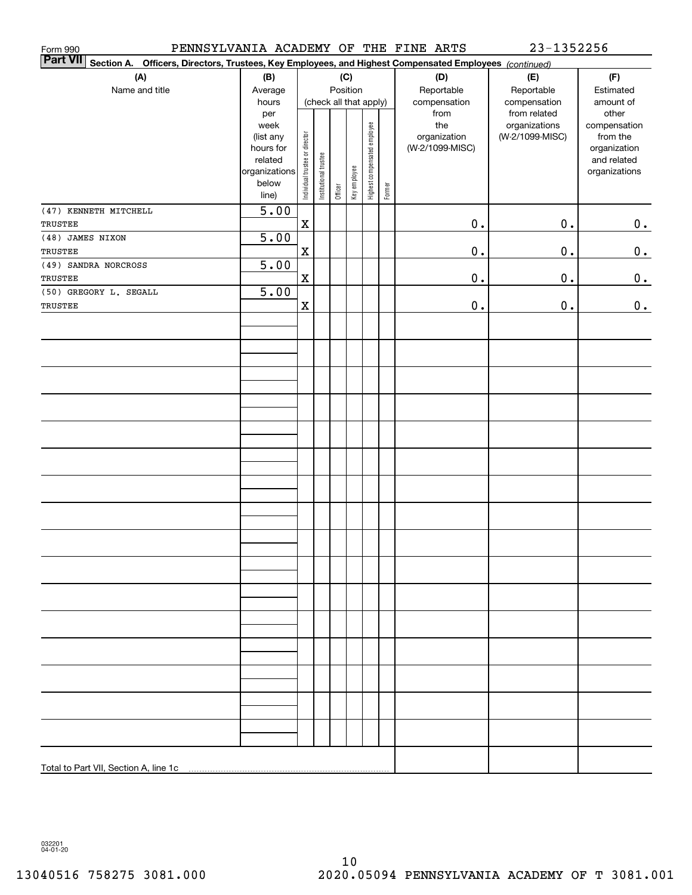Form 990 PENNSYLVANIA ACADEMY OF THE FINE ARTS 23-1352256

**Part VII Section A. Officers, Directors, Trustees, Key Employees, and Highest Compensated Employees** *(continued)*

| (A) Name and title | (B) Average hours per week (list any hours for related organizations below line) | (C) Position (check all that apply): Individual trustee or director | Institutional trustee | Officer | Key employee | Highest compensated employee | Former | (D) Reportable compensation from the organization (W-2/1099-MISC) | (E) Reportable compensation from related organizations (W-2/1099-MISC) | (F) Estimated amount of other compensation from the organization and related organizations |
|---|---|---|---|---|---|---|---|---|---|---|
| (47) KENNETH MITCHELL<br>TRUSTEE | 5.00 | X | | | | | | 0. | 0. | 0. |
| (48) JAMES NIXON<br>TRUSTEE | 5.00 | X | | | | | | 0. | 0. | 0. |
| (49) SANDRA NORCROSS<br>TRUSTEE | 5.00 | X | | | | | | 0. | 0. | 0. |
| (50) GREGORY L. SEGALL<br>TRUSTEE | 5.00 | X | | | | | | 0. | 0. | 0. |
| Total to Part VII, Section A, line 1c | | | | | | | | | | |

032201 04-01-20

13040516 758275 3081.000 2020.05094 PENNSYLVANIA ACADEMY OF T 3081.001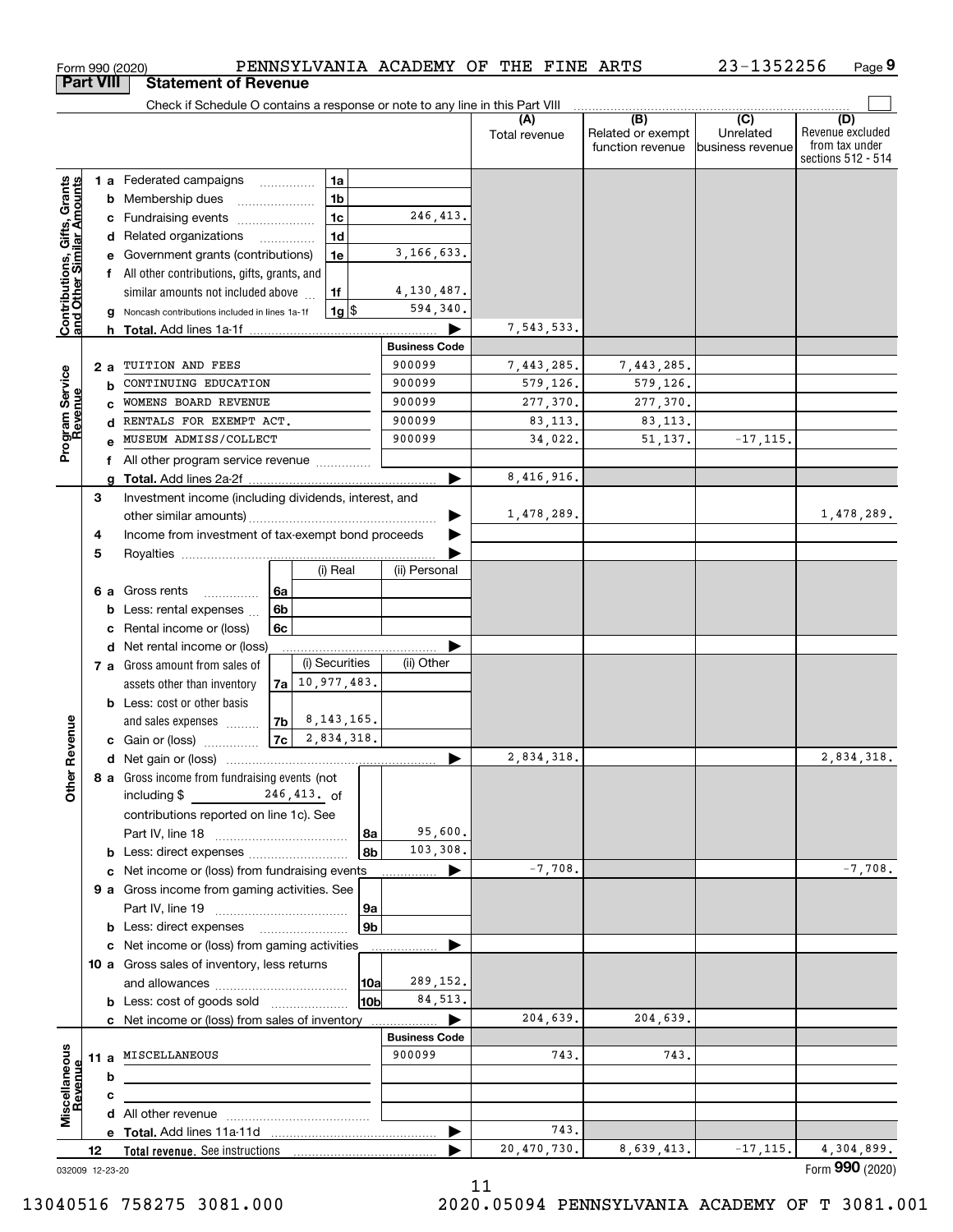Form 990 (2020) PENNSYLVANIA ACADEMY OF THE FINE ARTS 23-1352256 Page 9

**Part VIII Statement of Revenue**

Check if Schedule O contains a response or note to any line in this Part VIII

| | | | | (A) Total revenue | (B) Related or exempt function revenue | (C) Unrelated business revenue | (D) Revenue excluded from tax under sections 512 - 514 |
|---|---|---|---|---|---|---|---|
| **Contributions, Gifts, Grants and Other Similar Amounts** | 1 a Federated campaigns | 1a | | | | | |
| | b Membership dues | 1b | | | | | |
| | c Fundraising events | 1c | 246,413. | | | | |
| | d Related organizations | 1d | | | | | |
| | e Government grants (contributions) | 1e | 3,166,633. | | | | |
| | f All other contributions, gifts, grants, and similar amounts not included above | 1f | 4,130,487. | | | | |
| | g Noncash contributions included in lines 1a-1f | 1g $ | 594,340. | | | | |
| | h **Total.** Add lines 1a-1f | | ▶ | 7,543,533. | | | |
| | | | **Business Code** | | | | |
| **Program Service Revenue** | 2 a TUITION AND FEES | | 900099 | 7,443,285. | 7,443,285. | | |
| | b CONTINUING EDUCATION | | 900099 | 579,126. | 579,126. | | |
| | c WOMENS BOARD REVENUE | | 900099 | 277,370. | 277,370. | | |
| | d RENTALS FOR EXEMPT ACT. | | 900099 | 83,113. | 83,113. | | |
| | e MUSEUM ADMISS/COLLECT | | 900099 | 34,022. | 51,137. | -17,115. | |
| | f All other program service revenue | | | | | | |
| | g **Total.** Add lines 2a-2f | | ▶ | 8,416,916. | | | |
| **Other Revenue** | 3 Investment income (including dividends, interest, and other similar amounts) | | ▶ | 1,478,289. | | | 1,478,289. |
| | 4 Income from investment of tax-exempt bond proceeds | | ▶ | | | | |
| | 5 Royalties | | ▶ | | | | |
| | | (i) Real | (ii) Personal | | | | |
| | 6 a Gross rents 6a | | | | | | |
| | b Less: rental expenses 6b | | | | | | |
| | c Rental income or (loss) 6c | | | | | | |
| | d Net rental income or (loss) | | ▶ | | | | |
| | | (i) Securities | (ii) Other | | | | |
| | 7 a Gross amount from sales of assets other than inventory 7a | 10,977,483. | | | | | |
| | b Less: cost or other basis and sales expenses 7b | 8,143,165. | | | | | |
| | c Gain or (loss) 7c | 2,834,318. | | | | | |
| | d Net gain or (loss) | | ▶ | 2,834,318. | | | 2,834,318. |
| | 8 a Gross income from fundraising events (not including $ 246,413. of contributions reported on line 1c). See Part IV, line 18 | 8a | 95,600. | | | | |
| | b Less: direct expenses | 8b | 103,308. | | | | |
| | c Net income or (loss) from fundraising events | | ▶ | -7,708. | | | -7,708. |
| | 9 a Gross income from gaming activities. See Part IV, line 19 | 9a | | | | | |
| | b Less: direct expenses | 9b | | | | | |
| | c Net income or (loss) from gaming activities | | ▶ | | | | |
| | 10 a Gross sales of inventory, less returns and allowances | 10a | 289,152. | | | | |
| | b Less: cost of goods sold | 10b | 84,513. | | | | |
| | c Net income or (loss) from sales of inventory | | ▶ | 204,639. | 204,639. | | |
| | | | **Business Code** | | | | |
| **Miscellaneous Revenue** | 11 a MISCELLANEOUS | | 900099 | 743. | 743. | | |
| | b | | | | | | |
| | c | | | | | | |
| | d All other revenue | | | | | | |
| | e **Total.** Add lines 11a-11d | | ▶ | 743. | | | |
| | 12 **Total revenue.** See instructions | | ▶ | 20,470,730. | 8,639,413. | -17,115. | 4,304,899. |

032009 12-23-20

Form **990** (2020)

13040516 758275 3081.000 2020.05094 PENNSYLVANIA ACADEMY OF T 3081.001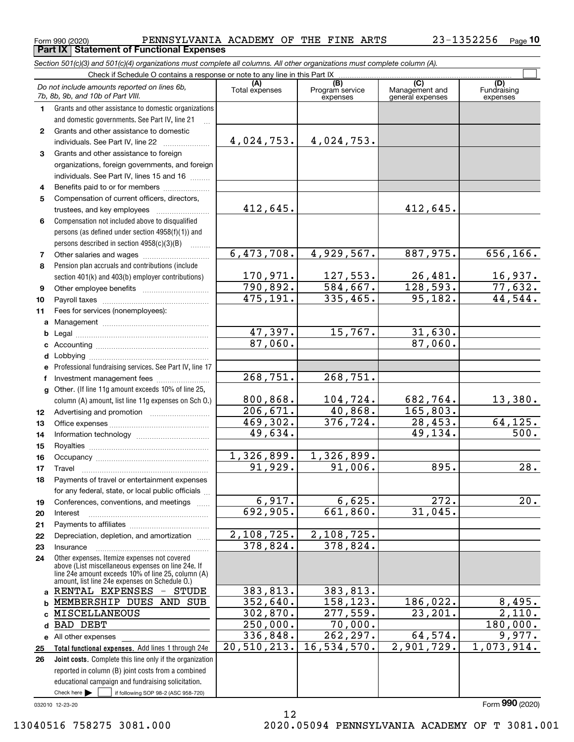Form 990 (2020) PENNSYLVANIA ACADEMY OF THE FINE ARTS 23-1352256 Page 10

## Part IX Statement of Functional Expenses

*Section 501(c)(3) and 501(c)(4) organizations must complete all columns. All other organizations must complete column (A).*

Check if Schedule O contains a response or note to any line in this Part IX ☐

| | *Do not include amounts reported on lines 6b, 7b, 8b, 9b, and 10b of Part VIII.* | (A) Total expenses | (B) Program service expenses | (C) Management and general expenses | (D) Fundraising expenses |
|---|---|---|---|---|---|
| 1 | Grants and other assistance to domestic organizations and domestic governments. See Part IV, line 21 | | | | |
| 2 | Grants and other assistance to domestic individuals. See Part IV, line 22 | 4,024,753. | 4,024,753. | | |
| 3 | Grants and other assistance to foreign organizations, foreign governments, and foreign individuals. See Part IV, lines 15 and 16 | | | | |
| 4 | Benefits paid to or for members | | | | |
| 5 | Compensation of current officers, directors, trustees, and key employees | 412,645. | | 412,645. | |
| 6 | Compensation not included above to disqualified persons (as defined under section 4958(f)(1)) and persons described in section 4958(c)(3)(B) | | | | |
| 7 | Other salaries and wages | 6,473,708. | 4,929,567. | 887,975. | 656,166. |
| 8 | Pension plan accruals and contributions (include section 401(k) and 403(b) employer contributions) | 170,971. | 127,553. | 26,481. | 16,937. |
| 9 | Other employee benefits | 790,892. | 584,667. | 128,593. | 77,632. |
| 10 | Payroll taxes | 475,191. | 335,465. | 95,182. | 44,544. |
| 11 | Fees for services (nonemployees): | | | | |
| a | Management | | | | |
| b | Legal | 47,397. | 15,767. | 31,630. | |
| c | Accounting | 87,060. | | 87,060. | |
| d | Lobbying | | | | |
| e | Professional fundraising services. See Part IV, line 17 | | | | |
| f | Investment management fees | 268,751. | 268,751. | | |
| g | Other. (If line 11g amount exceeds 10% of line 25, column (A) amount, list line 11g expenses on Sch O.) | 800,868. | 104,724. | 682,764. | 13,380. |
| 12 | Advertising and promotion | 206,671. | 40,868. | 165,803. | |
| 13 | Office expenses | 469,302. | 376,724. | 28,453. | 64,125. |
| 14 | Information technology | 49,634. | | 49,134. | 500. |
| 15 | Royalties | | | | |
| 16 | Occupancy | 1,326,899. | 1,326,899. | | |
| 17 | Travel | 91,929. | 91,006. | 895. | 28. |
| 18 | Payments of travel or entertainment expenses for any federal, state, or local public officials | | | | |
| 19 | Conferences, conventions, and meetings | 6,917. | 6,625. | 272. | 20. |
| 20 | Interest | 692,905. | 661,860. | 31,045. | |
| 21 | Payments to affiliates | | | | |
| 22 | Depreciation, depletion, and amortization | 2,108,725. | 2,108,725. | | |
| 23 | Insurance | 378,824. | 378,824. | | |
| 24 | Other expenses. Itemize expenses not covered above (List miscellaneous expenses on line 24e. If line 24e amount exceeds 10% of line 25, column (A) amount, list line 24e expenses on Schedule O.) | | | | |
| a | RENTAL EXPENSES - STUDE | 383,813. | 383,813. | | |
| b | MEMBERSHIP DUES AND SUB | 352,640. | 158,123. | 186,022. | 8,495. |
| c | MISCELLANEOUS | 302,870. | 277,559. | 23,201. | 2,110. |
| d | BAD DEBT | 250,000. | 70,000. | | 180,000. |
| e | All other expenses | 336,848. | 262,297. | 64,574. | 9,977. |
| 25 | **Total functional expenses.** Add lines 1 through 24e | 20,510,213. | 16,534,570. | 2,901,729. | 1,073,914. |
| 26 | **Joint costs.** Complete this line only if the organization reported in column (B) joint costs from a combined educational campaign and fundraising solicitation. Check here ☐ if following SOP 98-2 (ASC 958-720) | | | | |

032010 12-23-20

Form **990** (2020)

13040516 758275 3081.000 2020.05094 PENNSYLVANIA ACADEMY OF T 3081.001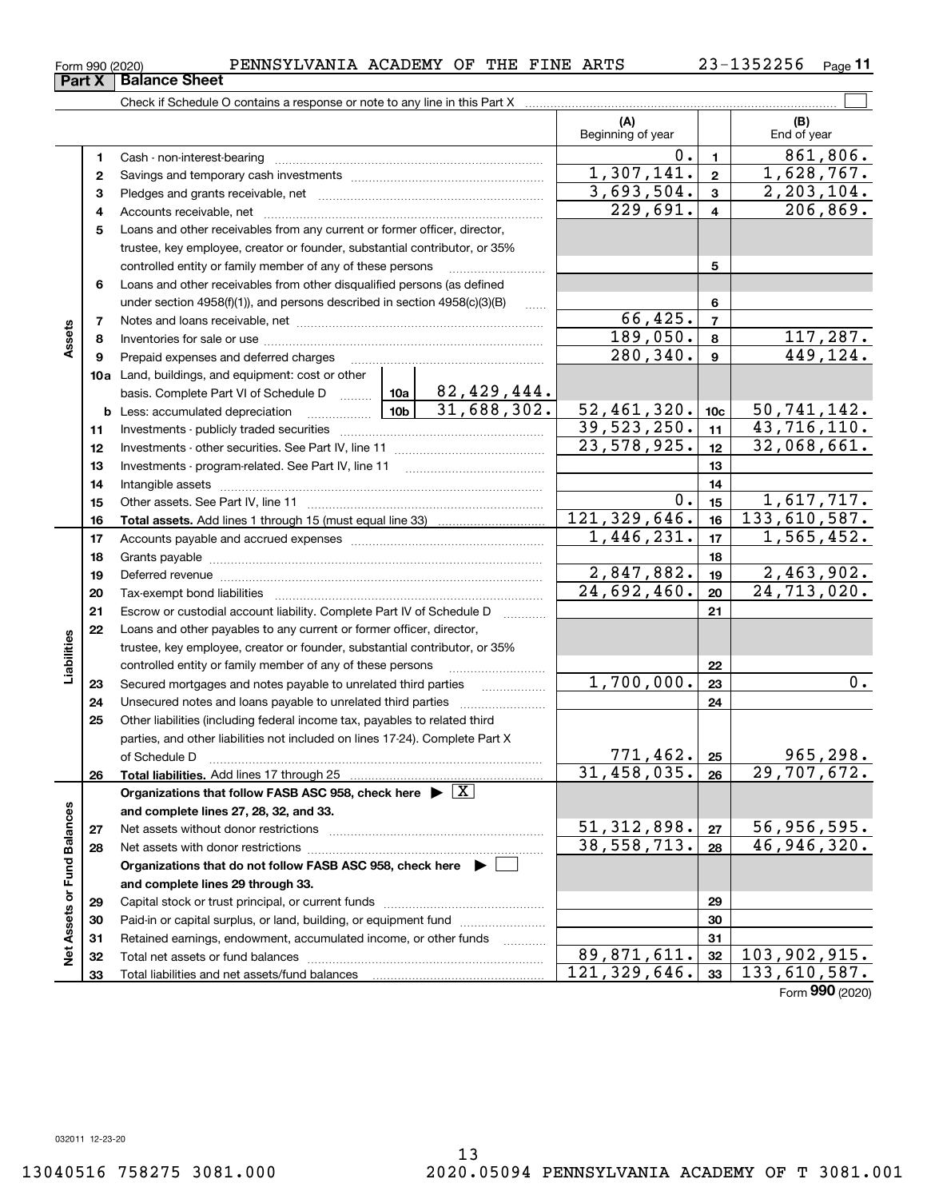Form 990 (2020) PENNSYLVANIA ACADEMY OF THE FINE ARTS 23-1352256

## Part X Balance Sheet

Check if Schedule O contains a response or note to any line in this Part X

| | | | (A) Beginning of year | | (B) End of year |
|---|---|---|---|---|---|
| **Assets** | 1 | Cash - non-interest-bearing | 0. | 1 | 861,806. |
| | 2 | Savings and temporary cash investments | 1,307,141. | 2 | 1,628,767. |
| | 3 | Pledges and grants receivable, net | 3,693,504. | 3 | 2,203,104. |
| | 4 | Accounts receivable, net | 229,691. | 4 | 206,869. |
| | 5 | Loans and other receivables from any current or former officer, director, trustee, key employee, creator or founder, substantial contributor, or 35% controlled entity or family member of any of these persons | | 5 | |
| | 6 | Loans and other receivables from other disqualified persons (as defined under section 4958(f)(1)), and persons described in section 4958(c)(3)(B) | | 6 | |
| | 7 | Notes and loans receivable, net | 66,425. | 7 | |
| | 8 | Inventories for sale or use | 189,050. | 8 | 117,287. |
| | 9 | Prepaid expenses and deferred charges | 280,340. | 9 | 449,124. |
| | 10a | Land, buildings, and equipment: cost or other basis. Complete Part VI of Schedule D — 10a: 82,429,444. | | | |
| | b | Less: accumulated depreciation — 10b: 31,688,302. | 52,461,320. | 10c | 50,741,142. |
| | 11 | Investments - publicly traded securities | 39,523,250. | 11 | 43,716,110. |
| | 12 | Investments - other securities. See Part IV, line 11 | 23,578,925. | 12 | 32,068,661. |
| | 13 | Investments - program-related. See Part IV, line 11 | | 13 | |
| | 14 | Intangible assets | | 14 | |
| | 15 | Other assets. See Part IV, line 11 | 0. | 15 | 1,617,717. |
| | 16 | **Total assets.** Add lines 1 through 15 (must equal line 33) | 121,329,646. | 16 | 133,610,587. |
| **Liabilities** | 17 | Accounts payable and accrued expenses | 1,446,231. | 17 | 1,565,452. |
| | 18 | Grants payable | | 18 | |
| | 19 | Deferred revenue | 2,847,882. | 19 | 2,463,902. |
| | 20 | Tax-exempt bond liabilities | 24,692,460. | 20 | 24,713,020. |
| | 21 | Escrow or custodial account liability. Complete Part IV of Schedule D | | 21 | |
| | 22 | Loans and other payables to any current or former officer, director, trustee, key employee, creator or founder, substantial contributor, or 35% controlled entity or family member of any of these persons | | 22 | |
| | 23 | Secured mortgages and notes payable to unrelated third parties | 1,700,000. | 23 | 0. |
| | 24 | Unsecured notes and loans payable to unrelated third parties | | 24 | |
| | 25 | Other liabilities (including federal income tax, payables to related third parties, and other liabilities not included on lines 17-24). Complete Part X of Schedule D | 771,462. | 25 | 965,298. |
| | 26 | **Total liabilities.** Add lines 17 through 25 | 31,458,035. | 26 | 29,707,672. |
| **Net Assets or Fund Balances** | | **Organizations that follow FASB ASC 958, check here** ▶ [X] **and complete lines 27, 28, 32, and 33.** | | | |
| | 27 | Net assets without donor restrictions | 51,312,898. | 27 | 56,956,595. |
| | 28 | Net assets with donor restrictions | 38,558,713. | 28 | 46,946,320. |
| | | **Organizations that do not follow FASB ASC 958, check here** ▶ [ ] **and complete lines 29 through 33.** | | | |
| | 29 | Capital stock or trust principal, or current funds | | 29 | |
| | 30 | Paid-in or capital surplus, or land, building, or equipment fund | | 30 | |
| | 31 | Retained earnings, endowment, accumulated income, or other funds | | 31 | |
| | 32 | Total net assets or fund balances | 89,871,611. | 32 | 103,902,915. |
| | 33 | Total liabilities and net assets/fund balances | 121,329,646. | 33 | 133,610,587. |

Form **990** (2020)

032011 12-23-20

13040516 758275 3081.000 2020.05094 PENNSYLVANIA ACADEMY OF T 3081.001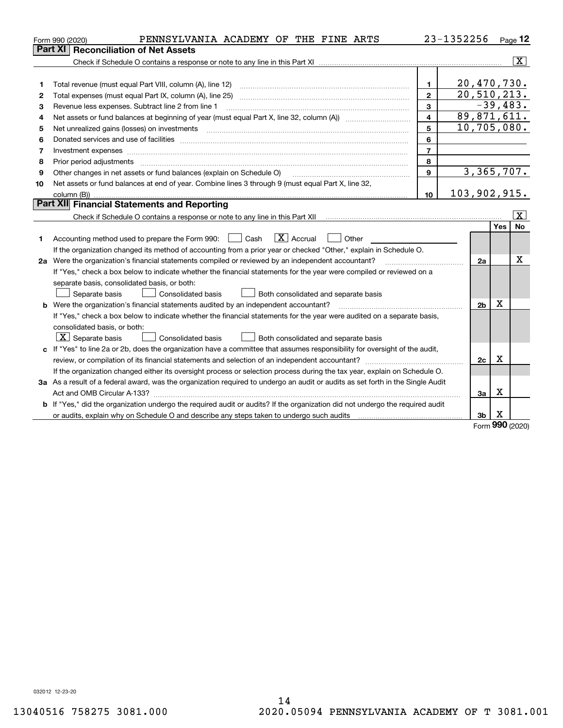Form 990 (2020) PENNSYLVANIA ACADEMY OF THE FINE ARTS 23-1352256 Page **12**

## Part XI Reconciliation of Net Assets

Check if Schedule O contains a response or note to any line in this Part XI .... [X]

| | | | |
|---|---|---|---|
| 1 | Total revenue (must equal Part VIII, column (A), line 12) | 1 | 20,470,730. |
| 2 | Total expenses (must equal Part IX, column (A), line 25) | 2 | 20,510,213. |
| 3 | Revenue less expenses. Subtract line 2 from line 1 | 3 | -39,483. |
| 4 | Net assets or fund balances at beginning of year (must equal Part X, line 32, column (A)) | 4 | 89,871,611. |
| 5 | Net unrealized gains (losses) on investments | 5 | 10,705,080. |
| 6 | Donated services and use of facilities | 6 | |
| 7 | Investment expenses | 7 | |
| 8 | Prior period adjustments | 8 | |
| 9 | Other changes in net assets or fund balances (explain on Schedule O) | 9 | 3,365,707. |
| 10 | Net assets or fund balances at end of year. Combine lines 3 through 9 (must equal Part X, line 32, column (B)) | 10 | 103,902,915. |

## Part XII Financial Statements and Reporting

Check if Schedule O contains a response or note to any line in this Part XII .... [X]

| | | | Yes | No |
|---|---|---|---|---|
| 1 | Accounting method used to prepare the Form 990: [ ] Cash [X] Accrual [ ] Other<br>If the organization changed its method of accounting from a prior year or checked "Other," explain in Schedule O. | | | |
| 2a | Were the organization's financial statements compiled or reviewed by an independent accountant?<br>If "Yes," check a box below to indicate whether the financial statements for the year were compiled or reviewed on a separate basis, consolidated basis, or both:<br>[ ] Separate basis [ ] Consolidated basis [ ] Both consolidated and separate basis | 2a | | X |
| b | Were the organization's financial statements audited by an independent accountant?<br>If "Yes," check a box below to indicate whether the financial statements for the year were audited on a separate basis, consolidated basis, or both:<br>[X] Separate basis [ ] Consolidated basis [ ] Both consolidated and separate basis | 2b | X | |
| c | If "Yes" to line 2a or 2b, does the organization have a committee that assumes responsibility for oversight of the audit, review, or compilation of its financial statements and selection of an independent accountant?<br>If the organization changed either its oversight process or selection process during the tax year, explain on Schedule O. | 2c | X | |
| 3a | As a result of a federal award, was the organization required to undergo an audit or audits as set forth in the Single Audit Act and OMB Circular A-133? | 3a | X | |
| b | If "Yes," did the organization undergo the required audit or audits? If the organization did not undergo the required audit or audits, explain why on Schedule O and describe any steps taken to undergo such audits | 3b | X | |

Form **990** (2020)

032012 12-23-20

13040516 758275 3081.000 2020.05094 PENNSYLVANIA ACADEMY OF T 3081.001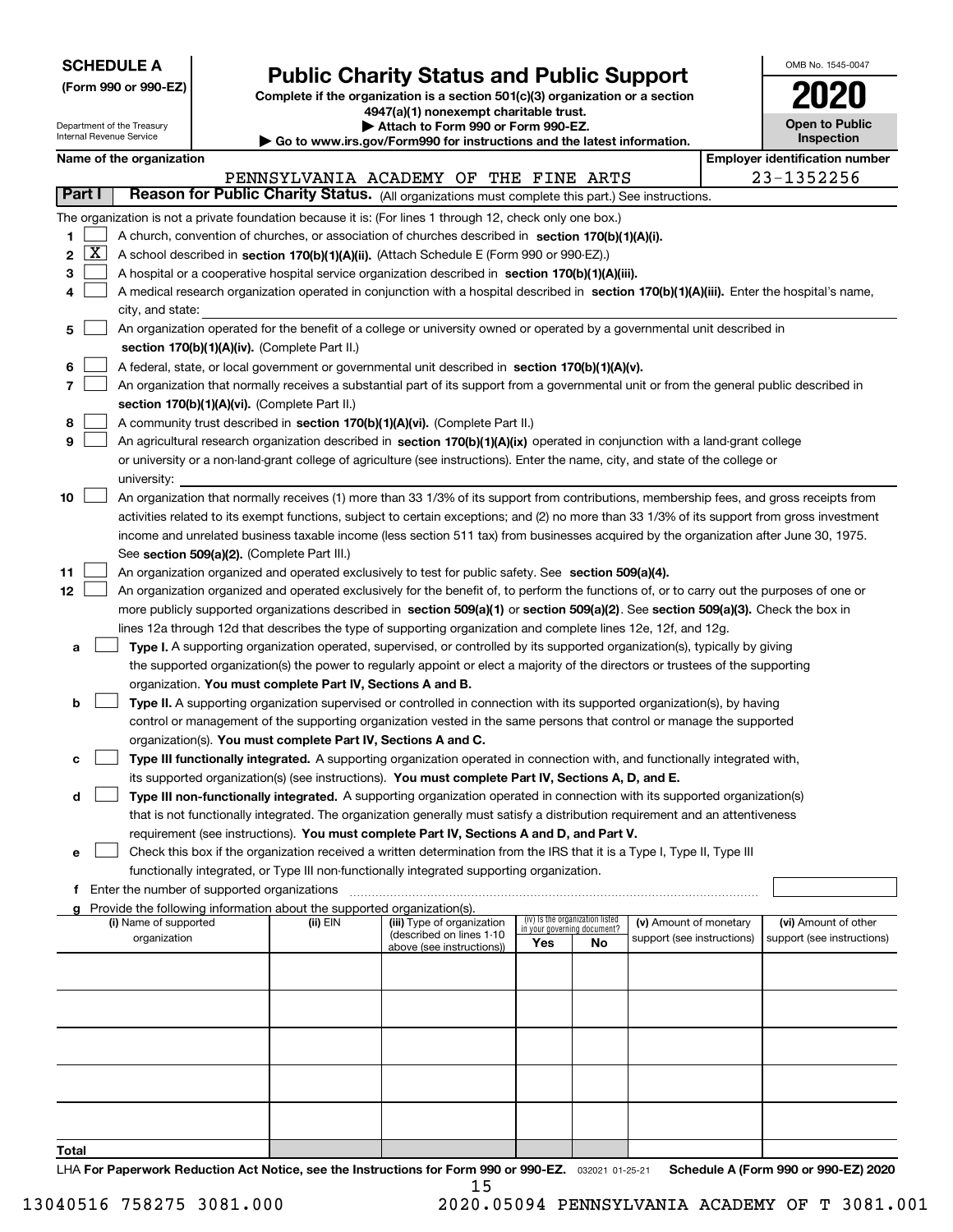**SCHEDULE A**
**(Form 990 or 990-EZ)**

Department of the Treasury
Internal Revenue Service

# Public Charity Status and Public Support

**Complete if the organization is a section 501(c)(3) organization or a section 4947(a)(1) nonexempt charitable trust.**
**▶ Attach to Form 990 or Form 990-EZ.**
**▶ Go to www.irs.gov/Form990 for instructions and the latest information.**

OMB No. 1545-0047
**2020**
**Open to Public Inspection**

**Name of the organization:** PENNSYLVANIA ACADEMY OF THE FINE ARTS
**Employer identification number:** 23-1352256

## Part I — Reason for Public Charity Status. (All organizations must complete this part.) See instructions.

The organization is not a private foundation because it is: (For lines 1 through 12, check only one box.)

1. [ ] A church, convention of churches, or association of churches described in **section 170(b)(1)(A)(i).**
2. [X] A school described in **section 170(b)(1)(A)(ii).** (Attach Schedule E (Form 990 or 990-EZ).)
3. [ ] A hospital or a cooperative hospital service organization described in **section 170(b)(1)(A)(iii).**
4. [ ] A medical research organization operated in conjunction with a hospital described in **section 170(b)(1)(A)(iii).** Enter the hospital's name, city, and state:
5. [ ] An organization operated for the benefit of a college or university owned or operated by a governmental unit described in **section 170(b)(1)(A)(iv).** (Complete Part II.)
6. [ ] A federal, state, or local government or governmental unit described in **section 170(b)(1)(A)(v).**
7. [ ] An organization that normally receives a substantial part of its support from a governmental unit or from the general public described in **section 170(b)(1)(A)(vi).** (Complete Part II.)
8. [ ] A community trust described in **section 170(b)(1)(A)(vi).** (Complete Part II.)
9. [ ] An agricultural research organization described in **section 170(b)(1)(A)(ix)** operated in conjunction with a land-grant college or university or a non-land-grant college of agriculture (see instructions). Enter the name, city, and state of the college or university:
10. [ ] An organization that normally receives (1) more than 33 1/3% of its support from contributions, membership fees, and gross receipts from activities related to its exempt functions, subject to certain exceptions; and (2) no more than 33 1/3% of its support from gross investment income and unrelated business taxable income (less section 511 tax) from businesses acquired by the organization after June 30, 1975. See **section 509(a)(2).** (Complete Part III.)
11. [ ] An organization organized and operated exclusively to test for public safety. See **section 509(a)(4).**
12. [ ] An organization organized and operated exclusively for the benefit of, to perform the functions of, or to carry out the purposes of one or more publicly supported organizations described in **section 509(a)(1)** or **section 509(a)(2).** See **section 509(a)(3).** Check the box in lines 12a through 12d that describes the type of supporting organization and complete lines 12e, 12f, and 12g.

   a. [ ] **Type I.** A supporting organization operated, supervised, or controlled by its supported organization(s), typically by giving the supported organization(s) the power to regularly appoint or elect a majority of the directors or trustees of the supporting organization. **You must complete Part IV, Sections A and B.**

   b. [ ] **Type II.** A supporting organization supervised or controlled in connection with its supported organization(s), by having control or management of the supporting organization vested in the same persons that control or manage the supported organization(s). **You must complete Part IV, Sections A and C.**

   c. [ ] **Type III functionally integrated.** A supporting organization operated in connection with, and functionally integrated with, its supported organization(s) (see instructions). **You must complete Part IV, Sections A, D, and E.**

   d. [ ] **Type III non-functionally integrated.** A supporting organization operated in connection with its supported organization(s) that is not functionally integrated. The organization generally must satisfy a distribution requirement and an attentiveness requirement (see instructions). **You must complete Part IV, Sections A and D, and Part V.**

   e. [ ] Check this box if the organization received a written determination from the IRS that it is a Type I, Type II, Type III functionally integrated, or Type III non-functionally integrated supporting organization.

   f. Enter the number of supported organizations

   g. Provide the following information about the supported organization(s).

| (i) Name of supported organization | (ii) EIN | (iii) Type of organization (described on lines 1-10 above (see instructions)) | (iv) Is the organization listed in your governing document? Yes | No | (v) Amount of monetary support (see instructions) | (vi) Amount of other support (see instructions) |
|---|---|---|---|---|---|---|
| | | | | | | |
| | | | | | | |
| | | | | | | |
| | | | | | | |
| | | | | | | |
| **Total** | | | | | | |

LHA **For Paperwork Reduction Act Notice, see the Instructions for Form 990 or 990-EZ.** 032021 01-25-21 **Schedule A (Form 990 or 990-EZ) 2020**

13040516 758275 3081.000 2020.05094 PENNSYLVANIA ACADEMY OF T 3081.001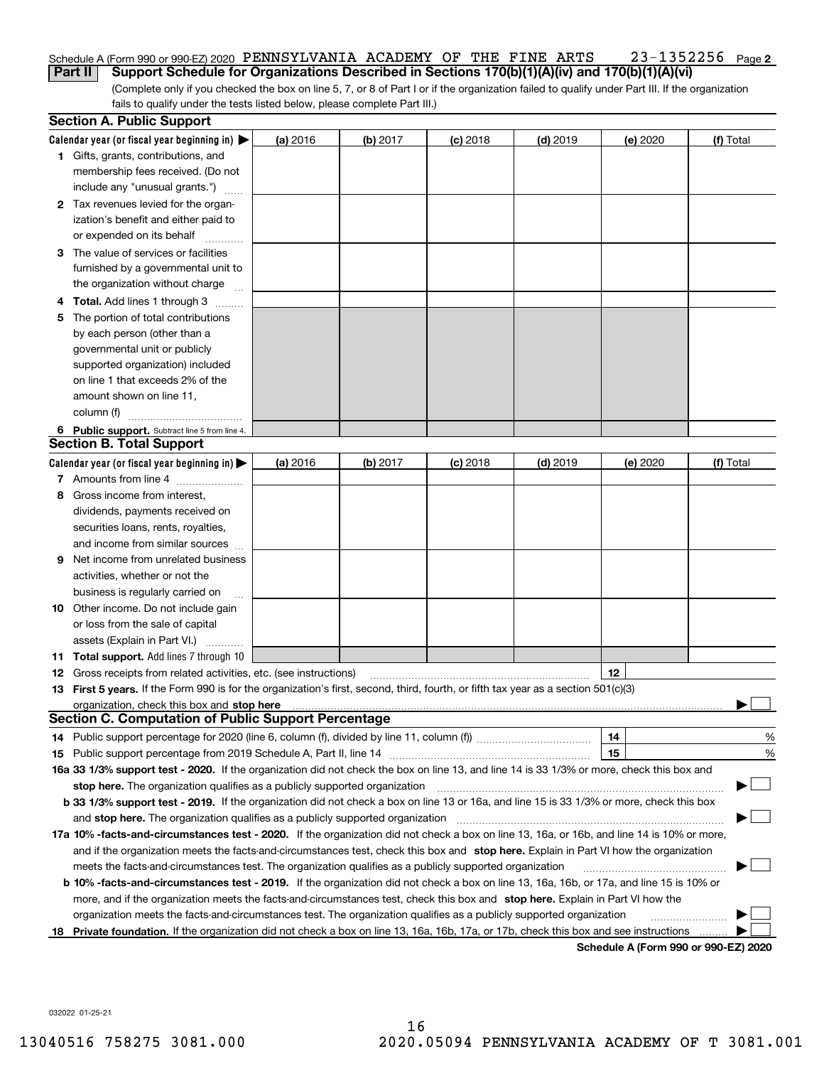Schedule A (Form 990 or 990-EZ) 2020 PENNSYLVANIA ACADEMY OF THE FINE ARTS 23-1352256 Page 2

## Part II Support Schedule for Organizations Described in Sections 170(b)(1)(A)(iv) and 170(b)(1)(A)(vi)

(Complete only if you checked the box on line 5, 7, or 8 of Part I or if the organization failed to qualify under Part III. If the organization fails to qualify under the tests listed below, please complete Part III.)

### Section A. Public Support

| Calendar year (or fiscal year beginning in) ▶ | (a) 2016 | (b) 2017 | (c) 2018 | (d) 2019 | (e) 2020 | (f) Total |
|---|---|---|---|---|---|---|
| 1 Gifts, grants, contributions, and membership fees received. (Do not include any "unusual grants.") | | | | | | |
| 2 Tax revenues levied for the organization's benefit and either paid to or expended on its behalf | | | | | | |
| 3 The value of services or facilities furnished by a governmental unit to the organization without charge | | | | | | |
| 4 Total. Add lines 1 through 3 | | | | | | |
| 5 The portion of total contributions by each person (other than a governmental unit or publicly supported organization) included on line 1 that exceeds 2% of the amount shown on line 11, column (f) | | | | | | |
| 6 Public support. Subtract line 5 from line 4. | | | | | | |

### Section B. Total Support

| Calendar year (or fiscal year beginning in) ▶ | (a) 2016 | (b) 2017 | (c) 2018 | (d) 2019 | (e) 2020 | (f) Total |
|---|---|---|---|---|---|---|
| 7 Amounts from line 4 | | | | | | |
| 8 Gross income from interest, dividends, payments received on securities loans, rents, royalties, and income from similar sources | | | | | | |
| 9 Net income from unrelated business activities, whether or not the business is regularly carried on | | | | | | |
| 10 Other income. Do not include gain or loss from the sale of capital assets (Explain in Part VI.) | | | | | | |
| 11 Total support. Add lines 7 through 10 | | | | | | |

12 Gross receipts from related activities, etc. (see instructions) | 12 |

13 **First 5 years.** If the Form 990 is for the organization's first, second, third, fourth, or fifth tax year as a section 501(c)(3) organization, check this box and **stop here** ▶ ☐

### Section C. Computation of Public Support Percentage

14 Public support percentage for 2020 (line 6, column (f), divided by line 11, column (f)) | 14 | %

15 Public support percentage from 2019 Schedule A, Part II, line 14 | 15 | %

**16a 33 1/3% support test - 2020.** If the organization did not check the box on line 13, and line 14 is 33 1/3% or more, check this box and **stop here.** The organization qualifies as a publicly supported organization ▶ ☐

**b 33 1/3% support test - 2019.** If the organization did not check a box on line 13 or 16a, and line 15 is 33 1/3% or more, check this box and **stop here.** The organization qualifies as a publicly supported organization ▶ ☐

**17a 10% -facts-and-circumstances test - 2020.** If the organization did not check a box on line 13, 16a, or 16b, and line 14 is 10% or more, and if the organization meets the facts-and-circumstances test, check this box and **stop here.** Explain in Part VI how the organization meets the facts-and-circumstances test. The organization qualifies as a publicly supported organization ▶ ☐

**b 10% -facts-and-circumstances test - 2019.** If the organization did not check a box on line 13, 16a, 16b, or 17a, and line 15 is 10% or more, and if the organization meets the facts-and-circumstances test, check this box and **stop here.** Explain in Part VI how the organization meets the facts-and-circumstances test. The organization qualifies as a publicly supported organization ▶ ☐

**18 Private foundation.** If the organization did not check a box on line 13, 16a, 16b, 17a, or 17b, check this box and see instructions ▶ ☐

**Schedule A (Form 990 or 990-EZ) 2020**

032022 01-25-21

13040516 758275 3081.000 2020.05094 PENNSYLVANIA ACADEMY OF T 3081.001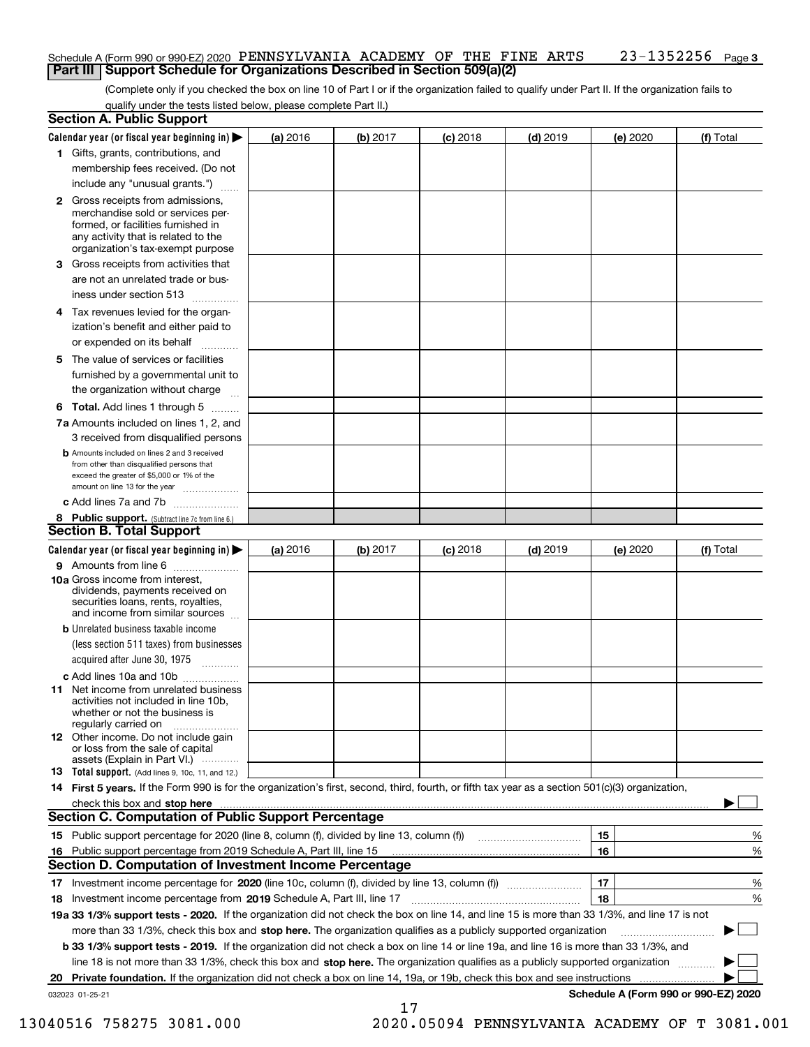Schedule A (Form 990 or 990-EZ) 2020 PENNSYLVANIA ACADEMY OF THE FINE ARTS 23-1352256 Page 3

## Part III | Support Schedule for Organizations Described in Section 509(a)(2)

(Complete only if you checked the box on line 10 of Part I or if the organization failed to qualify under Part II. If the organization fails to qualify under the tests listed below, please complete Part II.)

### Section A. Public Support

| Calendar year (or fiscal year beginning in) ▶ | (a) 2016 | (b) 2017 | (c) 2018 | (d) 2019 | (e) 2020 | (f) Total |
|---|---|---|---|---|---|---|
| 1 Gifts, grants, contributions, and membership fees received. (Do not include any "unusual grants.") | | | | | | |
| 2 Gross receipts from admissions, merchandise sold or services performed, or facilities furnished in any activity that is related to the organization's tax-exempt purpose | | | | | | |
| 3 Gross receipts from activities that are not an unrelated trade or business under section 513 | | | | | | |
| 4 Tax revenues levied for the organization's benefit and either paid to or expended on its behalf | | | | | | |
| 5 The value of services or facilities furnished by a governmental unit to the organization without charge | | | | | | |
| 6 Total. Add lines 1 through 5 | | | | | | |
| 7a Amounts included on lines 1, 2, and 3 received from disqualified persons | | | | | | |
| b Amounts included on lines 2 and 3 received from other than disqualified persons that exceed the greater of $5,000 or 1% of the amount on line 13 for the year | | | | | | |
| c Add lines 7a and 7b | | | | | | |
| 8 Public support. (Subtract line 7c from line 6.) | | | | | | |

### Section B. Total Support

| Calendar year (or fiscal year beginning in) ▶ | (a) 2016 | (b) 2017 | (c) 2018 | (d) 2019 | (e) 2020 | (f) Total |
|---|---|---|---|---|---|---|
| 9 Amounts from line 6 | | | | | | |
| 10a Gross income from interest, dividends, payments received on securities loans, rents, royalties, and income from similar sources | | | | | | |
| b Unrelated business taxable income (less section 511 taxes) from businesses acquired after June 30, 1975 | | | | | | |
| c Add lines 10a and 10b | | | | | | |
| 11 Net income from unrelated business activities not included in line 10b, whether or not the business is regularly carried on | | | | | | |
| 12 Other income. Do not include gain or loss from the sale of capital assets (Explain in Part VI.) | | | | | | |
| 13 Total support. (Add lines 9, 10c, 11, and 12.) | | | | | | |

14 First 5 years. If the Form 990 is for the organization's first, second, third, fourth, or fifth tax year as a section 501(c)(3) organization, check this box and stop here ▶ ☐

### Section C. Computation of Public Support Percentage

| | | | |
|---|---|---|---|
| 15 | Public support percentage for 2020 (line 8, column (f), divided by line 13, column (f)) | 15 | % |
| 16 | Public support percentage from 2019 Schedule A, Part III, line 15 | 16 | % |

### Section D. Computation of Investment Income Percentage

| | | | |
|---|---|---|---|
| 17 | Investment income percentage for 2020 (line 10c, column (f), divided by line 13, column (f)) | 17 | % |
| 18 | Investment income percentage from 2019 Schedule A, Part III, line 17 | 18 | % |

19a 33 1/3% support tests - 2020. If the organization did not check the box on line 14, and line 15 is more than 33 1/3%, and line 17 is not more than 33 1/3%, check this box and stop here. The organization qualifies as a publicly supported organization ▶ ☐

b 33 1/3% support tests - 2019. If the organization did not check a box on line 14 or line 19a, and line 16 is more than 33 1/3%, and line 18 is not more than 33 1/3%, check this box and stop here. The organization qualifies as a publicly supported organization ▶ ☐

20 Private foundation. If the organization did not check a box on line 14, 19a, or 19b, check this box and see instructions ▶ ☐

032023 01-25-21 Schedule A (Form 990 or 990-EZ) 2020

13040516 758275 3081.000 2020.05094 PENNSYLVANIA ACADEMY OF T 3081.001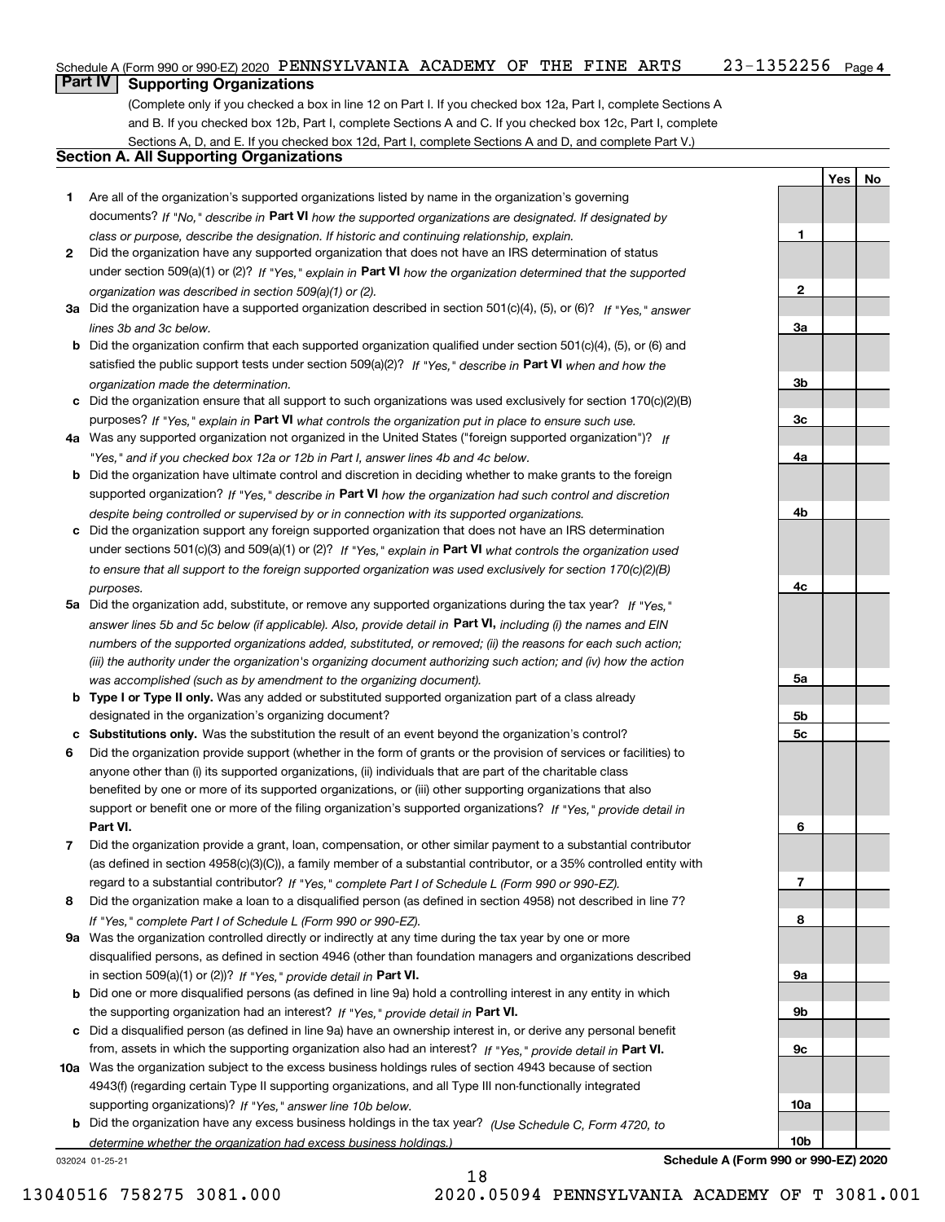Schedule A (Form 990 or 990-EZ) 2020 PENNSYLVANIA ACADEMY OF THE FINE ARTS 23-1352256 Page 4

## Part IV Supporting Organizations

(Complete only if you checked a box in line 12 on Part I. If you checked box 12a, Part I, complete Sections A and B. If you checked box 12b, Part I, complete Sections A and C. If you checked box 12c, Part I, complete Sections A, D, and E. If you checked box 12d, Part I, complete Sections A and D, and complete Part V.)

### Section A. All Supporting Organizations

| | | | Yes | No |
|---|---|---|---|---|
| 1 | Are all of the organization's supported organizations listed by name in the organization's governing documents? *If "No," describe in* **Part VI** *how the supported organizations are designated. If designated by class or purpose, describe the designation. If historic and continuing relationship, explain.* | 1 | | |
| 2 | Did the organization have any supported organization that does not have an IRS determination of status under section 509(a)(1) or (2)? *If "Yes," explain in* **Part VI** *how the organization determined that the supported organization was described in section 509(a)(1) or (2).* | 2 | | |
| 3a | Did the organization have a supported organization described in section 501(c)(4), (5), or (6)? *If "Yes," answer lines 3b and 3c below.* | 3a | | |
| b | Did the organization confirm that each supported organization qualified under section 501(c)(4), (5), or (6) and satisfied the public support tests under section 509(a)(2)? *If "Yes," describe in* **Part VI** *when and how the organization made the determination.* | 3b | | |
| c | Did the organization ensure that all support to such organizations was used exclusively for section 170(c)(2)(B) purposes? *If "Yes," explain in* **Part VI** *what controls the organization put in place to ensure such use.* | 3c | | |
| 4a | Was any supported organization not organized in the United States ("foreign supported organization")? *If "Yes," and if you checked box 12a or 12b in Part I, answer lines 4b and 4c below.* | 4a | | |
| b | Did the organization have ultimate control and discretion in deciding whether to make grants to the foreign supported organization? *If "Yes," describe in* **Part VI** *how the organization had such control and discretion despite being controlled or supervised by or in connection with its supported organizations.* | 4b | | |
| c | Did the organization support any foreign supported organization that does not have an IRS determination under sections 501(c)(3) and 509(a)(1) or (2)? *If "Yes," explain in* **Part VI** *what controls the organization used to ensure that all support to the foreign supported organization was used exclusively for section 170(c)(2)(B) purposes.* | 4c | | |
| 5a | Did the organization add, substitute, or remove any supported organizations during the tax year? *If "Yes," answer lines 5b and 5c below (if applicable). Also, provide detail in* **Part VI,** *including (i) the names and EIN numbers of the supported organizations added, substituted, or removed; (ii) the reasons for each such action; (iii) the authority under the organization's organizing document authorizing such action; and (iv) how the action was accomplished (such as by amendment to the organizing document).* | 5a | | |
| b | **Type I or Type II only.** Was any added or substituted supported organization part of a class already designated in the organization's organizing document? | 5b | | |
| c | **Substitutions only.** Was the substitution the result of an event beyond the organization's control? | 5c | | |
| 6 | Did the organization provide support (whether in the form of grants or the provision of services or facilities) to anyone other than (i) its supported organizations, (ii) individuals that are part of the charitable class benefited by one or more of its supported organizations, or (iii) other supporting organizations that also support or benefit one or more of the filing organization's supported organizations? *If "Yes," provide detail in* **Part VI.** | 6 | | |
| 7 | Did the organization provide a grant, loan, compensation, or other similar payment to a substantial contributor (as defined in section 4958(c)(3)(C)), a family member of a substantial contributor, or a 35% controlled entity with regard to a substantial contributor? *If "Yes," complete Part I of Schedule L (Form 990 or 990-EZ).* | 7 | | |
| 8 | Did the organization make a loan to a disqualified person (as defined in section 4958) not described in line 7? *If "Yes," complete Part I of Schedule L (Form 990 or 990-EZ).* | 8 | | |
| 9a | Was the organization controlled directly or indirectly at any time during the tax year by one or more disqualified persons, as defined in section 4946 (other than foundation managers and organizations described in section 509(a)(1) or (2))? *If "Yes," provide detail in* **Part VI.** | 9a | | |
| b | Did one or more disqualified persons (as defined in line 9a) hold a controlling interest in any entity in which the supporting organization had an interest? *If "Yes," provide detail in* **Part VI.** | 9b | | |
| c | Did a disqualified person (as defined in line 9a) have an ownership interest in, or derive any personal benefit from, assets in which the supporting organization also had an interest? *If "Yes," provide detail in* **Part VI.** | 9c | | |
| 10a | Was the organization subject to the excess business holdings rules of section 4943 because of section 4943(f) (regarding certain Type II supporting organizations, and all Type III non-functionally integrated supporting organizations)? *If "Yes," answer line 10b below.* | 10a | | |
| b | Did the organization have any excess business holdings in the tax year? *(Use Schedule C, Form 4720, to determine whether the organization had excess business holdings.)* | 10b | | |

032024 01-25-21 **Schedule A (Form 990 or 990-EZ) 2020**

13040516 758275 3081.000 2020.05094 PENNSYLVANIA ACADEMY OF T 3081.001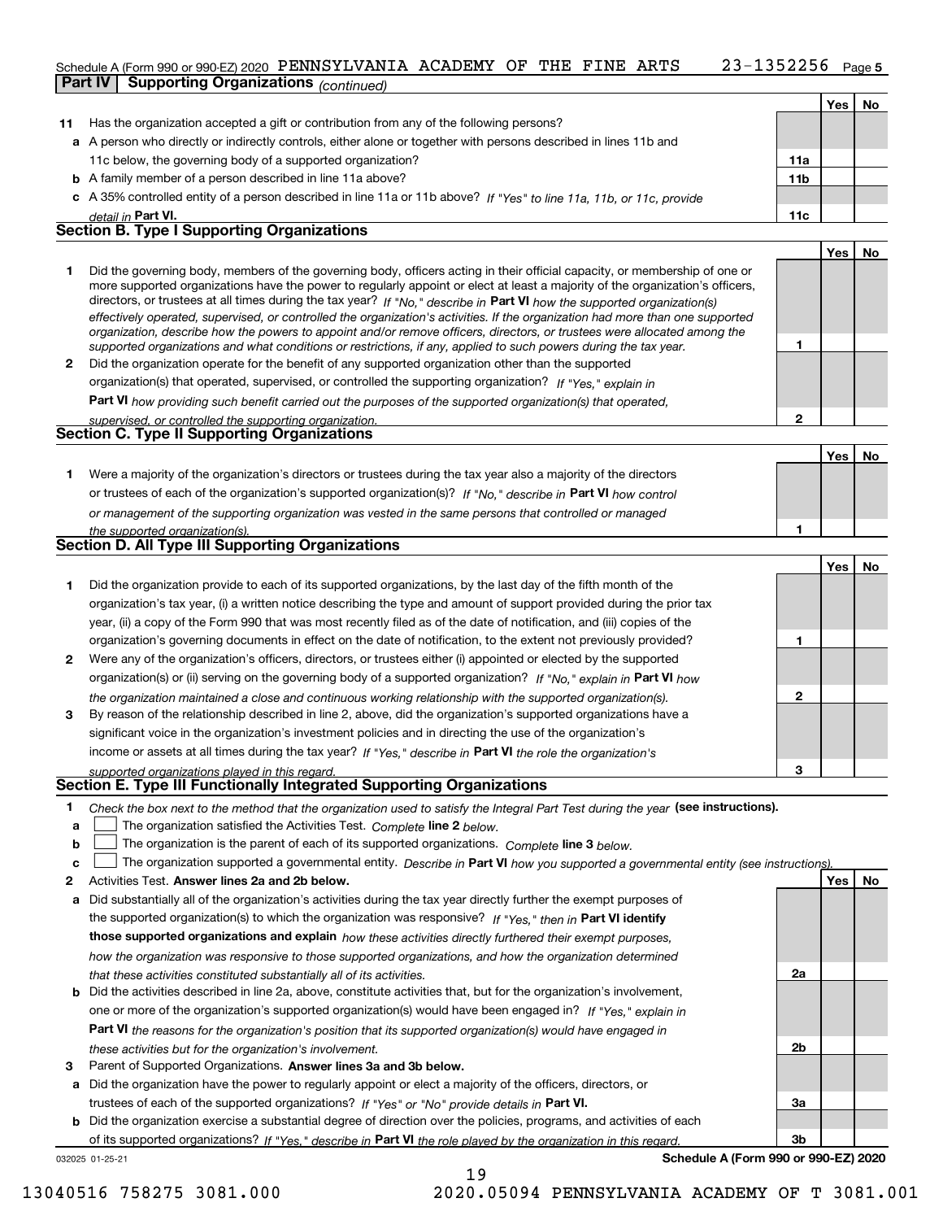Schedule A (Form 990 or 990-EZ) 2020 PENNSYLVANIA ACADEMY OF THE FINE ARTS 23-1352256 Page 5

**Part IV | Supporting Organizations** *(continued)*

| | | | Yes | No |
|---|---|---|---|---|
| **11** | Has the organization accepted a gift or contribution from any of the following persons? | | | |
| **a** | A person who directly or indirectly controls, either alone or together with persons described in lines 11b and 11c below, the governing body of a supported organization? | **11a** | | |
| **b** | A family member of a person described in line 11a above? | **11b** | | |
| **c** | A 35% controlled entity of a person described in line 11a or 11b above? *If "Yes" to line 11a, 11b, or 11c, provide detail in* **Part VI.** | **11c** | | |

## Section B. Type I Supporting Organizations

| | | | Yes | No |
|---|---|---|---|---|
| **1** | Did the governing body, members of the governing body, officers acting in their official capacity, or membership of one or more supported organizations have the power to regularly appoint or elect at least a majority of the organization's officers, directors, or trustees at all times during the tax year? *If "No," describe in* **Part VI** *how the supported organization(s) effectively operated, supervised, or controlled the organization's activities. If the organization had more than one supported organization, describe how the powers to appoint and/or remove officers, directors, or trustees were allocated among the supported organizations and what conditions or restrictions, if any, applied to such powers during the tax year.* | **1** | | |
| **2** | Did the organization operate for the benefit of any supported organization other than the supported organization(s) that operated, supervised, or controlled the supporting organization? *If "Yes," explain in* **Part VI** *how providing such benefit carried out the purposes of the supported organization(s) that operated, supervised, or controlled the supporting organization.* | **2** | | |

## Section C. Type II Supporting Organizations

| | | | Yes | No |
|---|---|---|---|---|
| **1** | Were a majority of the organization's directors or trustees during the tax year also a majority of the directors or trustees of each of the organization's supported organization(s)? *If "No," describe in* **Part VI** *how control or management of the supporting organization was vested in the same persons that controlled or managed the supported organization(s).* | **1** | | |

## Section D. All Type III Supporting Organizations

| | | | Yes | No |
|---|---|---|---|---|
| **1** | Did the organization provide to each of its supported organizations, by the last day of the fifth month of the organization's tax year, (i) a written notice describing the type and amount of support provided during the prior tax year, (ii) a copy of the Form 990 that was most recently filed as of the date of notification, and (iii) copies of the organization's governing documents in effect on the date of notification, to the extent not previously provided? | **1** | | |
| **2** | Were any of the organization's officers, directors, or trustees either (i) appointed or elected by the supported organization(s) or (ii) serving on the governing body of a supported organization? *If "No," explain in* **Part VI** *how the organization maintained a close and continuous working relationship with the supported organization(s).* | **2** | | |
| **3** | By reason of the relationship described in line 2, above, did the organization's supported organizations have a significant voice in the organization's investment policies and in directing the use of the organization's income or assets at all times during the tax year? *If "Yes," describe in* **Part VI** *the role the organization's supported organizations played in this regard.* | **3** | | |

## Section E. Type III Functionally Integrated Supporting Organizations

**1** *Check the box next to the method that the organization used to satisfy the Integral Part Test during the year* **(see instructions).**

- **a** ☐ The organization satisfied the Activities Test. *Complete* **line 2** *below.*
- **b** ☐ The organization is the parent of each of its supported organizations. *Complete* **line 3** *below.*
- **c** ☐ The organization supported a governmental entity. *Describe in* **Part VI** *how you supported a governmental entity (see instructions).*

| | | | Yes | No |
|---|---|---|---|---|
| **2** | Activities Test. **Answer lines 2a and 2b below.** | | | |
| **a** | Did substantially all of the organization's activities during the tax year directly further the exempt purposes of the supported organization(s) to which the organization was responsive? *If "Yes," then in* **Part VI identify those supported organizations and explain** *how these activities directly furthered their exempt purposes, how the organization was responsive to those supported organizations, and how the organization determined that these activities constituted substantially all of its activities.* | **2a** | | |
| **b** | Did the activities described in line 2a, above, constitute activities that, but for the organization's involvement, one or more of the organization's supported organization(s) would have been engaged in? *If "Yes," explain in* **Part VI** *the reasons for the organization's position that its supported organization(s) would have engaged in these activities but for the organization's involvement.* | **2b** | | |
| **3** | Parent of Supported Organizations. **Answer lines 3a and 3b below.** | | | |
| **a** | Did the organization have the power to regularly appoint or elect a majority of the officers, directors, or trustees of each of the supported organizations? *If "Yes" or "No" provide details in* **Part VI.** | **3a** | | |
| **b** | Did the organization exercise a substantial degree of direction over the policies, programs, and activities of each of its supported organizations? *If "Yes," describe in* **Part VI** *the role played by the organization in this regard.* | **3b** | | |

032025 01-25-21 **Schedule A (Form 990 or 990-EZ) 2020**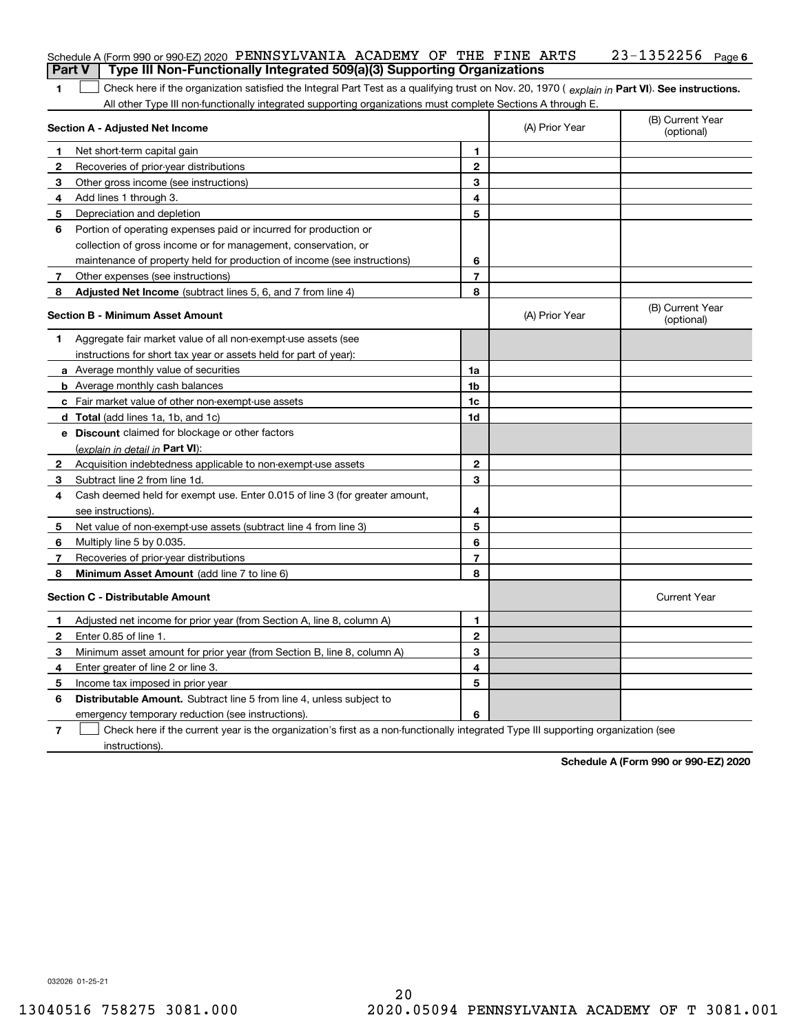Schedule A (Form 990 or 990-EZ) 2020 PENNSYLVANIA ACADEMY OF THE FINE ARTS 23-1352256 Page 6

## Part V Type III Non-Functionally Integrated 509(a)(3) Supporting Organizations

**1** ☐ Check here if the organization satisfied the Integral Part Test as a qualifying trust on Nov. 20, 1970 ( *explain in* **Part VI**). **See instructions.** All other Type III non-functionally integrated supporting organizations must complete Sections A through E.

| **Section A - Adjusted Net Income** | | (A) Prior Year | (B) Current Year (optional) |
|---|---|---|---|
| **1** Net short-term capital gain | 1 | | |
| **2** Recoveries of prior-year distributions | 2 | | |
| **3** Other gross income (see instructions) | 3 | | |
| **4** Add lines 1 through 3. | 4 | | |
| **5** Depreciation and depletion | 5 | | |
| **6** Portion of operating expenses paid or incurred for production or collection of gross income or for management, conservation, or maintenance of property held for production of income (see instructions) | 6 | | |
| **7** Other expenses (see instructions) | 7 | | |
| **8** **Adjusted Net Income** (subtract lines 5, 6, and 7 from line 4) | 8 | | |

| **Section B - Minimum Asset Amount** | | (A) Prior Year | (B) Current Year (optional) |
|---|---|---|---|
| **1** Aggregate fair market value of all non-exempt-use assets (see instructions for short tax year or assets held for part of year): | | | |
| **a** Average monthly value of securities | 1a | | |
| **b** Average monthly cash balances | 1b | | |
| **c** Fair market value of other non-exempt-use assets | 1c | | |
| **d** **Total** (add lines 1a, 1b, and 1c) | 1d | | |
| **e** **Discount** claimed for blockage or other factors (*explain in detail in* **Part VI**): | | | |
| **2** Acquisition indebtedness applicable to non-exempt-use assets | 2 | | |
| **3** Subtract line 2 from line 1d. | 3 | | |
| **4** Cash deemed held for exempt use. Enter 0.015 of line 3 (for greater amount, see instructions). | 4 | | |
| **5** Net value of non-exempt-use assets (subtract line 4 from line 3) | 5 | | |
| **6** Multiply line 5 by 0.035. | 6 | | |
| **7** Recoveries of prior-year distributions | 7 | | |
| **8** **Minimum Asset Amount** (add line 7 to line 6) | 8 | | |

| **Section C - Distributable Amount** | | | Current Year |
|---|---|---|---|
| **1** Adjusted net income for prior year (from Section A, line 8, column A) | 1 | | |
| **2** Enter 0.85 of line 1. | 2 | | |
| **3** Minimum asset amount for prior year (from Section B, line 8, column A) | 3 | | |
| **4** Enter greater of line 2 or line 3. | 4 | | |
| **5** Income tax imposed in prior year | 5 | | |
| **6** **Distributable Amount.** Subtract line 5 from line 4, unless subject to emergency temporary reduction (see instructions). | 6 | | |

**7** ☐ Check here if the current year is the organization's first as a non-functionally integrated Type III supporting organization (see instructions).

**Schedule A (Form 990 or 990-EZ) 2020**

032026 01-25-21

13040516 758275 3081.000 2020.05094 PENNSYLVANIA ACADEMY OF T 3081.001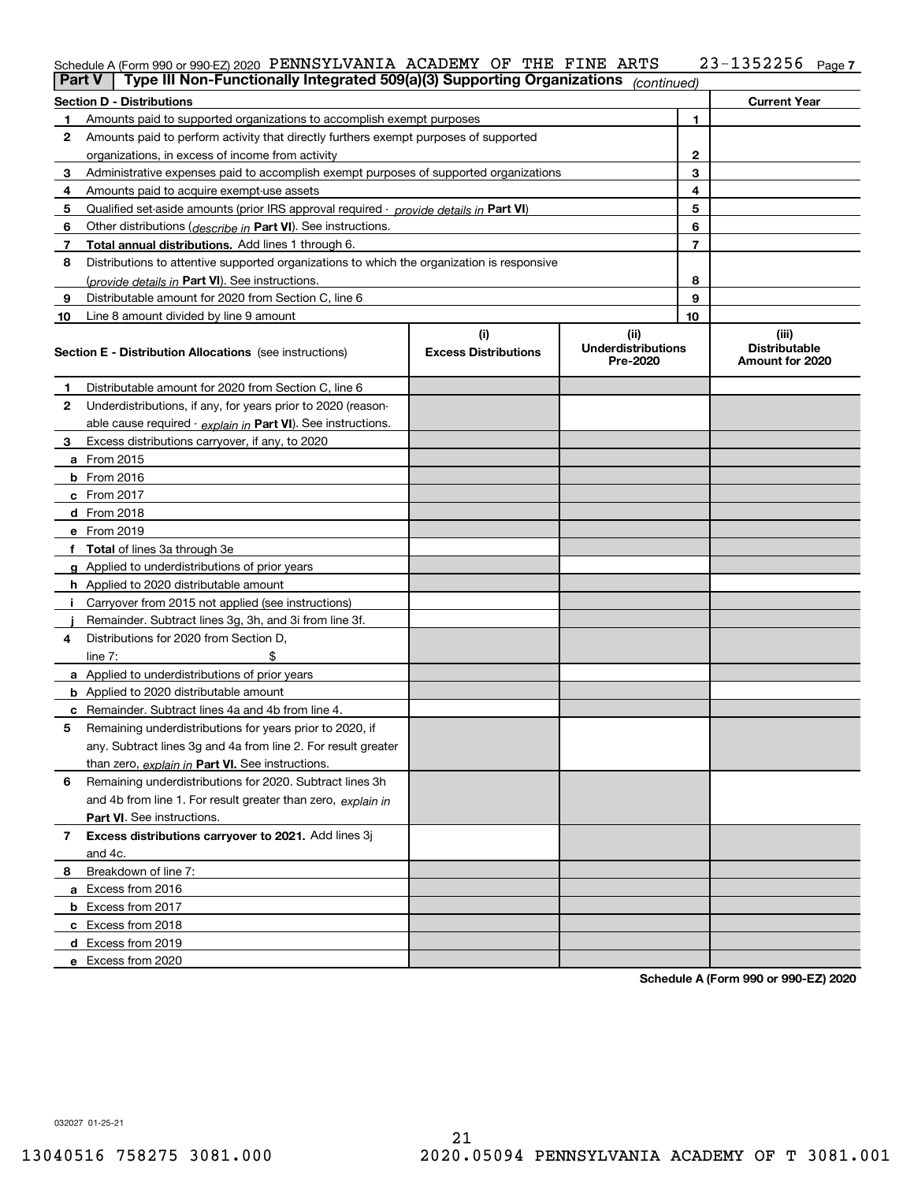Schedule A (Form 990 or 990-EZ) 2020 PENNSYLVANIA ACADEMY OF THE FINE ARTS 23-1352256 Page 7

## Part V Type III Non-Functionally Integrated 509(a)(3) Supporting Organizations *(continued)*

| Section D - Distributions | | Current Year |
|---|---|---|
| 1 Amounts paid to supported organizations to accomplish exempt purposes | 1 | |
| 2 Amounts paid to perform activity that directly furthers exempt purposes of supported organizations, in excess of income from activity | 2 | |
| 3 Administrative expenses paid to accomplish exempt purposes of supported organizations | 3 | |
| 4 Amounts paid to acquire exempt-use assets | 4 | |
| 5 Qualified set-aside amounts (prior IRS approval required - *provide details in* **Part VI**) | 5 | |
| 6 Other distributions (*describe in* **Part VI**). See instructions. | 6 | |
| 7 **Total annual distributions.** Add lines 1 through 6. | 7 | |
| 8 Distributions to attentive supported organizations to which the organization is responsive (*provide details in* **Part VI**). See instructions. | 8 | |
| 9 Distributable amount for 2020 from Section C, line 6 | 9 | |
| 10 Line 8 amount divided by line 9 amount | 10 | |

| Section E - Distribution Allocations (see instructions) | (i) Excess Distributions | (ii) Underdistributions Pre-2020 | (iii) Distributable Amount for 2020 |
|---|---|---|---|
| 1 Distributable amount for 2020 from Section C, line 6 | | | |
| 2 Underdistributions, if any, for years prior to 2020 (reasonable cause required - *explain in* **Part VI**). See instructions. | | | |
| 3 Excess distributions carryover, if any, to 2020 | | | |
| a From 2015 | | | |
| b From 2016 | | | |
| c From 2017 | | | |
| d From 2018 | | | |
| e From 2019 | | | |
| f **Total** of lines 3a through 3e | | | |
| g Applied to underdistributions of prior years | | | |
| h Applied to 2020 distributable amount | | | |
| i Carryover from 2015 not applied (see instructions) | | | |
| j Remainder. Subtract lines 3g, 3h, and 3i from line 3f. | | | |
| 4 Distributions for 2020 from Section D, line 7: $ | | | |
| a Applied to underdistributions of prior years | | | |
| b Applied to 2020 distributable amount | | | |
| c Remainder. Subtract lines 4a and 4b from line 4. | | | |
| 5 Remaining underdistributions for years prior to 2020, if any. Subtract lines 3g and 4a from line 2. For result greater than zero, *explain in* **Part VI.** See instructions. | | | |
| 6 Remaining underdistributions for 2020. Subtract lines 3h and 4b from line 1. For result greater than zero, *explain in* **Part VI**. See instructions. | | | |
| 7 **Excess distributions carryover to 2021.** Add lines 3j and 4c. | | | |
| 8 Breakdown of line 7: | | | |
| a Excess from 2016 | | | |
| b Excess from 2017 | | | |
| c Excess from 2018 | | | |
| d Excess from 2019 | | | |
| e Excess from 2020 | | | |

**Schedule A (Form 990 or 990-EZ) 2020**

032027 01-25-21

13040516 758275 3081.000 2020.05094 PENNSYLVANIA ACADEMY OF T 3081.001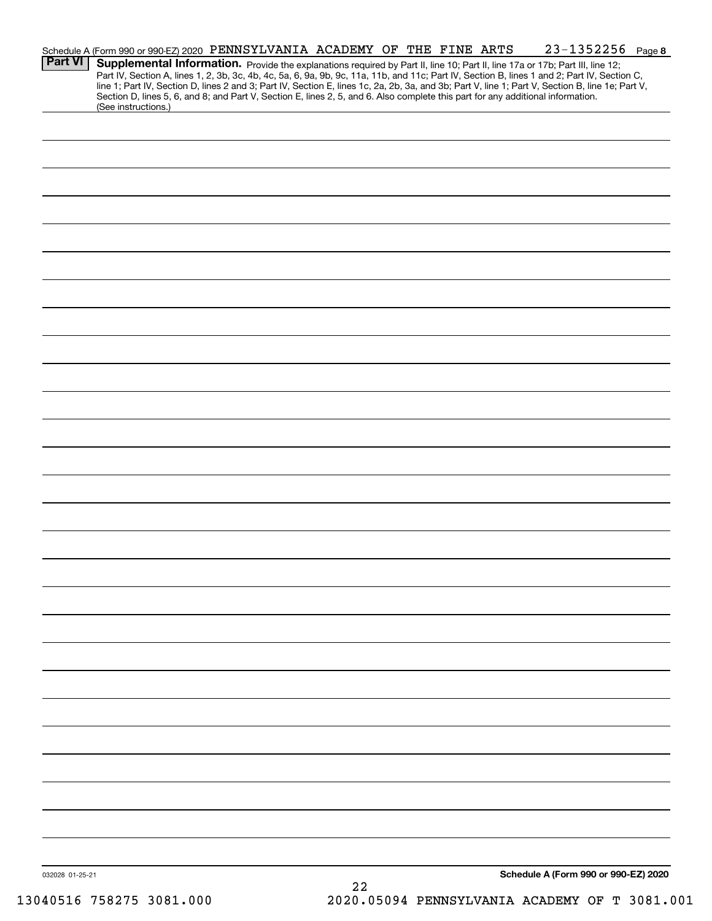Schedule A (Form 990 or 990-EZ) 2020 PENNSYLVANIA ACADEMY OF THE FINE ARTS 23-1352256 Page 8

**Part VI** **Supplemental Information.** Provide the explanations required by Part II, line 10; Part II, line 17a or 17b; Part III, line 12; Part IV, Section A, lines 1, 2, 3b, 3c, 4b, 4c, 5a, 6, 9a, 9b, 9c, 11a, 11b, and 11c; Part IV, Section B, lines 1 and 2; Part IV, Section C, line 1; Part IV, Section D, lines 2 and 3; Part IV, Section E, lines 1c, 2a, 2b, 3a, and 3b; Part V, line 1; Part V, Section B, line 1e; Part V, Section D, lines 5, 6, and 8; and Part V, Section E, lines 2, 5, and 6. Also complete this part for any additional information. (See instructions.)

032028 01-25-21

**Schedule A (Form 990 or 990-EZ) 2020**

13040516 758275 3081.000 2020.05094 PENNSYLVANIA ACADEMY OF T 3081.001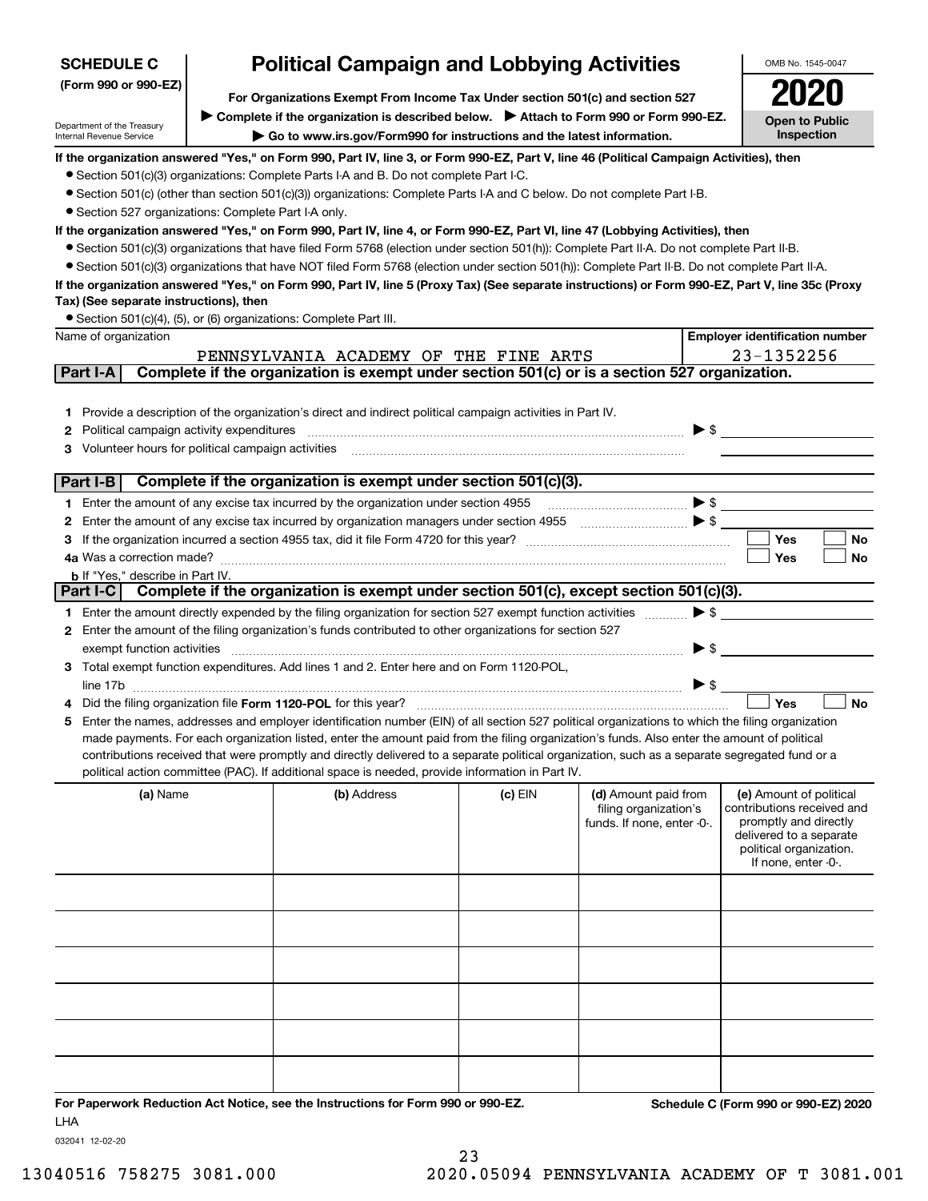**SCHEDULE C (Form 990 or 990-EZ)**

Department of the Treasury
Internal Revenue Service

# Political Campaign and Lobbying Activities

**For Organizations Exempt From Income Tax Under section 501(c) and section 527**

▶ **Complete if the organization is described below.** ▶ **Attach to Form 990 or Form 990-EZ.**

▶ **Go to www.irs.gov/Form990 for instructions and the latest information.**

OMB No. 1545-0047

**2020**

**Open to Public Inspection**

**If the organization answered "Yes," on Form 990, Part IV, line 3, or Form 990-EZ, Part V, line 46 (Political Campaign Activities), then**

- Section 501(c)(3) organizations: Complete Parts I-A and B. Do not complete Part I-C.
- Section 501(c) (other than section 501(c)(3)) organizations: Complete Parts I-A and C below. Do not complete Part I-B.
- Section 527 organizations: Complete Part I-A only.

**If the organization answered "Yes," on Form 990, Part IV, line 4, or Form 990-EZ, Part VI, line 47 (Lobbying Activities), then**

- Section 501(c)(3) organizations that have filed Form 5768 (election under section 501(h)): Complete Part II-A. Do not complete Part II-B.
- Section 501(c)(3) organizations that have NOT filed Form 5768 (election under section 501(h)): Complete Part II-B. Do not complete Part II-A.

**If the organization answered "Yes," on Form 990, Part IV, line 5 (Proxy Tax) (See separate instructions) or Form 990-EZ, Part V, line 35c (Proxy Tax) (See separate instructions), then**

- Section 501(c)(4), (5), or (6) organizations: Complete Part III.

| Name of organization | Employer identification number |
|---|---|
| PENNSYLVANIA ACADEMY OF THE FINE ARTS | 23-1352256 |

## Part I-A — Complete if the organization is exempt under section 501(c) or is a section 527 organization.

1. Provide a description of the organization's direct and indirect political campaign activities in Part IV.
2. Political campaign activity expenditures ▶ $
3. Volunteer hours for political campaign activities

## Part I-B — Complete if the organization is exempt under section 501(c)(3).

1. Enter the amount of any excise tax incurred by the organization under section 4955 ▶ $
2. Enter the amount of any excise tax incurred by organization managers under section 4955 ▶ $
3. If the organization incurred a section 4955 tax, did it file Form 4720 for this year? ☐ Yes ☐ No

4a. Was a correction made? ☐ Yes ☐ No

b. If "Yes," describe in Part IV.

## Part I-C — Complete if the organization is exempt under section 501(c), except section 501(c)(3).

1. Enter the amount directly expended by the filing organization for section 527 exempt function activities ▶ $
2. Enter the amount of the filing organization's funds contributed to other organizations for section 527 exempt function activities ▶ $
3. Total exempt function expenditures. Add lines 1 and 2. Enter here and on Form 1120-POL, line 17b ▶ $
4. Did the filing organization file **Form 1120-POL** for this year? ☐ Yes ☐ No
5. Enter the names, addresses and employer identification number (EIN) of all section 527 political organizations to which the filing organization made payments. For each organization listed, enter the amount paid from the filing organization's funds. Also enter the amount of political contributions received that were promptly and directly delivered to a separate political organization, such as a separate segregated fund or a political action committee (PAC). If additional space is needed, provide information in Part IV.

| (a) Name | (b) Address | (c) EIN | (d) Amount paid from filing organization's funds. If none, enter -0-. | (e) Amount of political contributions received and promptly and directly delivered to a separate political organization. If none, enter -0-. |
|---|---|---|---|---|
| | | | | |
| | | | | |
| | | | | |
| | | | | |
| | | | | |
| | | | | |

**For Paperwork Reduction Act Notice, see the Instructions for Form 990 or 990-EZ.** **Schedule C (Form 990 or 990-EZ) 2020**

LHA

032041 12-02-20

13040516 758275 3081.000 2020.05094 PENNSYLVANIA ACADEMY OF T 3081.001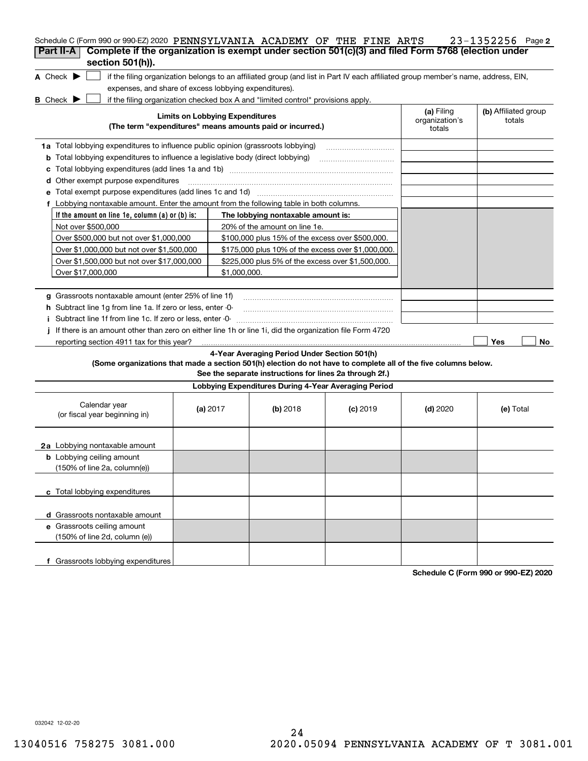Schedule C (Form 990 or 990-EZ) 2020 PENNSYLVANIA ACADEMY OF THE FINE ARTS 23-1352256 Page 2

## Part II-A Complete if the organization is exempt under section 501(c)(3) and filed Form 5768 (election under section 501(h)).

**A** Check ▶ ☐ if the filing organization belongs to an affiliated group (and list in Part IV each affiliated group member's name, address, EIN, expenses, and share of excess lobbying expenditures).

**B** Check ▶ ☐ if the filing organization checked box A and "limited control" provisions apply.

| Limits on Lobbying Expenditures (The term "expenditures" means amounts paid or incurred.) | (a) Filing organization's totals | (b) Affiliated group totals |
|---|---|---|
| **1a** Total lobbying expenditures to influence public opinion (grassroots lobbying) | | |
| **b** Total lobbying expenditures to influence a legislative body (direct lobbying) | | |
| **c** Total lobbying expenditures (add lines 1a and 1b) | | |
| **d** Other exempt purpose expenditures | | |
| **e** Total exempt purpose expenditures (add lines 1c and 1d) | | |
| **f** Lobbying nontaxable amount. Enter the amount from the following table in both columns. | | |

| If the amount on line 1e, column (a) or (b) is: | The lobbying nontaxable amount is: |
|---|---|
| Not over $500,000 | 20% of the amount on line 1e. |
| Over $500,000 but not over $1,000,000 | $100,000 plus 15% of the excess over $500,000. |
| Over $1,000,000 but not over $1,500,000 | $175,000 plus 10% of the excess over $1,000,000. |
| Over $1,500,000 but not over $17,000,000 | $225,000 plus 5% of the excess over $1,500,000. |
| Over $17,000,000 | $1,000,000. |

| | (a) Filing organization's totals | (b) Affiliated group totals |
|---|---|---|
| **g** Grassroots nontaxable amount (enter 25% of line 1f) | | |
| **h** Subtract line 1g from line 1a. If zero or less, enter -0- | | |
| **i** Subtract line 1f from line 1c. If zero or less, enter -0- | | |

**j** If there is an amount other than zero on either line 1h or line 1i, did the organization file Form 4720 reporting section 4911 tax for this year? ☐ Yes ☐ No

### 4-Year Averaging Period Under Section 501(h)

**(Some organizations that made a section 501(h) election do not have to complete all of the five columns below. See the separate instructions for lines 2a through 2f.)**

**Lobbying Expenditures During 4-Year Averaging Period**

| Calendar year (or fiscal year beginning in) | (a) 2017 | (b) 2018 | (c) 2019 | (d) 2020 | (e) Total |
|---|---|---|---|---|---|
| **2a** Lobbying nontaxable amount | | | | | |
| **b** Lobbying ceiling amount (150% of line 2a, column(e)) | | | | | |
| **c** Total lobbying expenditures | | | | | |
| **d** Grassroots nontaxable amount | | | | | |
| **e** Grassroots ceiling amount (150% of line 2d, column (e)) | | | | | |
| **f** Grassroots lobbying expenditures | | | | | |

**Schedule C (Form 990 or 990-EZ) 2020**

032042 12-02-20

13040516 758275 3081.000 2020.05094 PENNSYLVANIA ACADEMY OF T 3081.001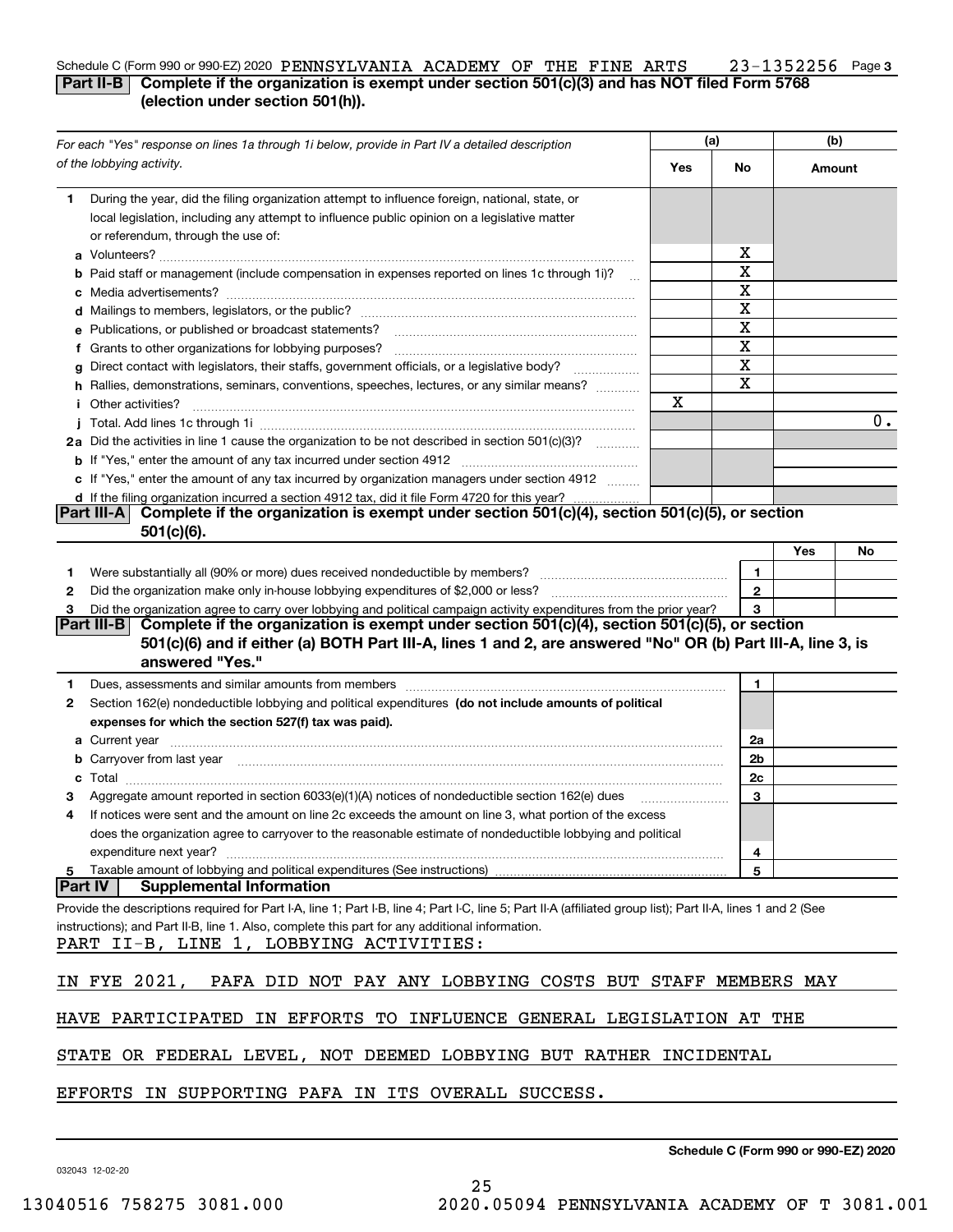Schedule C (Form 990 or 990-EZ) 2020 PENNSYLVANIA ACADEMY OF THE FINE ARTS 23-1352256 Page 3

## Part II-B Complete if the organization is exempt under section 501(c)(3) and has NOT filed Form 5768 (election under section 501(h)).

| For each "Yes" response on lines 1a through 1i below, provide in Part IV a detailed description of the lobbying activity. | (a) Yes | (a) No | (b) Amount |
|---|---|---|---|
| **1** During the year, did the filing organization attempt to influence foreign, national, state, or local legislation, including any attempt to influence public opinion on a legislative matter or referendum, through the use of: | | | |
| **a** Volunteers? | | X | |
| **b** Paid staff or management (include compensation in expenses reported on lines 1c through 1i)? | | X | |
| **c** Media advertisements? | | X | |
| **d** Mailings to members, legislators, or the public? | | X | |
| **e** Publications, or published or broadcast statements? | | X | |
| **f** Grants to other organizations for lobbying purposes? | | X | |
| **g** Direct contact with legislators, their staffs, government officials, or a legislative body? | | X | |
| **h** Rallies, demonstrations, seminars, conventions, speeches, lectures, or any similar means? | | X | |
| **i** Other activities? | X | | |
| **j** Total. Add lines 1c through 1i | | | 0. |
| **2a** Did the activities in line 1 cause the organization to be not described in section 501(c)(3)? | | | |
| **b** If "Yes," enter the amount of any tax incurred under section 4912 | | | |
| **c** If "Yes," enter the amount of any tax incurred by organization managers under section 4912 | | | |
| **d** If the filing organization incurred a section 4912 tax, did it file Form 4720 for this year? | | | |

## Part III-A Complete if the organization is exempt under section 501(c)(4), section 501(c)(5), or section 501(c)(6).

| | | Yes | No |
|---|---|---|---|
| **1** Were substantially all (90% or more) dues received nondeductible by members? | 1 | | |
| **2** Did the organization make only in-house lobbying expenditures of $2,000 or less? | 2 | | |
| **3** Did the organization agree to carry over lobbying and political campaign activity expenditures from the prior year? | 3 | | |

## Part III-B Complete if the organization is exempt under section 501(c)(4), section 501(c)(5), or section 501(c)(6) and if either (a) BOTH Part III-A, lines 1 and 2, are answered "No" OR (b) Part III-A, line 3, is answered "Yes."

| | | |
|---|---|---|
| **1** Dues, assessments and similar amounts from members | 1 | |
| **2** Section 162(e) nondeductible lobbying and political expenditures **(do not include amounts of political expenses for which the section 527(f) tax was paid).** | | |
| **a** Current year | 2a | |
| **b** Carryover from last year | 2b | |
| **c** Total | 2c | |
| **3** Aggregate amount reported in section 6033(e)(1)(A) notices of nondeductible section 162(e) dues | 3 | |
| **4** If notices were sent and the amount on line 2c exceeds the amount on line 3, what portion of the excess does the organization agree to carryover to the reasonable estimate of nondeductible lobbying and political expenditure next year? | 4 | |
| **5** Taxable amount of lobbying and political expenditures (See instructions) | 5 | |

## Part IV Supplemental Information

Provide the descriptions required for Part I-A, line 1; Part I-B, line 4; Part I-C, line 5; Part II-A (affiliated group list); Part II-A, lines 1 and 2 (See instructions); and Part II-B, line 1. Also, complete this part for any additional information.

PART II-B, LINE 1, LOBBYING ACTIVITIES:

IN FYE 2021, PAFA DID NOT PAY ANY LOBBYING COSTS BUT STAFF MEMBERS MAY HAVE PARTICIPATED IN EFFORTS TO INFLUENCE GENERAL LEGISLATION AT THE STATE OR FEDERAL LEVEL, NOT DEEMED LOBBYING BUT RATHER INCIDENTAL EFFORTS IN SUPPORTING PAFA IN ITS OVERALL SUCCESS.

Schedule C (Form 990 or 990-EZ) 2020

032043 12-02-20

13040516 758275 3081.000 2020.05094 PENNSYLVANIA ACADEMY OF T 3081.001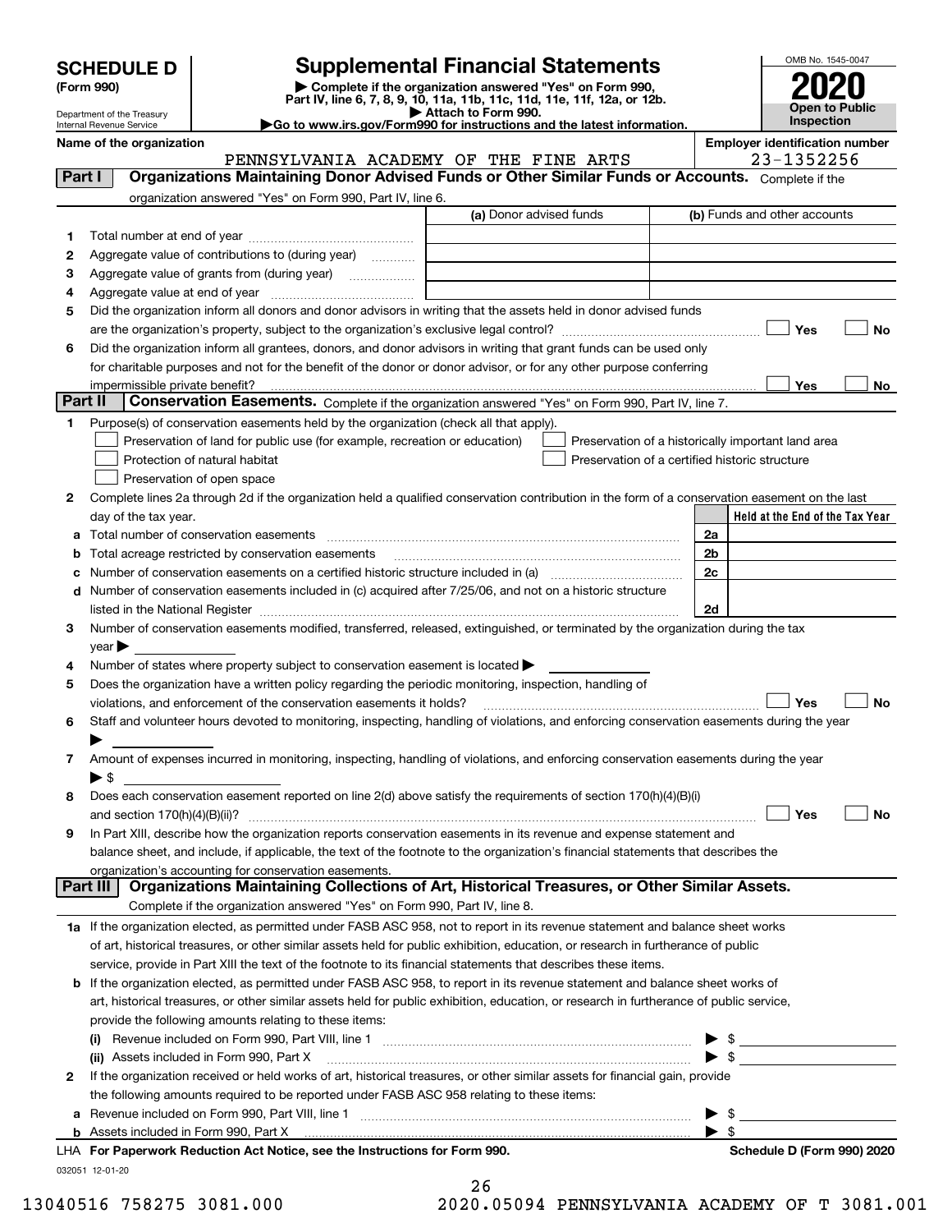# SCHEDULE D (Form 990)

Department of the Treasury
Internal Revenue Service

## Supplemental Financial Statements

▶ Complete if the organization answered "Yes" on Form 990, Part IV, line 6, 7, 8, 9, 10, 11a, 11b, 11c, 11d, 11e, 11f, 12a, or 12b.
▶ Attach to Form 990.
▶Go to www.irs.gov/Form990 for instructions and the latest information.

OMB No. 1545-0047
2020
Open to Public Inspection

**Name of the organization:** PENNSYLVANIA ACADEMY OF THE FINE ARTS
**Employer identification number:** 23-1352256

**Part I — Organizations Maintaining Donor Advised Funds or Other Similar Funds or Accounts.** Complete if the organization answered "Yes" on Form 990, Part IV, line 6.

| | | (a) Donor advised funds | (b) Funds and other accounts |
|---|---|---|---|
| 1 | Total number at end of year | | |
| 2 | Aggregate value of contributions to (during year) | | |
| 3 | Aggregate value of grants from (during year) | | |
| 4 | Aggregate value at end of year | | |

5 Did the organization inform all donors and donor advisors in writing that the assets held in donor advised funds are the organization's property, subject to the organization's exclusive legal control? ☐ Yes ☐ No

6 Did the organization inform all grantees, donors, and donor advisors in writing that grant funds can be used only for charitable purposes and not for the benefit of the donor or donor advisor, or for any other purpose conferring impermissible private benefit? ☐ Yes ☐ No

**Part II — Conservation Easements.** Complete if the organization answered "Yes" on Form 990, Part IV, line 7.

1 Purpose(s) of conservation easements held by the organization (check all that apply).
- ☐ Preservation of land for public use (for example, recreation or education)
- ☐ Preservation of a historically important land area
- ☐ Protection of natural habitat
- ☐ Preservation of a certified historic structure
- ☐ Preservation of open space

2 Complete lines 2a through 2d if the organization held a qualified conservation contribution in the form of a conservation easement on the last day of the tax year.

| | | | Held at the End of the Tax Year |
|---|---|---|---|
| a | Total number of conservation easements | 2a | |
| b | Total acreage restricted by conservation easements | 2b | |
| c | Number of conservation easements on a certified historic structure included in (a) | 2c | |
| d | Number of conservation easements included in (c) acquired after 7/25/06, and not on a historic structure listed in the National Register | 2d | |

3 Number of conservation easements modified, transferred, released, extinguished, or terminated by the organization during the tax year ▶

4 Number of states where property subject to conservation easement is located ▶

5 Does the organization have a written policy regarding the periodic monitoring, inspection, handling of violations, and enforcement of the conservation easements it holds? ☐ Yes ☐ No

6 Staff and volunteer hours devoted to monitoring, inspecting, handling of violations, and enforcing conservation easements during the year ▶

7 Amount of expenses incurred in monitoring, inspecting, handling of violations, and enforcing conservation easements during the year ▶ $

8 Does each conservation easement reported on line 2(d) above satisfy the requirements of section 170(h)(4)(B)(i) and section 170(h)(4)(B)(ii)? ☐ Yes ☐ No

9 In Part XIII, describe how the organization reports conservation easements in its revenue and expense statement and balance sheet, and include, if applicable, the text of the footnote to the organization's financial statements that describes the organization's accounting for conservation easements.

**Part III — Organizations Maintaining Collections of Art, Historical Treasures, or Other Similar Assets.** Complete if the organization answered "Yes" on Form 990, Part IV, line 8.

1a If the organization elected, as permitted under FASB ASC 958, not to report in its revenue statement and balance sheet works of art, historical treasures, or other similar assets held for public exhibition, education, or research in furtherance of public service, provide in Part XIII the text of the footnote to its financial statements that describes these items.

b If the organization elected, as permitted under FASB ASC 958, to report in its revenue statement and balance sheet works of art, historical treasures, or other similar assets held for public exhibition, education, or research in furtherance of public service, provide the following amounts relating to these items:

(i) Revenue included on Form 990, Part VIII, line 1 ▶ $

(ii) Assets included in Form 990, Part X ▶ $

2 If the organization received or held works of art, historical treasures, or other similar assets for financial gain, provide the following amounts required to be reported under FASB ASC 958 relating to these items:

a Revenue included on Form 990, Part VIII, line 1 ▶ $

b Assets included in Form 990, Part X ▶ $

LHA For Paperwork Reduction Act Notice, see the Instructions for Form 990. Schedule D (Form 990) 2020

032051 12-01-20

13040516 758275 3081.000 2020.05094 PENNSYLVANIA ACADEMY OF T 3081.001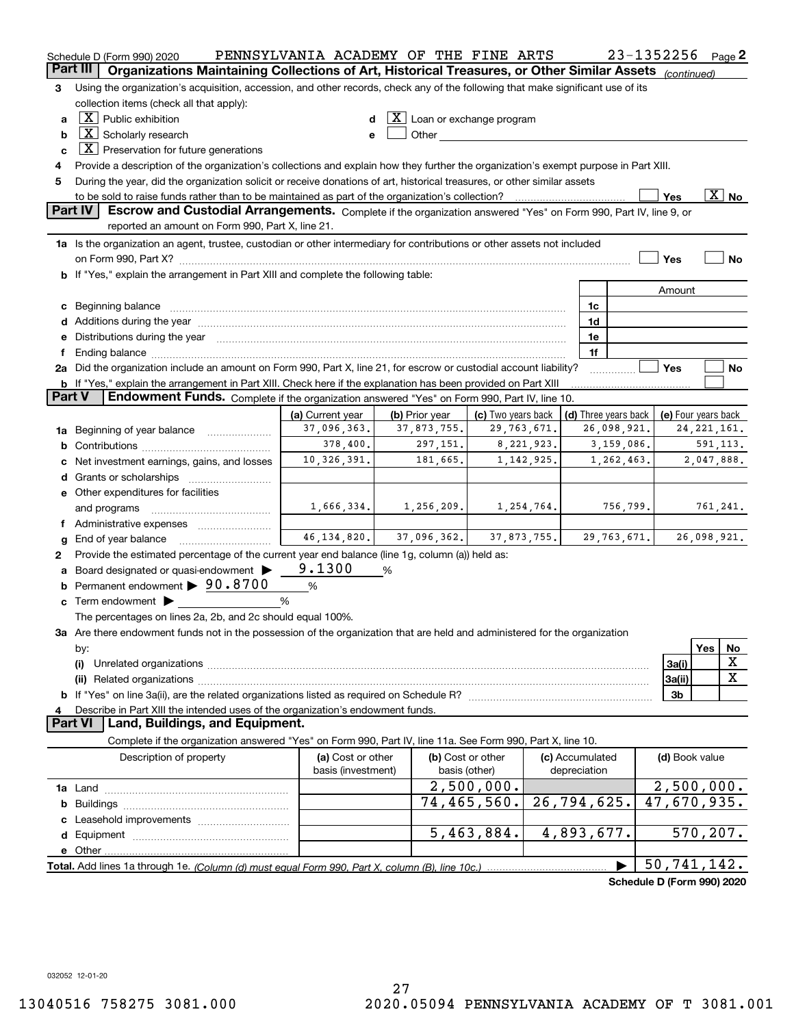Schedule D (Form 990) 2020 PENNSYLVANIA ACADEMY OF THE FINE ARTS 23-1352256 Page 2

## Part III Organizations Maintaining Collections of Art, Historical Treasures, or Other Similar Assets *(continued)*

3 Using the organization's acquisition, accession, and other records, check any of the following that make significant use of its collection items (check all that apply):

- a [X] Public exhibition
- b [X] Scholarly research
- c [X] Preservation for future generations
- d [X] Loan or exchange program
- e [ ] Other

4 Provide a description of the organization's collections and explain how they further the organization's exempt purpose in Part XIII.

5 During the year, did the organization solicit or receive donations of art, historical treasures, or other similar assets to be sold to raise funds rather than to be maintained as part of the organization's collection? [ ] Yes [X] No

## Part IV Escrow and Custodial Arrangements.

Complete if the organization answered "Yes" on Form 990, Part IV, line 9, or reported an amount on Form 990, Part X, line 21.

1a Is the organization an agent, trustee, custodian or other intermediary for contributions or other assets not included on Form 990, Part X? [ ] Yes [ ] No

b If "Yes," explain the arrangement in Part XIII and complete the following table:

| | | Amount |
|---|---|---|
| c Beginning balance | 1c | |
| d Additions during the year | 1d | |
| e Distributions during the year | 1e | |
| f Ending balance | 1f | |

2a Did the organization include an amount on Form 990, Part X, line 21, for escrow or custodial account liability? [ ] Yes [ ] No

b If "Yes," explain the arrangement in Part XIII. Check here if the explanation has been provided on Part XIII [ ]

## Part V Endowment Funds.

Complete if the organization answered "Yes" on Form 990, Part IV, line 10.

| | (a) Current year | (b) Prior year | (c) Two years back | (d) Three years back | (e) Four years back |
|---|---|---|---|---|---|
| 1a Beginning of year balance | 37,096,363. | 37,873,755. | 29,763,671. | 26,098,921. | 24,221,161. |
| b Contributions | 378,400. | 297,151. | 8,221,923. | 3,159,086. | 591,113. |
| c Net investment earnings, gains, and losses | 10,326,391. | 181,665. | 1,142,925. | 1,262,463. | 2,047,888. |
| d Grants or scholarships | | | | | |
| e Other expenditures for facilities and programs | 1,666,334. | 1,256,209. | 1,254,764. | 756,799. | 761,241. |
| f Administrative expenses | | | | | |
| g End of year balance | 46,134,820. | 37,096,362. | 37,873,755. | 29,763,671. | 26,098,921. |

2 Provide the estimated percentage of the current year end balance (line 1g, column (a)) held as:

- a Board designated or quasi-endowment ▶ 9.1300 %
- b Permanent endowment ▶ 90.8700 %
- c Term endowment ▶ %

The percentages on lines 2a, 2b, and 2c should equal 100%.

3a Are there endowment funds not in the possession of the organization that are held and administered for the organization by:

| | | Yes | No |
|---|---|---|---|
| (i) Unrelated organizations | 3a(i) | | X |
| (ii) Related organizations | 3a(ii) | | X |
| b If "Yes" on line 3a(ii), are the related organizations listed as required on Schedule R? | 3b | | |

4 Describe in Part XIII the intended uses of the organization's endowment funds.

## Part VI Land, Buildings, and Equipment.

Complete if the organization answered "Yes" on Form 990, Part IV, line 11a. See Form 990, Part X, line 10.

| Description of property | (a) Cost or other basis (investment) | (b) Cost or other basis (other) | (c) Accumulated depreciation | (d) Book value |
|---|---|---|---|---|
| 1a Land | | 2,500,000. | | 2,500,000. |
| b Buildings | | 74,465,560. | 26,794,625. | 47,670,935. |
| c Leasehold improvements | | | | |
| d Equipment | | 5,463,884. | 4,893,677. | 570,207. |
| e Other | | | | |
| **Total.** Add lines 1a through 1e. *(Column (d) must equal Form 990, Part X, column (B), line 10c.)* ▶ | | | | 50,741,142. |

**Schedule D (Form 990) 2020**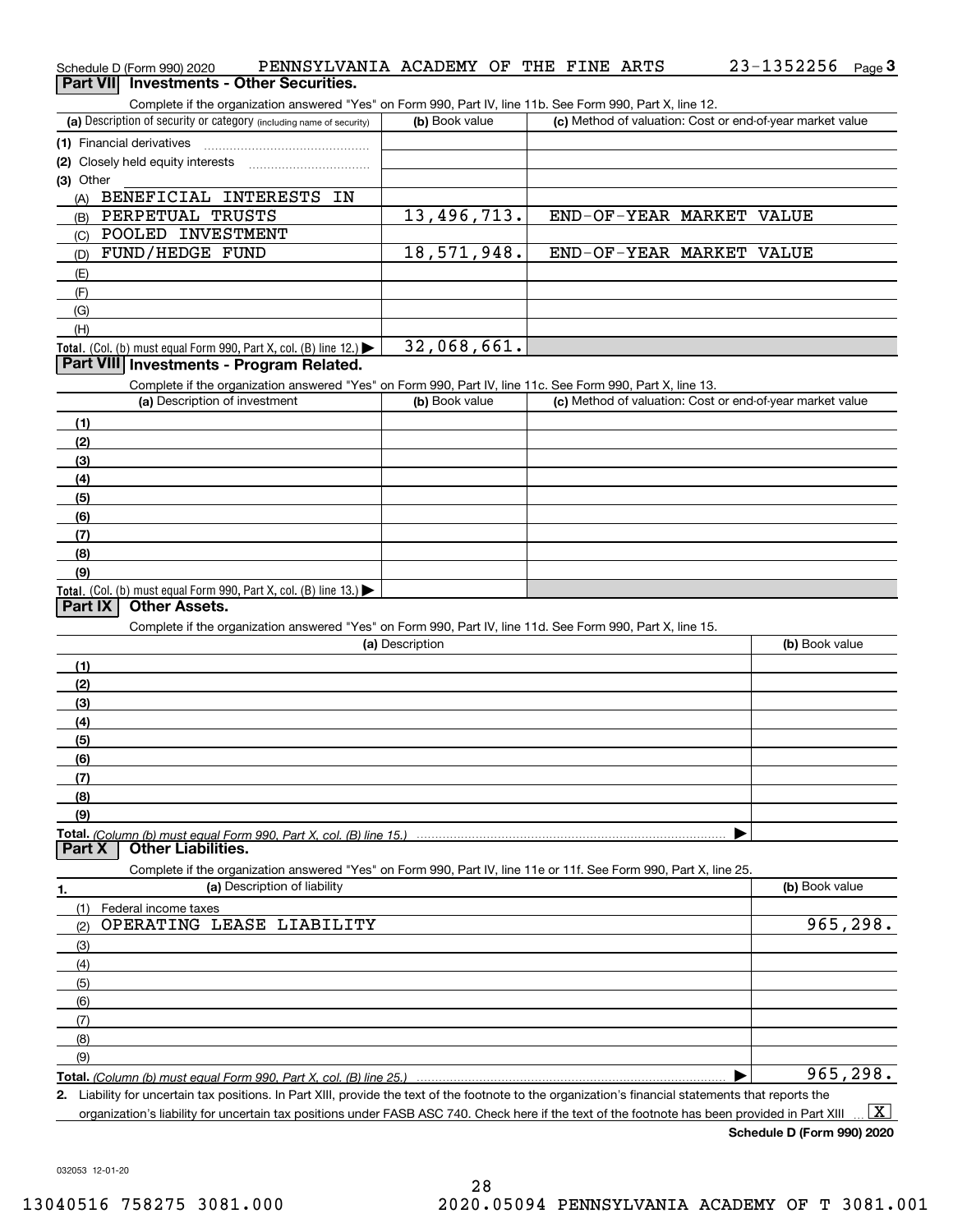Schedule D (Form 990) 2020 PENNSYLVANIA ACADEMY OF THE FINE ARTS 23-1352256 Page 3

## Part VII Investments - Other Securities.

Complete if the organization answered "Yes" on Form 990, Part IV, line 11b. See Form 990, Part X, line 12.

| (a) Description of security or category (including name of security) | (b) Book value | (c) Method of valuation: Cost or end-of-year market value |
|---|---|---|
| (1) Financial derivatives | | |
| (2) Closely held equity interests | | |
| (3) Other | | |
| (A) BENEFICIAL INTERESTS IN | | |
| (B) PERPETUAL TRUSTS | 13,496,713. | END-OF-YEAR MARKET VALUE |
| (C) POOLED INVESTMENT | | |
| (D) FUND/HEDGE FUND | 18,571,948. | END-OF-YEAR MARKET VALUE |
| (E) | | |
| (F) | | |
| (G) | | |
| (H) | | |
| **Total.** (Col. (b) must equal Form 990, Part X, col. (B) line 12.) | 32,068,661. | |

## Part VIII Investments - Program Related.

Complete if the organization answered "Yes" on Form 990, Part IV, line 11c. See Form 990, Part X, line 13.

| (a) Description of investment | (b) Book value | (c) Method of valuation: Cost or end-of-year market value |
|---|---|---|
| (1) | | |
| (2) | | |
| (3) | | |
| (4) | | |
| (5) | | |
| (6) | | |
| (7) | | |
| (8) | | |
| (9) | | |
| **Total.** (Col. (b) must equal Form 990, Part X, col. (B) line 13.) | | |

## Part IX Other Assets.

Complete if the organization answered "Yes" on Form 990, Part IV, line 11d. See Form 990, Part X, line 15.

| (a) Description | (b) Book value |
|---|---|
| (1) | |
| (2) | |
| (3) | |
| (4) | |
| (5) | |
| (6) | |
| (7) | |
| (8) | |
| (9) | |
| **Total.** *(Column (b) must equal Form 990, Part X, col. (B) line 15.)* | |

## Part X Other Liabilities.

Complete if the organization answered "Yes" on Form 990, Part IV, line 11e or 11f. See Form 990, Part X, line 25.

| 1. (a) Description of liability | (b) Book value |
|---|---|
| (1) Federal income taxes | |
| (2) OPERATING LEASE LIABILITY | 965,298. |
| (3) | |
| (4) | |
| (5) | |
| (6) | |
| (7) | |
| (8) | |
| (9) | |
| **Total.** *(Column (b) must equal Form 990, Part X, col. (B) line 25.)* | 965,298. |

**2.** Liability for uncertain tax positions. In Part XIII, provide the text of the footnote to the organization's financial statements that reports the organization's liability for uncertain tax positions under FASB ASC 740. Check here if the text of the footnote has been provided in Part XIII [X]

**Schedule D (Form 990) 2020**

032053 12-01-20

13040516 758275 3081.000 2020.05094 PENNSYLVANIA ACADEMY OF T 3081.001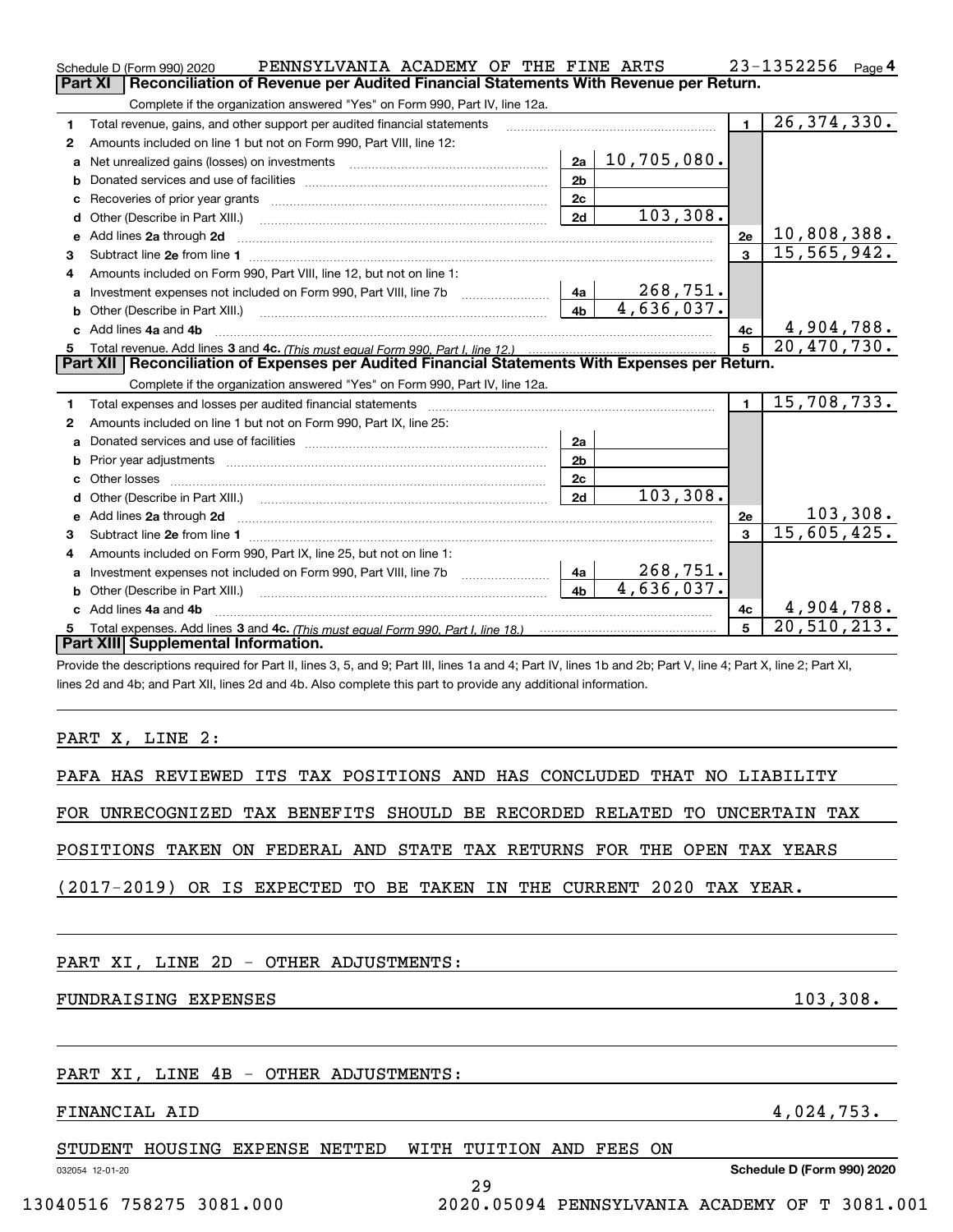Schedule D (Form 990) 2020 PENNSYLVANIA ACADEMY OF THE FINE ARTS 23-1352256 Page 4

## Part XI Reconciliation of Revenue per Audited Financial Statements With Revenue per Return.

Complete if the organization answered "Yes" on Form 990, Part IV, line 12a.

| | | | | | |
|---|---|---|---|---|---|
| 1 | Total revenue, gains, and other support per audited financial statements | | | 1 | 26,374,330. |
| 2 | Amounts included on line 1 but not on Form 990, Part VIII, line 12: | | | | |
| a | Net unrealized gains (losses) on investments | 2a | 10,705,080. | | |
| b | Donated services and use of facilities | 2b | | | |
| c | Recoveries of prior year grants | 2c | | | |
| d | Other (Describe in Part XIII.) | 2d | 103,308. | | |
| e | Add lines 2a through 2d | | | 2e | 10,808,388. |
| 3 | Subtract line 2e from line 1 | | | 3 | 15,565,942. |
| 4 | Amounts included on Form 990, Part VIII, line 12, but not on line 1: | | | | |
| a | Investment expenses not included on Form 990, Part VIII, line 7b | 4a | 268,751. | | |
| b | Other (Describe in Part XIII.) | 4b | 4,636,037. | | |
| c | Add lines 4a and 4b | | | 4c | 4,904,788. |
| 5 | Total revenue. Add lines 3 and 4c. *(This must equal Form 990, Part I, line 12.)* | | | 5 | 20,470,730. |

## Part XII Reconciliation of Expenses per Audited Financial Statements With Expenses per Return.

Complete if the organization answered "Yes" on Form 990, Part IV, line 12a.

| | | | | | |
|---|---|---|---|---|---|
| 1 | Total expenses and losses per audited financial statements | | | 1 | 15,708,733. |
| 2 | Amounts included on line 1 but not on Form 990, Part IX, line 25: | | | | |
| a | Donated services and use of facilities | 2a | | | |
| b | Prior year adjustments | 2b | | | |
| c | Other losses | 2c | | | |
| d | Other (Describe in Part XIII.) | 2d | 103,308. | | |
| e | Add lines 2a through 2d | | | 2e | 103,308. |
| 3 | Subtract line 2e from line 1 | | | 3 | 15,605,425. |
| 4 | Amounts included on Form 990, Part IX, line 25, but not on line 1: | | | | |
| a | Investment expenses not included on Form 990, Part VIII, line 7b | 4a | 268,751. | | |
| b | Other (Describe in Part XIII.) | 4b | 4,636,037. | | |
| c | Add lines 4a and 4b | | | 4c | 4,904,788. |
| 5 | Total expenses. Add lines 3 and 4c. *(This must equal Form 990, Part I, line 18.)* | | | 5 | 20,510,213. |

## Part XIII Supplemental Information.

Provide the descriptions required for Part II, lines 3, 5, and 9; Part III, lines 1a and 4; Part IV, lines 1b and 2b; Part V, line 4; Part X, line 2; Part XI, lines 2d and 4b; and Part XII, lines 2d and 4b. Also complete this part to provide any additional information.

PART X, LINE 2:

PAFA HAS REVIEWED ITS TAX POSITIONS AND HAS CONCLUDED THAT NO LIABILITY FOR UNRECOGNIZED TAX BENEFITS SHOULD BE RECORDED RELATED TO UNCERTAIN TAX POSITIONS TAKEN ON FEDERAL AND STATE TAX RETURNS FOR THE OPEN TAX YEARS (2017-2019) OR IS EXPECTED TO BE TAKEN IN THE CURRENT 2020 TAX YEAR.

PART XI, LINE 2D - OTHER ADJUSTMENTS:

FUNDRAISING EXPENSES 103,308.

PART XI, LINE 4B - OTHER ADJUSTMENTS:

FINANCIAL AID 4,024,753.

STUDENT HOUSING EXPENSE NETTED WITH TUITION AND FEES ON

032054 12-01-20 Schedule D (Form 990) 2020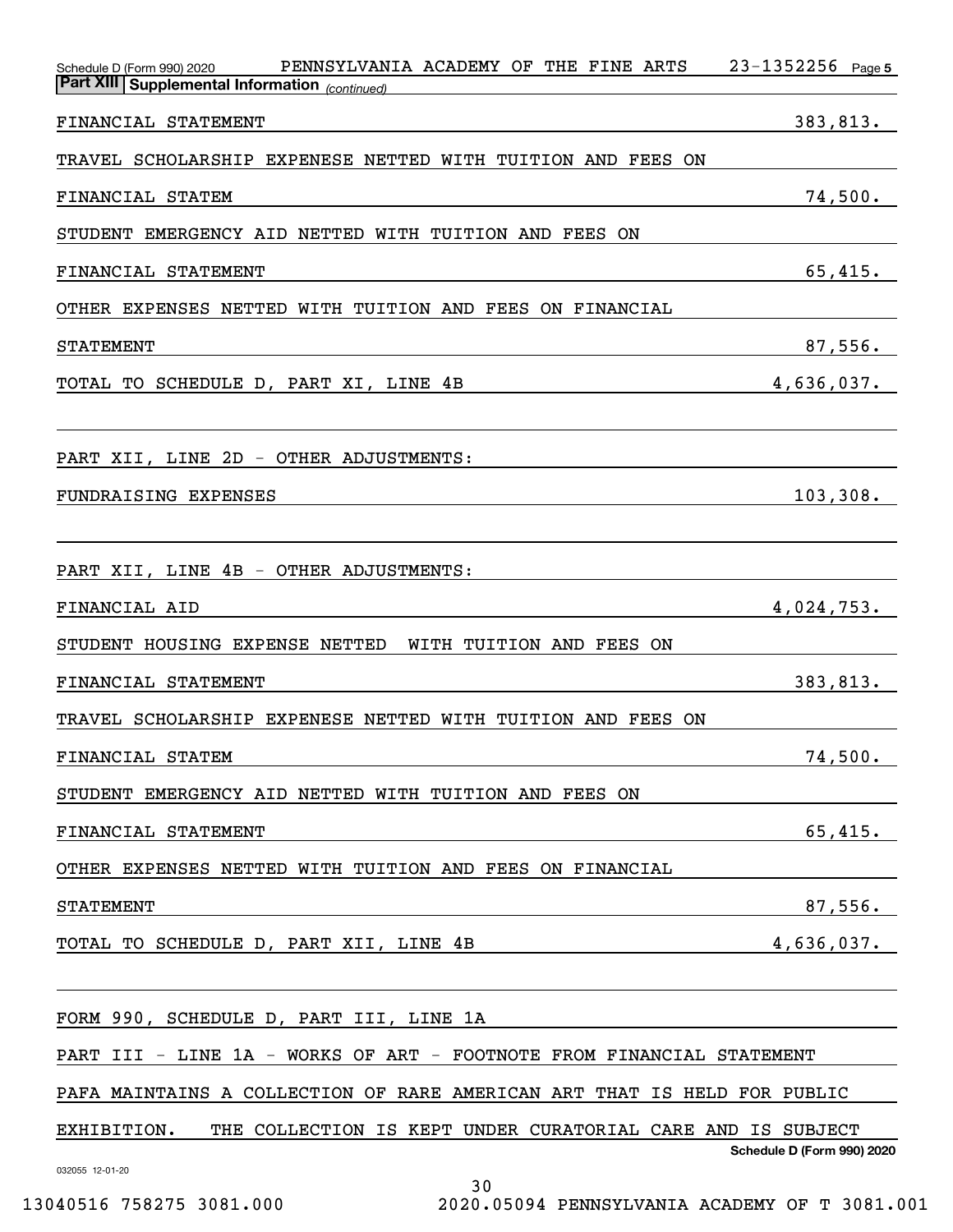Schedule D (Form 990) 2020 PENNSYLVANIA ACADEMY OF THE FINE ARTS 23-1352256 Page 5

**Part XIII | Supplemental Information** *(continued)*

| | |
|---|---|
| FINANCIAL STATEMENT | 383,813. |
| TRAVEL SCHOLARSHIP EXPENESE NETTED WITH TUITION AND FEES ON | |
| FINANCIAL STATEM | 74,500. |
| STUDENT EMERGENCY AID NETTED WITH TUITION AND FEES ON | |
| FINANCIAL STATEMENT | 65,415. |
| OTHER EXPENSES NETTED WITH TUITION AND FEES ON FINANCIAL | |
| STATEMENT | 87,556. |
| TOTAL TO SCHEDULE D, PART XI, LINE 4B | 4,636,037. |

PART XII, LINE 2D - OTHER ADJUSTMENTS:

| | |
|---|---|
| FUNDRAISING EXPENSES | 103,308. |

PART XII, LINE 4B - OTHER ADJUSTMENTS:

| | |
|---|---|
| FINANCIAL AID | 4,024,753. |
| STUDENT HOUSING EXPENSE NETTED WITH TUITION AND FEES ON | |
| FINANCIAL STATEMENT | 383,813. |
| TRAVEL SCHOLARSHIP EXPENESE NETTED WITH TUITION AND FEES ON | |
| FINANCIAL STATEM | 74,500. |
| STUDENT EMERGENCY AID NETTED WITH TUITION AND FEES ON | |
| FINANCIAL STATEMENT | 65,415. |
| OTHER EXPENSES NETTED WITH TUITION AND FEES ON FINANCIAL | |
| STATEMENT | 87,556. |
| TOTAL TO SCHEDULE D, PART XII, LINE 4B | 4,636,037. |

FORM 990, SCHEDULE D, PART III, LINE 1A

PART III - LINE 1A - WORKS OF ART - FOOTNOTE FROM FINANCIAL STATEMENT

PAFA MAINTAINS A COLLECTION OF RARE AMERICAN ART THAT IS HELD FOR PUBLIC EXHIBITION. THE COLLECTION IS KEPT UNDER CURATORIAL CARE AND IS SUBJECT

**Schedule D (Form 990) 2020**

032055 12-01-20

13040516 758275 3081.000 2020.05094 PENNSYLVANIA ACADEMY OF T 3081.001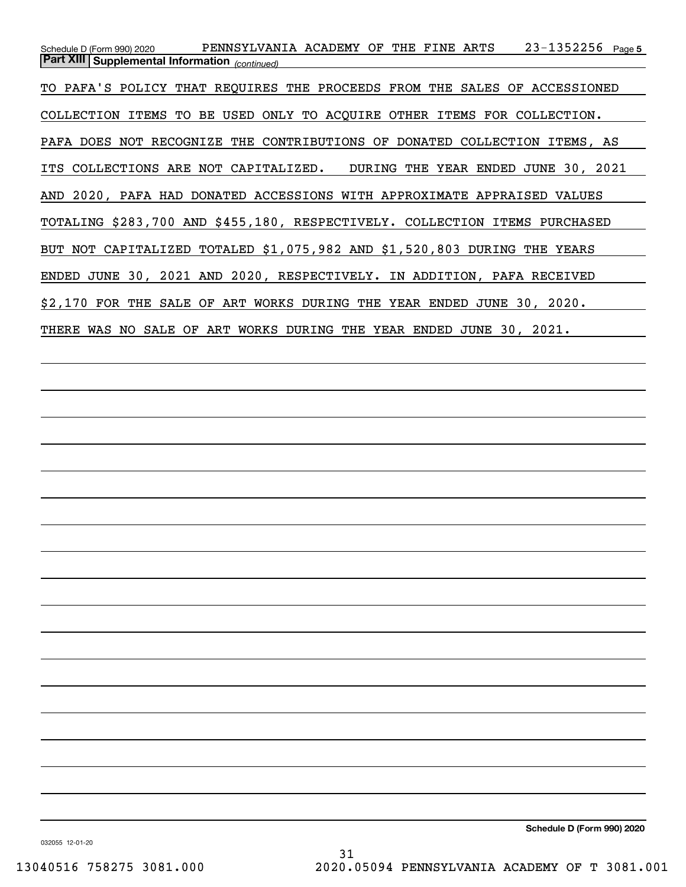**Part XIII | Supplemental Information** *(continued)*

TO PAFA'S POLICY THAT REQUIRES THE PROCEEDS FROM THE SALES OF ACCESSIONED COLLECTION ITEMS TO BE USED ONLY TO ACQUIRE OTHER ITEMS FOR COLLECTION. PAFA DOES NOT RECOGNIZE THE CONTRIBUTIONS OF DONATED COLLECTION ITEMS, AS ITS COLLECTIONS ARE NOT CAPITALIZED. DURING THE YEAR ENDED JUNE 30, 2021 AND 2020, PAFA HAD DONATED ACCESSIONS WITH APPROXIMATE APPRAISED VALUES TOTALING $283,700 AND $455,180, RESPECTIVELY. COLLECTION ITEMS PURCHASED BUT NOT CAPITALIZED TOTALED $1,075,982 AND $1,520,803 DURING THE YEARS ENDED JUNE 30, 2021 AND 2020, RESPECTIVELY. IN ADDITION, PAFA RECEIVED $2,170 FOR THE SALE OF ART WORKS DURING THE YEAR ENDED JUNE 30, 2020. THERE WAS NO SALE OF ART WORKS DURING THE YEAR ENDED JUNE 30, 2021.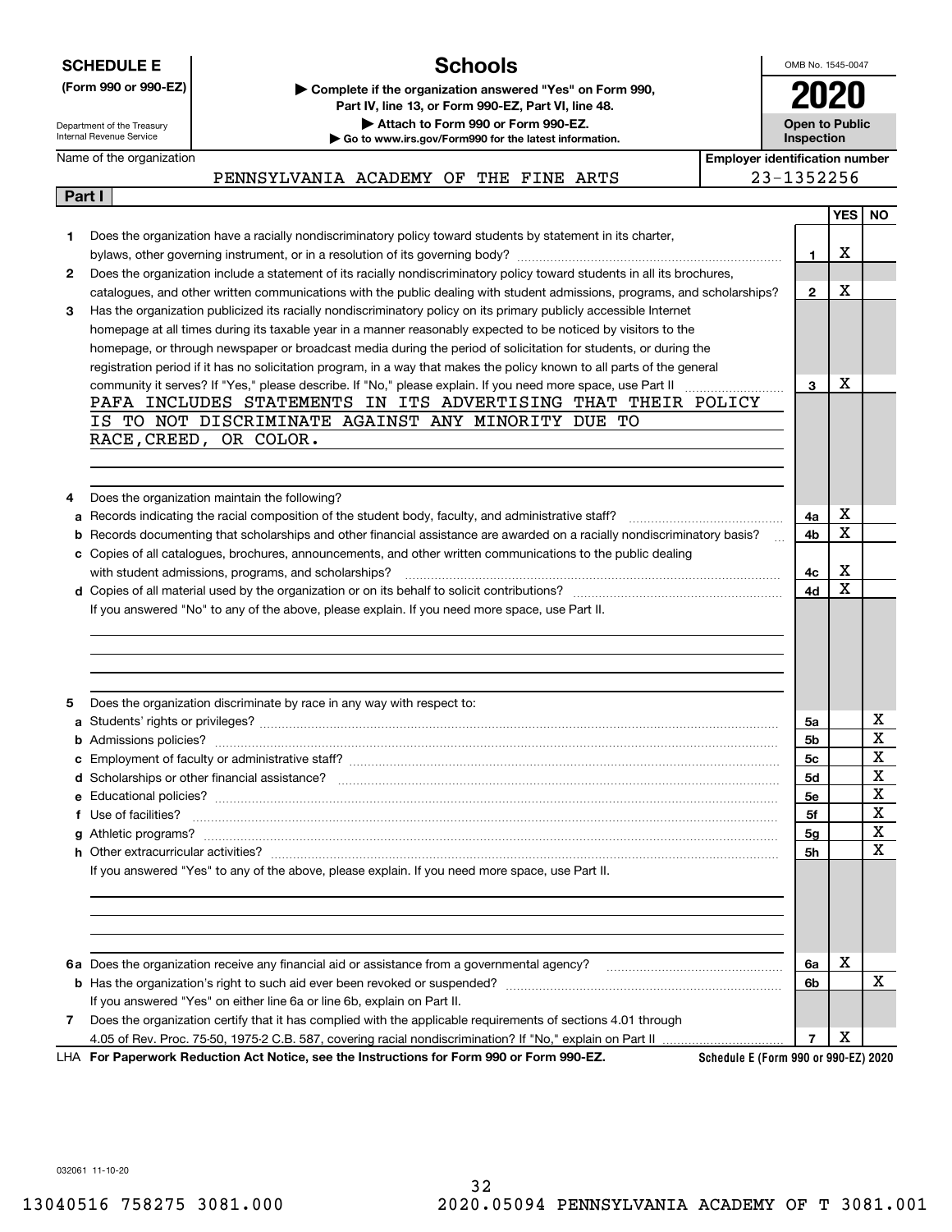**SCHEDULE E**
**(Form 990 or 990-EZ)**

Department of the Treasury
Internal Revenue Service

# Schools

▶ **Complete if the organization answered "Yes" on Form 990, Part IV, line 13, or Form 990-EZ, Part VI, line 48.**
▶ **Attach to Form 990 or Form 990-EZ.**
▶ **Go to www.irs.gov/Form990 for the latest information.**

OMB No. 1545-0047
**2020**
**Open to Public Inspection**

| Name of the organization | Employer identification number |
|---|---|
| PENNSYLVANIA ACADEMY OF THE FINE ARTS | 23-1352256 |

**Part I**

| | | | YES | NO |
|---|---|---|---|---|
| 1 | Does the organization have a racially nondiscriminatory policy toward students by statement in its charter, bylaws, other governing instrument, or in a resolution of its governing body? | 1 | X | |
| 2 | Does the organization include a statement of its racially nondiscriminatory policy toward students in all its brochures, catalogues, and other written communications with the public dealing with student admissions, programs, and scholarships? | 2 | X | |
| 3 | Has the organization publicized its racially nondiscriminatory policy on its primary publicly accessible Internet homepage at all times during its taxable year in a manner reasonably expected to be noticed by visitors to the homepage, or through newspaper or broadcast media during the period of solicitation for students, or during the registration period if it has no solicitation program, in a way that makes the policy known to all parts of the general community it serves? If "Yes," please describe. If "No," please explain. If you need more space, use Part II | 3 | X | |

PAFA INCLUDES STATEMENTS IN ITS ADVERTISING THAT THEIR POLICY IS TO NOT DISCRIMINATE AGAINST ANY MINORITY DUE TO RACE,CREED, OR COLOR.

| | | | YES | NO |
|---|---|---|---|---|
| 4 | Does the organization maintain the following? | | | |
| a | Records indicating the racial composition of the student body, faculty, and administrative staff? | 4a | X | |
| b | Records documenting that scholarships and other financial assistance are awarded on a racially nondiscriminatory basis? | 4b | X | |
| c | Copies of all catalogues, brochures, announcements, and other written communications to the public dealing with student admissions, programs, and scholarships? | 4c | X | |
| d | Copies of all material used by the organization or on its behalf to solicit contributions? | 4d | X | |

If you answered "No" to any of the above, please explain. If you need more space, use Part II.

| | | | YES | NO |
|---|---|---|---|---|
| 5 | Does the organization discriminate by race in any way with respect to: | | | |
| a | Students' rights or privileges? | 5a | | X |
| b | Admissions policies? | 5b | | X |
| c | Employment of faculty or administrative staff? | 5c | | X |
| d | Scholarships or other financial assistance? | 5d | | X |
| e | Educational policies? | 5e | | X |
| f | Use of facilities? | 5f | | X |
| g | Athletic programs? | 5g | | X |
| h | Other extracurricular activities? | 5h | | X |

If you answered "Yes" to any of the above, please explain. If you need more space, use Part II.

| | | | YES | NO |
|---|---|---|---|---|
| 6a | Does the organization receive any financial aid or assistance from a governmental agency? | 6a | X | |
| b | Has the organization's right to such aid ever been revoked or suspended? | 6b | | X |
| | If you answered "Yes" on either line 6a or line 6b, explain on Part II. | | | |
| 7 | Does the organization certify that it has complied with the applicable requirements of sections 4.01 through 4.05 of Rev. Proc. 75-50, 1975-2 C.B. 587, covering racial nondiscrimination? If "No," explain on Part II | 7 | X | |

LHA **For Paperwork Reduction Act Notice, see the Instructions for Form 990 or Form 990-EZ.** **Schedule E (Form 990 or 990-EZ) 2020**

032061 11-10-20

13040516 758275 3081.000 2020.05094 PENNSYLVANIA ACADEMY OF T 3081.001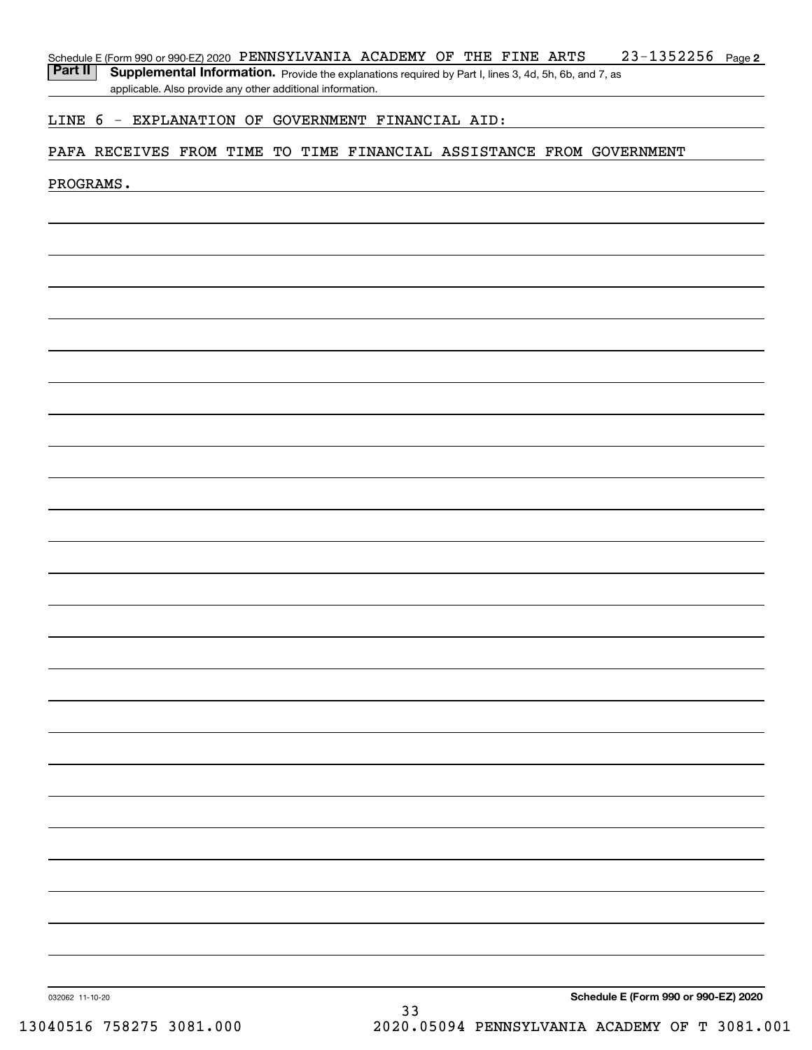Schedule E (Form 990 or 990-EZ) 2020 PENNSYLVANIA ACADEMY OF THE FINE ARTS 23-1352256 Page 2

**Part II** **Supplemental Information.** Provide the explanations required by Part I, lines 3, 4d, 5h, 6b, and 7, as applicable. Also provide any other additional information.

LINE 6 - EXPLANATION OF GOVERNMENT FINANCIAL AID:

PAFA RECEIVES FROM TIME TO TIME FINANCIAL ASSISTANCE FROM GOVERNMENT PROGRAMS.

032062 11-10-20

**Schedule E (Form 990 or 990-EZ) 2020**

13040516 758275 3081.000 2020.05094 PENNSYLVANIA ACADEMY OF T 3081.001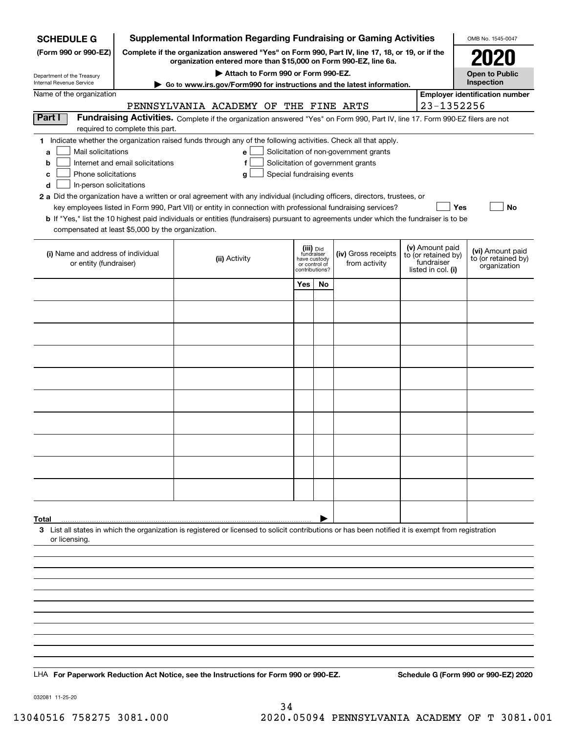**SCHEDULE G**
**(Form 990 or 990-EZ)**

Department of the Treasury
Internal Revenue Service

# Supplemental Information Regarding Fundraising or Gaming Activities

**Complete if the organization answered "Yes" on Form 990, Part IV, line 17, 18, or 19, or if the organization entered more than $15,000 on Form 990-EZ, line 6a.**

▶ **Attach to Form 990 or Form 990-EZ.**

▶ **Go to www.irs.gov/Form990 for instructions and the latest information.**

OMB No. 1545-0047

**2020**

**Open to Public Inspection**

Name of the organization: PENNSYLVANIA ACADEMY OF THE FINE ARTS

**Employer identification number**: 23-1352256

## Part I Fundraising Activities.

Complete if the organization answered "Yes" on Form 990, Part IV, line 17. Form 990-EZ filers are not required to complete this part.

**1** Indicate whether the organization raised funds through any of the following activities. Check all that apply.

- **a** ☐ Mail solicitations
- **b** ☐ Internet and email solicitations
- **c** ☐ Phone solicitations
- **d** ☐ In-person solicitations
- **e** ☐ Solicitation of non-government grants
- **f** ☐ Solicitation of government grants
- **g** ☐ Special fundraising events

**2 a** Did the organization have a written or oral agreement with any individual (including officers, directors, trustees, or key employees listed in Form 990, Part VII) or entity in connection with professional fundraising services? ☐ **Yes** ☐ **No**

**b** If "Yes," list the 10 highest paid individuals or entities (fundraisers) pursuant to agreements under which the fundraiser is to be compensated at least $5,000 by the organization.

| (i) Name and address of individual or entity (fundraiser) | (ii) Activity | (iii) Did fundraiser have custody or control of contributions? Yes | No | (iv) Gross receipts from activity | (v) Amount paid to (or retained by) fundraiser listed in col. (i) | (vi) Amount paid to (or retained by) organization |
|---|---|---|---|---|---|---|
| | | | | | | |
| | | | | | | |
| | | | | | | |
| | | | | | | |
| | | | | | | |
| | | | | | | |
| | | | | | | |
| | | | | | | |
| | | | | | | |
| | | | | | | |
| **Total** ▶ | | | | | | |

**3** List all states in which the organization is registered or licensed to solicit contributions or has been notified it is exempt from registration or licensing.

LHA **For Paperwork Reduction Act Notice, see the Instructions for Form 990 or 990-EZ.** **Schedule G (Form 990 or 990-EZ) 2020**

032081 11-25-20

13040516 758275 3081.000 2020.05094 PENNSYLVANIA ACADEMY OF T 3081.001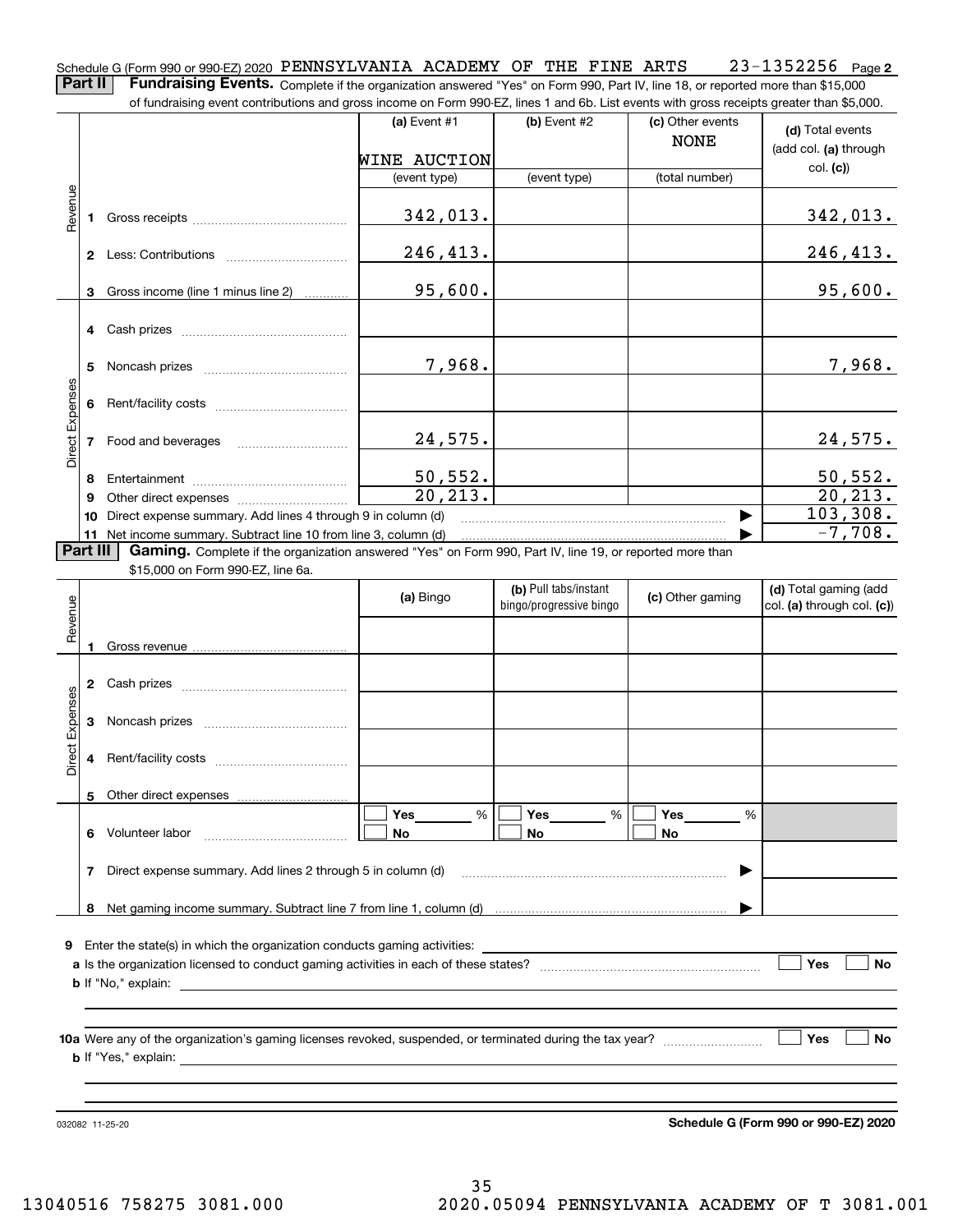Schedule G (Form 990 or 990-EZ) 2020 PENNSYLVANIA ACADEMY OF THE FINE ARTS 23-1352256 Page 2

**Part II** **Fundraising Events.** Complete if the organization answered "Yes" on Form 990, Part IV, line 18, or reported more than $15,000 of fundraising event contributions and gross income on Form 990-EZ, lines 1 and 6b. List events with gross receipts greater than $5,000.

| | | (a) Event #1<br>WINE AUCTION<br>(event type) | (b) Event #2<br><br>(event type) | (c) Other events<br>NONE<br>(total number) | (d) Total events (add col. (a) through col. (c)) |
|---|---|---|---|---|---|
| Revenue | 1 Gross receipts | 342,013. | | | 342,013. |
| | 2 Less: Contributions | 246,413. | | | 246,413. |
| | 3 Gross income (line 1 minus line 2) | 95,600. | | | 95,600. |
| Direct Expenses | 4 Cash prizes | | | | |
| | 5 Noncash prizes | 7,968. | | | 7,968. |
| | 6 Rent/facility costs | | | | |
| | 7 Food and beverages | 24,575. | | | 24,575. |
| | 8 Entertainment | 50,552. | | | 50,552. |
| | 9 Other direct expenses | 20,213. | | | 20,213. |
| | 10 Direct expense summary. Add lines 4 through 9 in column (d) | | | ▶ | 103,308. |
| | 11 Net income summary. Subtract line 10 from line 3, column (d) | | | ▶ | -7,708. |

**Part III** **Gaming.** Complete if the organization answered "Yes" on Form 990, Part IV, line 19, or reported more than $15,000 on Form 990-EZ, line 6a.

| | | (a) Bingo | (b) Pull tabs/instant bingo/progressive bingo | (c) Other gaming | (d) Total gaming (add col. (a) through col. (c)) |
|---|---|---|---|---|---|
| Revenue | 1 Gross revenue | | | | |
| Direct Expenses | 2 Cash prizes | | | | |
| | 3 Noncash prizes | | | | |
| | 4 Rent/facility costs | | | | |
| | 5 Other direct expenses | | | | |
| | 6 Volunteer labor | ☐ Yes ____ %<br>☐ No | ☐ Yes ____ %<br>☐ No | ☐ Yes ____ %<br>☐ No | |
| | 7 Direct expense summary. Add lines 2 through 5 in column (d) | | | ▶ | |
| | 8 Net gaming income summary. Subtract line 7 from line 1, column (d) | | | ▶ | |

9 Enter the state(s) in which the organization conducts gaming activities: ____________

a Is the organization licensed to conduct gaming activities in each of these states? ☐ Yes ☐ No

b If "No," explain: ____________

10a Were any of the organization's gaming licenses revoked, suspended, or terminated during the tax year? ☐ Yes ☐ No

b If "Yes," explain: ____________

032082 11-25-20

**Schedule G (Form 990 or 990-EZ) 2020**

13040516 758275 3081.000 2020.05094 PENNSYLVANIA ACADEMY OF T 3081.001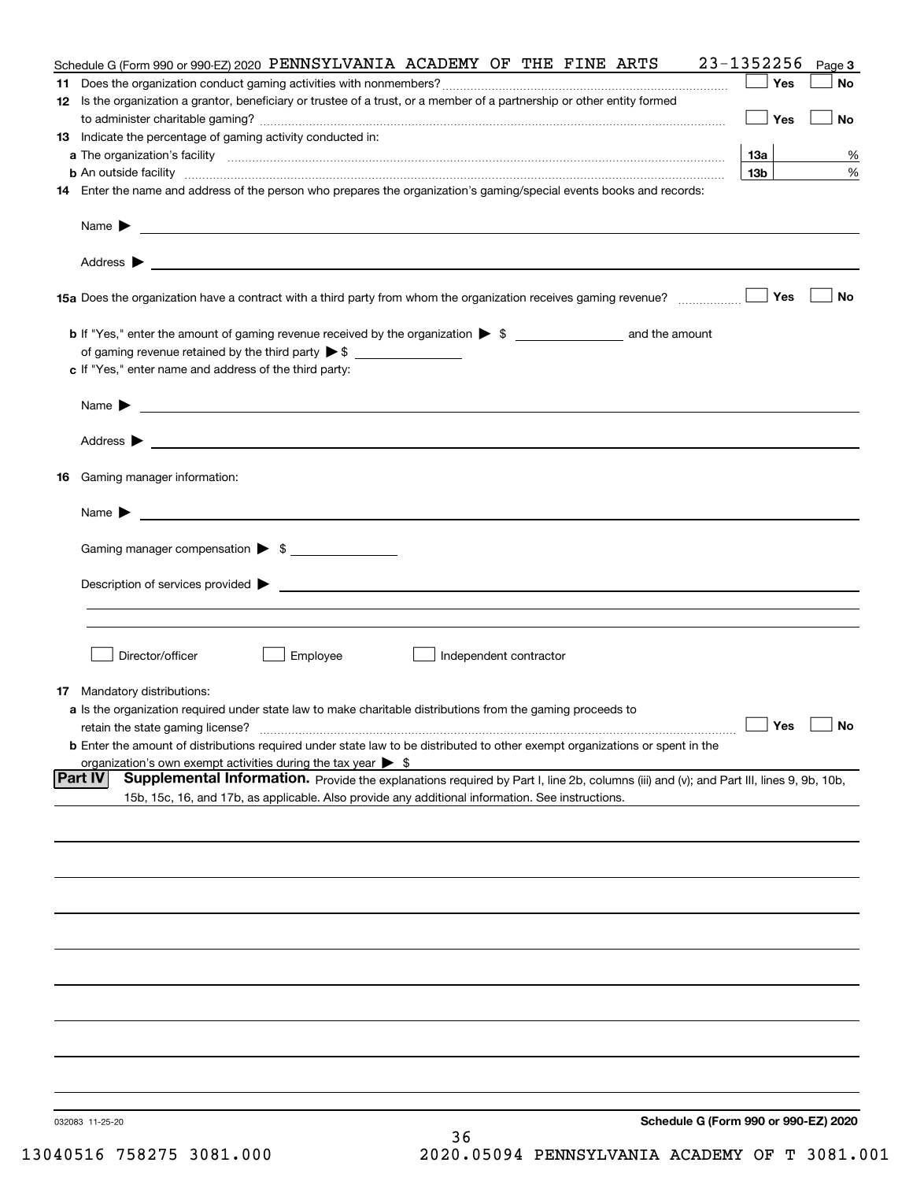Schedule G (Form 990 or 990-EZ) 2020 PENNSYLVANIA ACADEMY OF THE FINE ARTS 23-1352256 Page 3

**11** Does the organization conduct gaming activities with nonmembers? ☐ Yes ☐ No

**12** Is the organization a grantor, beneficiary or trustee of a trust, or a member of a partnership or other entity formed to administer charitable gaming? ☐ Yes ☐ No

**13** Indicate the percentage of gaming activity conducted in:

**a** The organization's facility **13a** %

**b** An outside facility **13b** %

**14** Enter the name and address of the person who prepares the organization's gaming/special events books and records:

Name ▶

Address ▶

**15a** Does the organization have a contract with a third party from whom the organization receives gaming revenue? ☐ Yes ☐ No

**b** If "Yes," enter the amount of gaming revenue received by the organization ▶ $ ______ and the amount of gaming revenue retained by the third party ▶ $ ______

**c** If "Yes," enter name and address of the third party:

Name ▶

Address ▶

**16** Gaming manager information:

Name ▶

Gaming manager compensation ▶ $

Description of services provided ▶

☐ Director/officer ☐ Employee ☐ Independent contractor

**17** Mandatory distributions:

**a** Is the organization required under state law to make charitable distributions from the gaming proceeds to retain the state gaming license? ☐ Yes ☐ No

**b** Enter the amount of distributions required under state law to be distributed to other exempt organizations or spent in the organization's own exempt activities during the tax year ▶ $

**Part IV** **Supplemental Information.** Provide the explanations required by Part I, line 2b, columns (iii) and (v); and Part III, lines 9, 9b, 10b, 15b, 15c, 16, and 17b, as applicable. Also provide any additional information. See instructions.

032083 11-25-20

**Schedule G (Form 990 or 990-EZ) 2020**

13040516 758275 3081.000 2020.05094 PENNSYLVANIA ACADEMY OF T 3081.001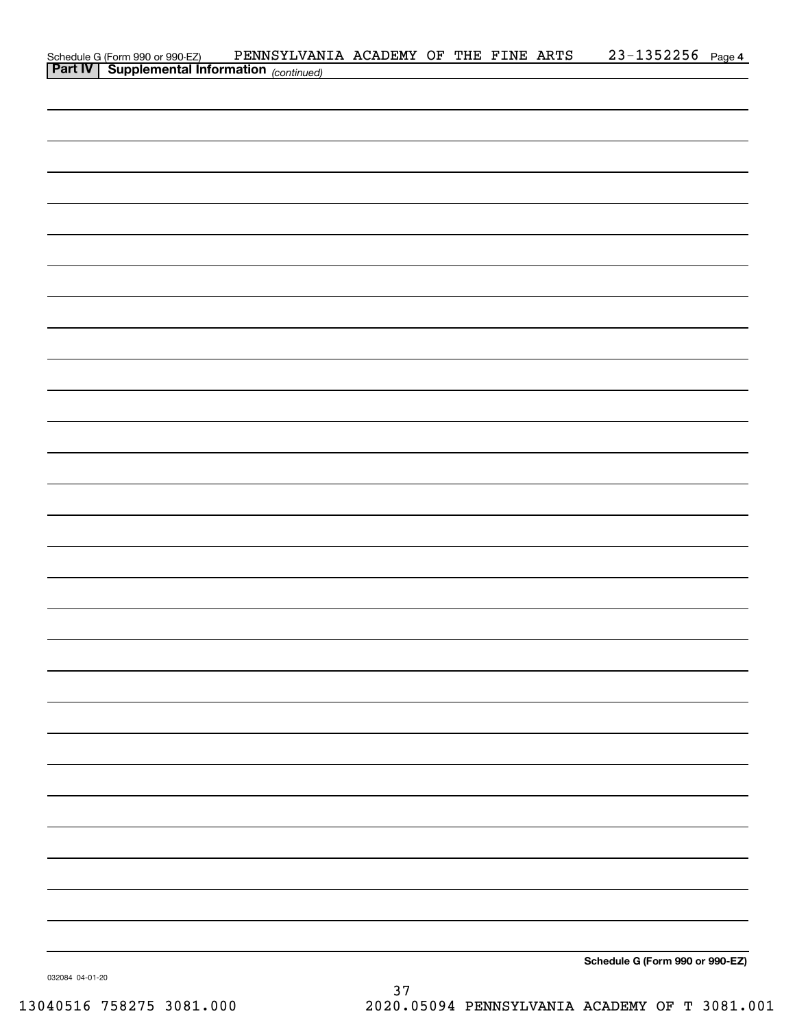Schedule G (Form 990 or 990-EZ) PENNSYLVANIA ACADEMY OF THE FINE ARTS 23-1352256 Page 4

## Part IV | Supplemental Information *(continued)*

Schedule G (Form 990 or 990-EZ)

032084 04-01-20

13040516 758275 3081.000 2020.05094 PENNSYLVANIA ACADEMY OF T 3081.001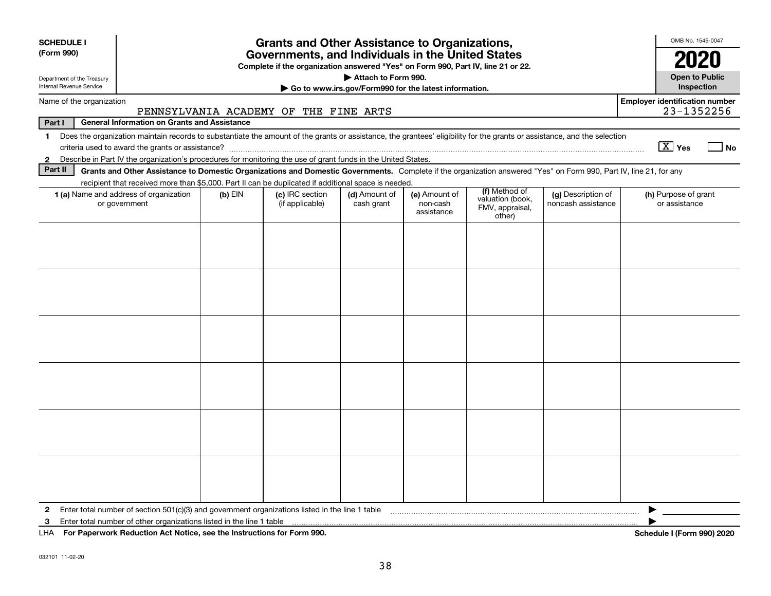**SCHEDULE I (Form 990)**

Department of the Treasury
Internal Revenue Service

# Grants and Other Assistance to Organizations, Governments, and Individuals in the United States

**Complete if the organization answered "Yes" on Form 990, Part IV, line 21 or 22.**
**▶ Attach to Form 990.**
**▶ Go to www.irs.gov/Form990 for the latest information.**

OMB No. 1545-0047
**2020**
**Open to Public Inspection**

Name of the organization: PENNSYLVANIA ACADEMY OF THE FINE ARTS

**Employer identification number** 23-1352256

**Part I General Information on Grants and Assistance**

1 Does the organization maintain records to substantiate the amount of the grants or assistance, the grantees' eligibility for the grants or assistance, and the selection criteria used to award the grants or assistance? [X] Yes [ ] No

2 Describe in Part IV the organization's procedures for monitoring the use of grant funds in the United States.

**Part II Grants and Other Assistance to Domestic Organizations and Domestic Governments.** Complete if the organization answered "Yes" on Form 990, Part IV, line 21, for any recipient that received more than $5,000. Part II can be duplicated if additional space is needed.

| 1 (a) Name and address of organization or government | (b) EIN | (c) IRC section (if applicable) | (d) Amount of cash grant | (e) Amount of non-cash assistance | (f) Method of valuation (book, FMV, appraisal, other) | (g) Description of noncash assistance | (h) Purpose of grant or assistance |
|---|---|---|---|---|---|---|---|
| | | | | | | | |
| | | | | | | | |
| | | | | | | | |
| | | | | | | | |
| | | | | | | | |
| | | | | | | | |

2 Enter total number of section 501(c)(3) and government organizations listed in the line 1 table ▶

3 Enter total number of other organizations listed in the line 1 table ▶

LHA **For Paperwork Reduction Act Notice, see the Instructions for Form 990.** **Schedule I (Form 990) 2020**

032101 11-02-20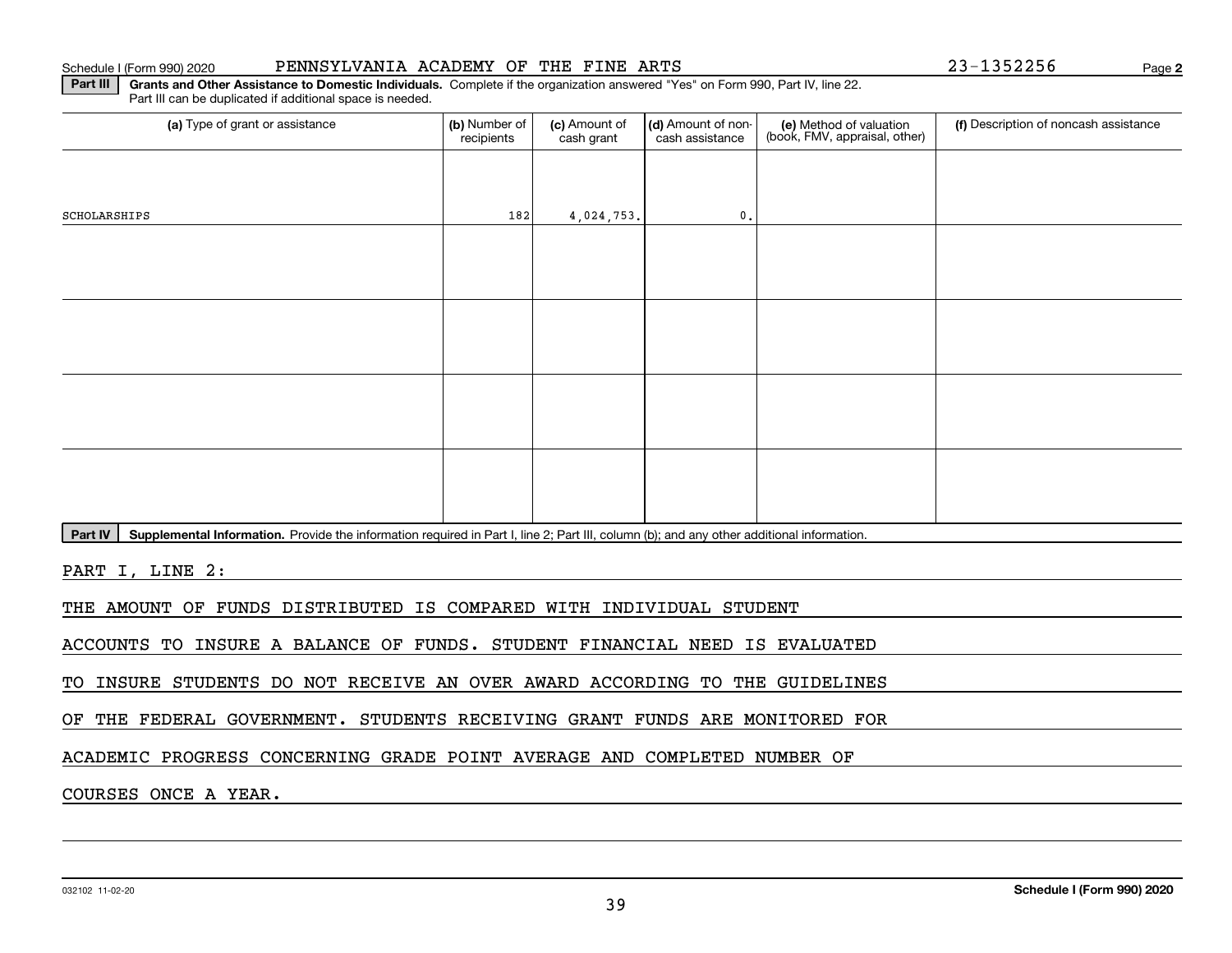Schedule I (Form 990) 2020 PENNSYLVANIA ACADEMY OF THE FINE ARTS 23-1352256 Page **2**

**Part III** **Grants and Other Assistance to Domestic Individuals.** Complete if the organization answered "Yes" on Form 990, Part IV, line 22. Part III can be duplicated if additional space is needed.

| (a) Type of grant or assistance | (b) Number of recipients | (c) Amount of cash grant | (d) Amount of non-cash assistance | (e) Method of valuation (book, FMV, appraisal, other) | (f) Description of noncash assistance |
|---|---|---|---|---|---|
| SCHOLARSHIPS | 182 | 4,024,753. | 0. | | |
| | | | | | |
| | | | | | |
| | | | | | |
| | | | | | |

**Part IV** **Supplemental Information.** Provide the information required in Part I, line 2; Part III, column (b); and any other additional information.

PART I, LINE 2:

THE AMOUNT OF FUNDS DISTRIBUTED IS COMPARED WITH INDIVIDUAL STUDENT ACCOUNTS TO INSURE A BALANCE OF FUNDS. STUDENT FINANCIAL NEED IS EVALUATED TO INSURE STUDENTS DO NOT RECEIVE AN OVER AWARD ACCORDING TO THE GUIDELINES OF THE FEDERAL GOVERNMENT. STUDENTS RECEIVING GRANT FUNDS ARE MONITORED FOR ACADEMIC PROGRESS CONCERNING GRADE POINT AVERAGE AND COMPLETED NUMBER OF COURSES ONCE A YEAR.

032102 11-02-20 **Schedule I (Form 990) 2020**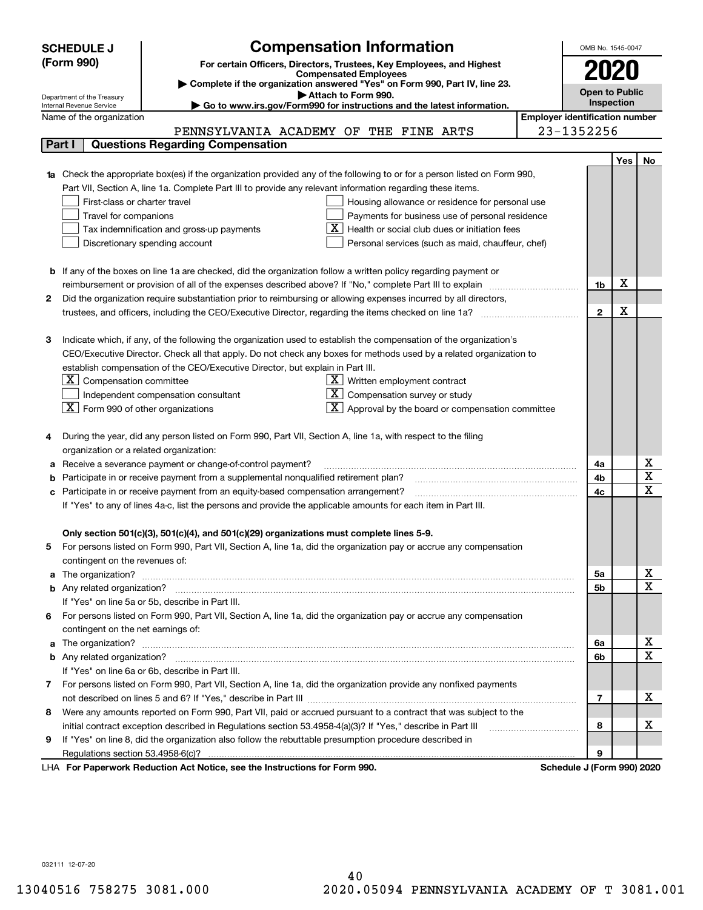**SCHEDULE J (Form 990)**

Department of the Treasury
Internal Revenue Service

# Compensation Information

**For certain Officers, Directors, Trustees, Key Employees, and Highest Compensated Employees**

▶ Complete if the organization answered "Yes" on Form 990, Part IV, line 23.
▶ Attach to Form 990.
▶ Go to www.irs.gov/Form990 for instructions and the latest information.

OMB No. 1545-0047

**2020**

**Open to Public Inspection**

Name of the organization: PENNSYLVANIA ACADEMY OF THE FINE ARTS

Employer identification number: 23-1352256

## Part I | Questions Regarding Compensation

| | | | Yes | No |
|---|---|---|---|---|
| **1a** | Check the appropriate box(es) if the organization provided any of the following to or for a person listed on Form 990, Part VII, Section A, line 1a. Complete Part III to provide any relevant information regarding these items.<br>☐ First-class or charter travel ☐ Housing allowance or residence for personal use<br>☐ Travel for companions ☐ Payments for business use of personal residence<br>☐ Tax indemnification and gross-up payments ☒ Health or social club dues or initiation fees<br>☐ Discretionary spending account ☐ Personal services (such as maid, chauffeur, chef) | | | |
| **b** | If any of the boxes on line 1a are checked, did the organization follow a written policy regarding payment or reimbursement or provision of all of the expenses described above? If "No," complete Part III to explain | 1b | X | |
| **2** | Did the organization require substantiation prior to reimbursing or allowing expenses incurred by all directors, trustees, and officers, including the CEO/Executive Director, regarding the items checked on line 1a? | 2 | X | |
| **3** | Indicate which, if any, of the following the organization used to establish the compensation of the organization's CEO/Executive Director. Check all that apply. Do not check any boxes for methods used by a related organization to establish compensation of the CEO/Executive Director, but explain in Part III.<br>☒ Compensation committee ☒ Written employment contract<br>☐ Independent compensation consultant ☒ Compensation survey or study<br>☒ Form 990 of other organizations ☒ Approval by the board or compensation committee | | | |
| **4** | During the year, did any person listed on Form 990, Part VII, Section A, line 1a, with respect to the filing organization or a related organization: | | | |
| **a** | Receive a severance payment or change-of-control payment? | 4a | | X |
| **b** | Participate in or receive payment from a supplemental nonqualified retirement plan? | 4b | | X |
| **c** | Participate in or receive payment from an equity-based compensation arrangement? | 4c | | X |
| | If "Yes" to any of lines 4a-c, list the persons and provide the applicable amounts for each item in Part III. | | | |
| | **Only section 501(c)(3), 501(c)(4), and 501(c)(29) organizations must complete lines 5-9.** | | | |
| **5** | For persons listed on Form 990, Part VII, Section A, line 1a, did the organization pay or accrue any compensation contingent on the revenues of: | | | |
| **a** | The organization? | 5a | | X |
| **b** | Any related organization? | 5b | | X |
| | If "Yes" on line 5a or 5b, describe in Part III. | | | |
| **6** | For persons listed on Form 990, Part VII, Section A, line 1a, did the organization pay or accrue any compensation contingent on the net earnings of: | | | |
| **a** | The organization? | 6a | | X |
| **b** | Any related organization? | 6b | | X |
| | If "Yes" on line 6a or 6b, describe in Part III. | | | |
| **7** | For persons listed on Form 990, Part VII, Section A, line 1a, did the organization provide any nonfixed payments not described on lines 5 and 6? If "Yes," describe in Part III | 7 | | X |
| **8** | Were any amounts reported on Form 990, Part VII, paid or accrued pursuant to a contract that was subject to the initial contract exception described in Regulations section 53.4958-4(a)(3)? If "Yes," describe in Part III | 8 | | X |
| **9** | If "Yes" on line 8, did the organization also follow the rebuttable presumption procedure described in Regulations section 53.4958-6(c)? | 9 | | |

LHA **For Paperwork Reduction Act Notice, see the Instructions for Form 990.** **Schedule J (Form 990) 2020**

032111 12-07-20

13040516 758275 3081.000 2020.05094 PENNSYLVANIA ACADEMY OF T 3081.001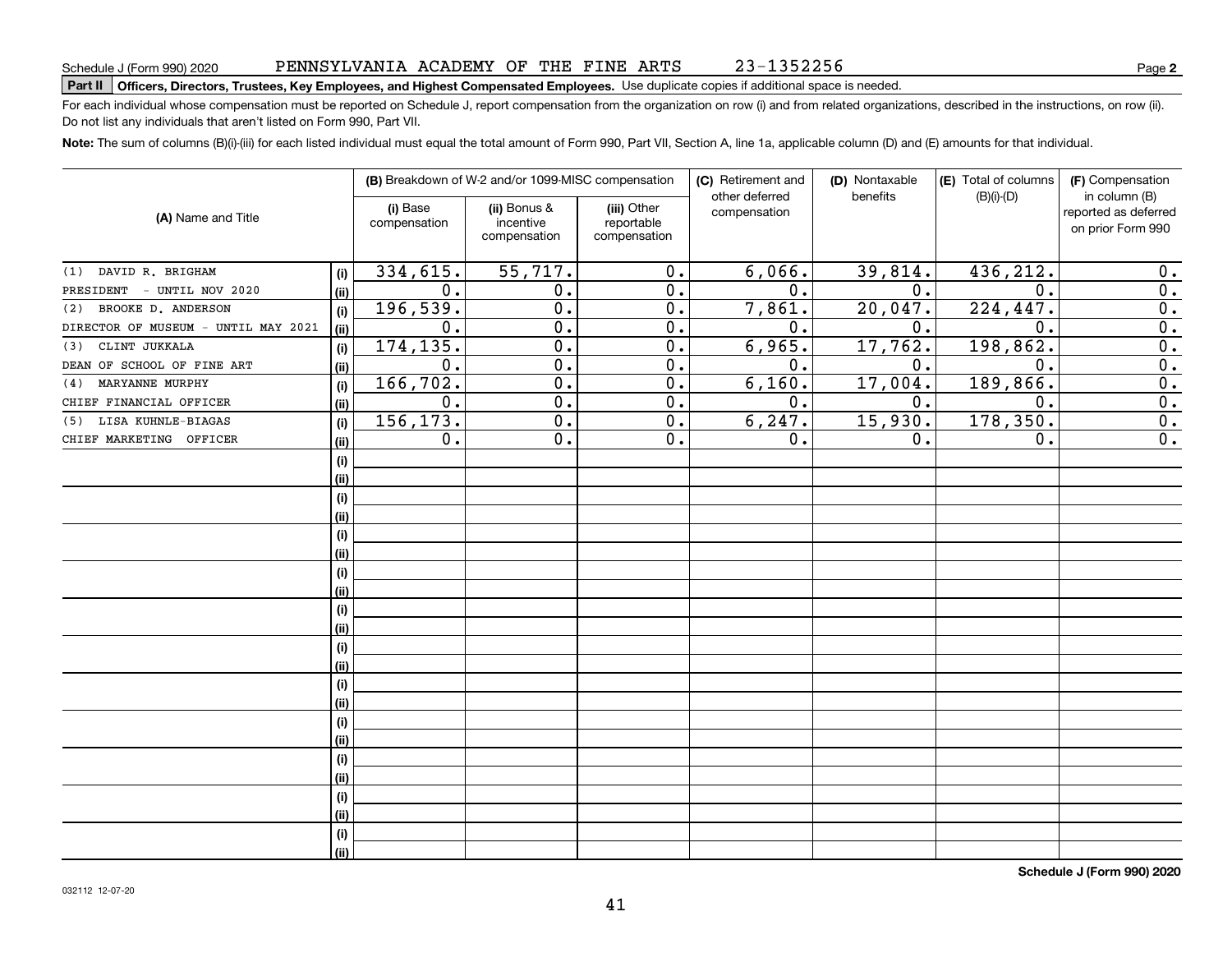Schedule J (Form 990) 2020 PENNSYLVANIA ACADEMY OF THE FINE ARTS 23-1352256 Page **2**

**Part II** **Officers, Directors, Trustees, Key Employees, and Highest Compensated Employees.** Use duplicate copies if additional space is needed.

For each individual whose compensation must be reported on Schedule J, report compensation from the organization on row (i) and from related organizations, described in the instructions, on row (ii). Do not list any individuals that aren't listed on Form 990, Part VII.

**Note:** The sum of columns (B)(i)-(iii) for each listed individual must equal the total amount of Form 990, Part VII, Section A, line 1a, applicable column (D) and (E) amounts for that individual.

| (A) Name and Title | | (B) Breakdown of W-2 and/or 1099-MISC compensation | | | (C) Retirement and other deferred compensation | (D) Nontaxable benefits | (E) Total of columns (B)(i)-(D) | (F) Compensation in column (B) reported as deferred on prior Form 990 |
|---|---|---|---|---|---|---|---|---|
| | | (i) Base compensation | (ii) Bonus & incentive compensation | (iii) Other reportable compensation | | | | |
| (1) DAVID R. BRIGHAM | (i) | 334,615. | 55,717. | 0. | 6,066. | 39,814. | 436,212. | 0. |
| PRESIDENT - UNTIL NOV 2020 | (ii) | 0. | 0. | 0. | 0. | 0. | 0. | 0. |
| (2) BROOKE D. ANDERSON | (i) | 196,539. | 0. | 0. | 7,861. | 20,047. | 224,447. | 0. |
| DIRECTOR OF MUSEUM - UNTIL MAY 2021 | (ii) | 0. | 0. | 0. | 0. | 0. | 0. | 0. |
| (3) CLINT JUKKALA | (i) | 174,135. | 0. | 0. | 6,965. | 17,762. | 198,862. | 0. |
| DEAN OF SCHOOL OF FINE ART | (ii) | 0. | 0. | 0. | 0. | 0. | 0. | 0. |
| (4) MARYANNE MURPHY | (i) | 166,702. | 0. | 0. | 6,160. | 17,004. | 189,866. | 0. |
| CHIEF FINANCIAL OFFICER | (ii) | 0. | 0. | 0. | 0. | 0. | 0. | 0. |
| (5) LISA KUHNLE-BIAGAS | (i) | 156,173. | 0. | 0. | 6,247. | 15,930. | 178,350. | 0. |
| CHIEF MARKETING OFFICER | (ii) | 0. | 0. | 0. | 0. | 0. | 0. | 0. |
| | (i) | | | | | | | |
| | (ii) | | | | | | | |
| | (i) | | | | | | | |
| | (ii) | | | | | | | |
| | (i) | | | | | | | |
| | (ii) | | | | | | | |
| | (i) | | | | | | | |
| | (ii) | | | | | | | |
| | (i) | | | | | | | |
| | (ii) | | | | | | | |
| | (i) | | | | | | | |
| | (ii) | | | | | | | |
| | (i) | | | | | | | |
| | (ii) | | | | | | | |
| | (i) | | | | | | | |
| | (ii) | | | | | | | |
| | (i) | | | | | | | |
| | (ii) | | | | | | | |
| | (i) | | | | | | | |
| | (ii) | | | | | | | |
| | (i) | | | | | | | |
| | (ii) | | | | | | | |

032112 12-07-20

**Schedule J (Form 990) 2020**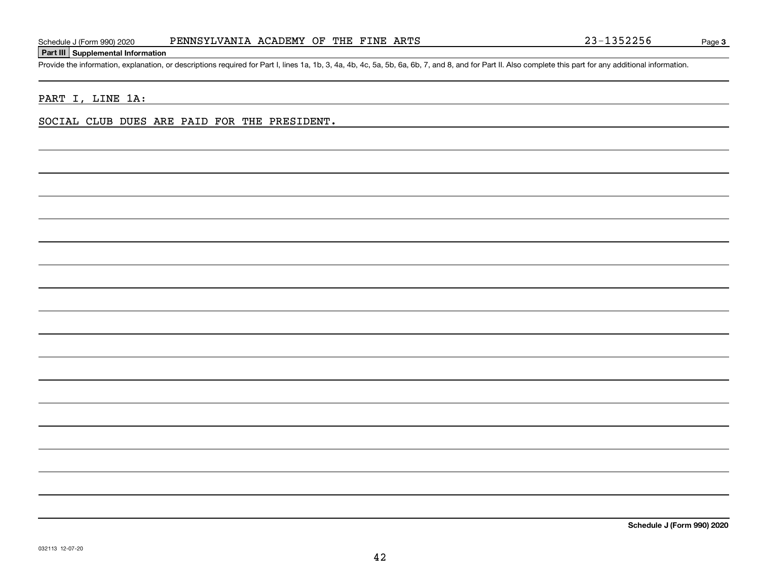Schedule J (Form 990) 2020 PENNSYLVANIA ACADEMY OF THE FINE ARTS 23-1352256 Page 3

**Part III Supplemental Information**

Provide the information, explanation, or descriptions required for Part I, lines 1a, 1b, 3, 4a, 4b, 4c, 5a, 5b, 6a, 6b, 7, and 8, and for Part II. Also complete this part for any additional information.

PART I, LINE 1A:

SOCIAL CLUB DUES ARE PAID FOR THE PRESIDENT.

Schedule J (Form 990) 2020

032113 12-07-20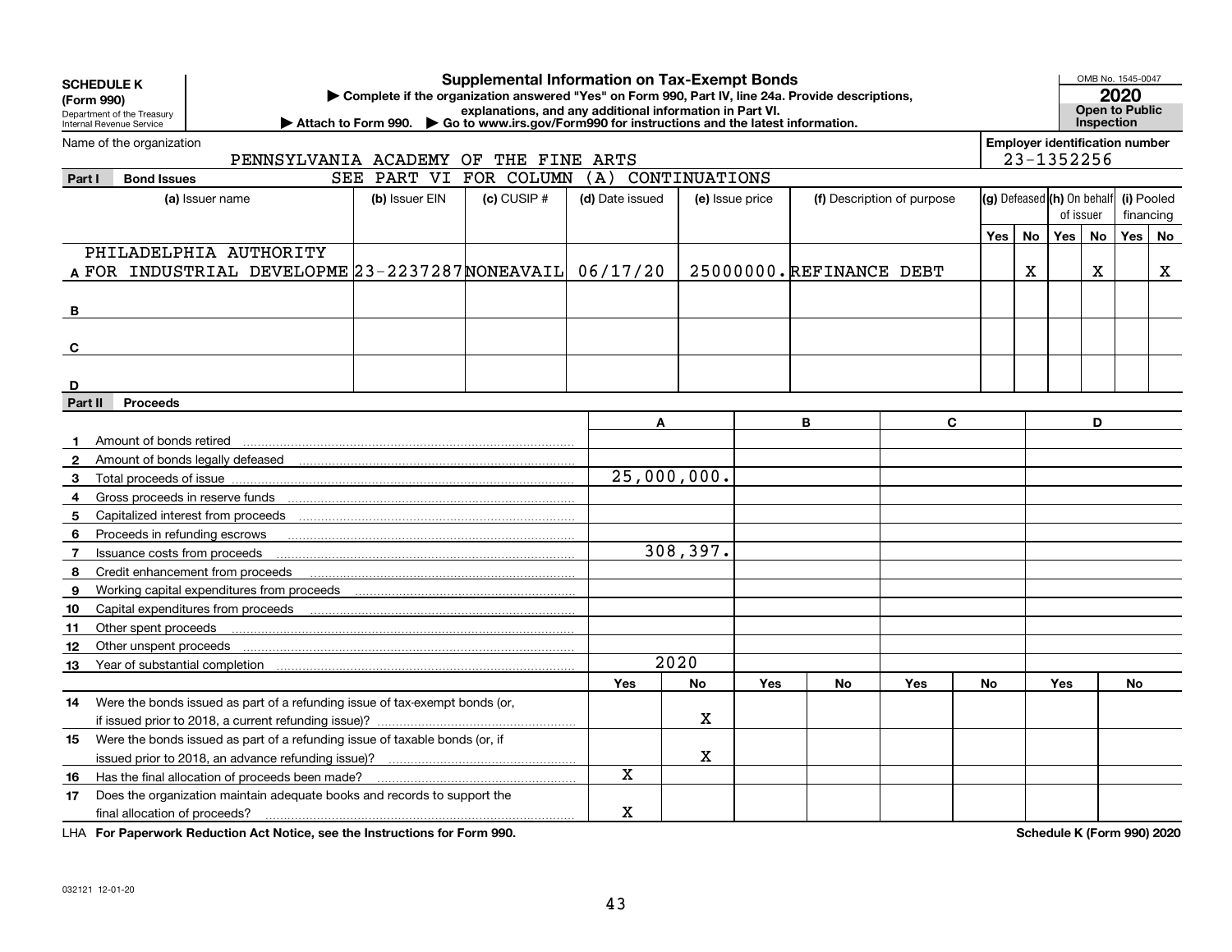**SCHEDULE K (Form 990)**
Department of the Treasury
Internal Revenue Service

# Supplemental Information on Tax-Exempt Bonds

▶ Complete if the organization answered "Yes" on Form 990, Part IV, line 24a. Provide descriptions, explanations, and any additional information in Part VI.
▶ Attach to Form 990. ▶ Go to www.irs.gov/Form990 for instructions and the latest information.

OMB No. 1545-0047
**2020**
**Open to Public Inspection**

Name of the organization: PENNSYLVANIA ACADEMY OF THE FINE ARTS

Employer identification number: 23-1352256

## Part I Bond Issues

SEE PART VI FOR COLUMN (A) CONTINUATIONS

| | (a) Issuer name | (b) Issuer EIN | (c) CUSIP # | (d) Date issued | (e) Issue price | (f) Description of purpose | (g) Defeased Yes | (g) Defeased No | (h) On behalf of issuer Yes | (h) On behalf of issuer No | (i) Pooled financing Yes | (i) Pooled financing No |
|---|---|---|---|---|---|---|---|---|---|---|---|---|
| A | PHILADELPHIA AUTHORITY FOR INDUSTRIAL DEVELOPME | 23-2237287 | NONEAVAIL | 06/17/20 | 25000000. | REFINANCE DEBT | | X | | X | | X |
| B | | | | | | | | | | | | |
| C | | | | | | | | | | | | |
| D | | | | | | | | | | | | |

## Part II Proceeds

| | | A | | B | | C | | D | |
|---|---|---|---|---|---|---|---|---|---|
| 1 | Amount of bonds retired | | | | | | | | |
| 2 | Amount of bonds legally defeased | | | | | | | | |
| 3 | Total proceeds of issue | 25,000,000. | | | | | | | |
| 4 | Gross proceeds in reserve funds | | | | | | | | |
| 5 | Capitalized interest from proceeds | | | | | | | | |
| 6 | Proceeds in refunding escrows | | | | | | | | |
| 7 | Issuance costs from proceeds | 308,397. | | | | | | | |
| 8 | Credit enhancement from proceeds | | | | | | | | |
| 9 | Working capital expenditures from proceeds | | | | | | | | |
| 10 | Capital expenditures from proceeds | | | | | | | | |
| 11 | Other spent proceeds | | | | | | | | |
| 12 | Other unspent proceeds | | | | | | | | |
| 13 | Year of substantial completion | 2020 | | | | | | | |
| | | Yes | No | Yes | No | Yes | No | Yes | No |
| 14 | Were the bonds issued as part of a refunding issue of tax-exempt bonds (or, if issued prior to 2018, a current refunding issue)? | | X | | | | | | |
| 15 | Were the bonds issued as part of a refunding issue of taxable bonds (or, if issued prior to 2018, an advance refunding issue)? | | X | | | | | | |
| 16 | Has the final allocation of proceeds been made? | X | | | | | | | |
| 17 | Does the organization maintain adequate books and records to support the final allocation of proceeds? | X | | | | | | | |

LHA **For Paperwork Reduction Act Notice, see the Instructions for Form 990.** **Schedule K (Form 990) 2020**

032121 12-01-20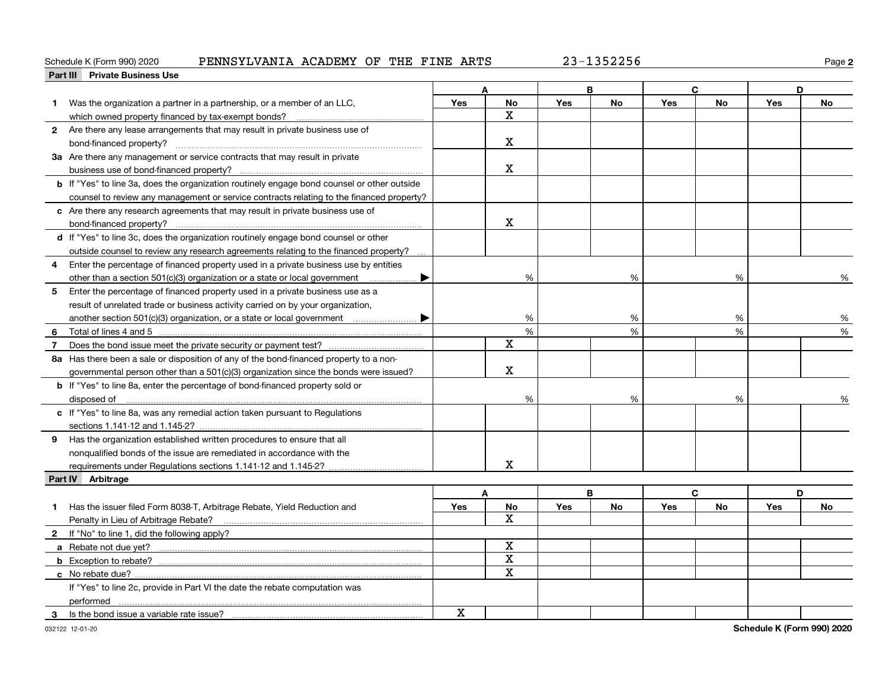Schedule K (Form 990) 2020 PENNSYLVANIA ACADEMY OF THE FINE ARTS 23-1352256

## Part III Private Business Use

| | A | | B | | C | | D | |
|---|---|---|---|---|---|---|---|---|
| | Yes | No | Yes | No | Yes | No | Yes | No |
| 1 Was the organization a partner in a partnership, or a member of an LLC, which owned property financed by tax-exempt bonds? | | X | | | | | | |
| 2 Are there any lease arrangements that may result in private business use of bond-financed property? | | X | | | | | | |
| 3a Are there any management or service contracts that may result in private business use of bond-financed property? | | X | | | | | | |
| b If "Yes" to line 3a, does the organization routinely engage bond counsel or other outside counsel to review any management or service contracts relating to the financed property? | | | | | | | | |
| c Are there any research agreements that may result in private business use of bond-financed property? | | X | | | | | | |
| d If "Yes" to line 3c, does the organization routinely engage bond counsel or other outside counsel to review any research agreements relating to the financed property? | | | | | | | | |
| 4 Enter the percentage of financed property used in a private business use by entities other than a section 501(c)(3) organization or a state or local government ▶ | | % | | % | | % | | % |
| 5 Enter the percentage of financed property used in a private business use as a result of unrelated trade or business activity carried on by your organization, another section 501(c)(3) organization, or a state or local government ▶ | | % | | % | | % | | % |
| 6 Total of lines 4 and 5 | | % | | % | | % | | % |
| 7 Does the bond issue meet the private security or payment test? | | X | | | | | | |
| 8a Has there been a sale or disposition of any of the bond-financed property to a non-governmental person other than a 501(c)(3) organization since the bonds were issued? | | X | | | | | | |
| b If "Yes" to line 8a, enter the percentage of bond-financed property sold or disposed of | | % | | % | | % | | % |
| c If "Yes" to line 8a, was any remedial action taken pursuant to Regulations sections 1.141-12 and 1.145-2? | | | | | | | | |
| 9 Has the organization established written procedures to ensure that all nonqualified bonds of the issue are remediated in accordance with the requirements under Regulations sections 1.141-12 and 1.145-2? | | X | | | | | | |

## Part IV Arbitrage

| | A | | B | | C | | D | |
|---|---|---|---|---|---|---|---|---|
| | Yes | No | Yes | No | Yes | No | Yes | No |
| 1 Has the issuer filed Form 8038-T, Arbitrage Rebate, Yield Reduction and Penalty in Lieu of Arbitrage Rebate? | | X | | | | | | |
| 2 If "No" to line 1, did the following apply? | | | | | | | | |
| a Rebate not due yet? | | X | | | | | | |
| b Exception to rebate? | | X | | | | | | |
| c No rebate due? | | X | | | | | | |
| If "Yes" to line 2c, provide in Part VI the date the rebate computation was performed | | | | | | | | |
| 3 Is the bond issue a variable rate issue? | X | | | | | | | |

032122 12-01-20 Schedule K (Form 990) 2020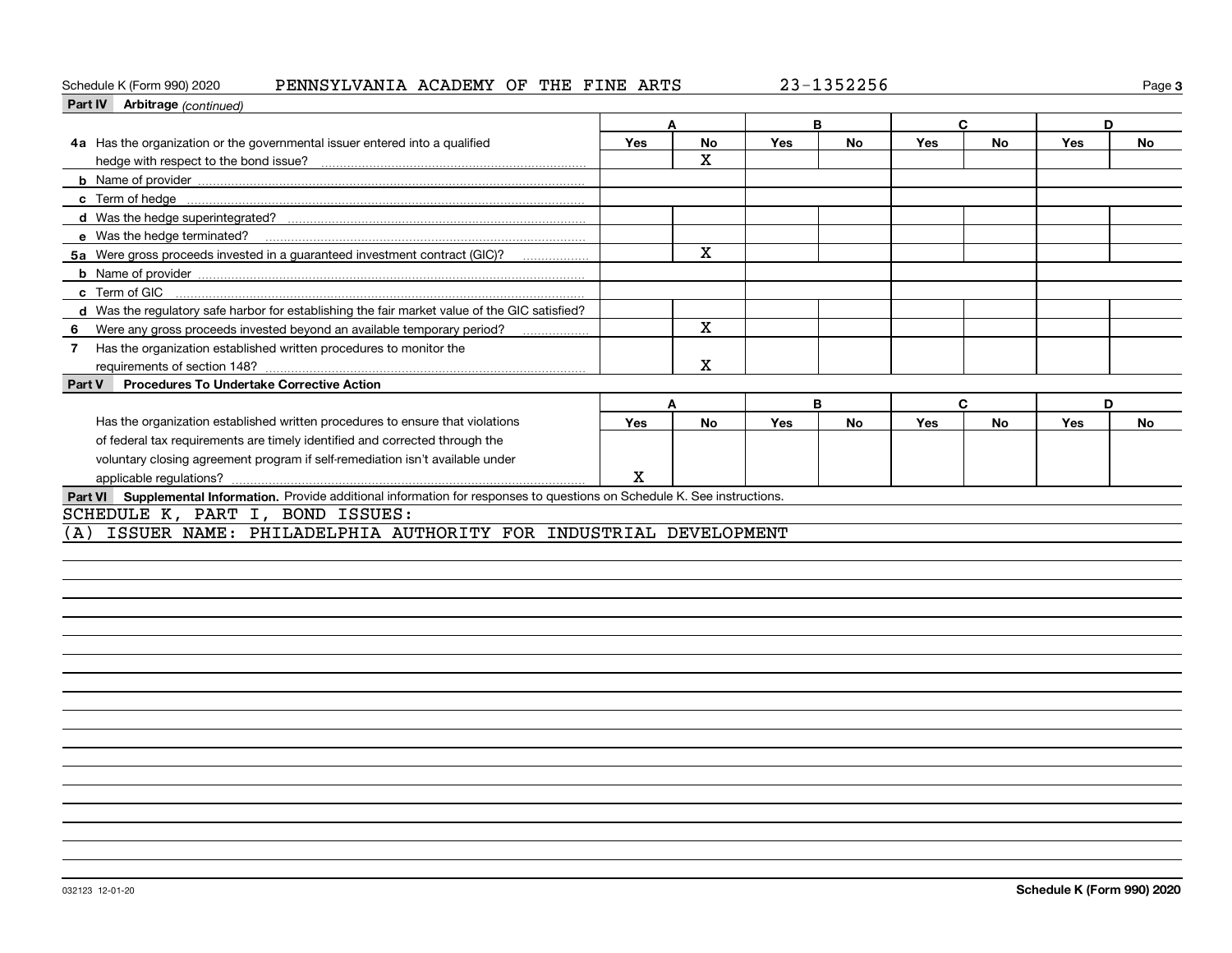Schedule K (Form 990) 2020 PENNSYLVANIA ACADEMY OF THE FINE ARTS 23-1352256

**Part IV Arbitrage** *(continued)*

| | A | | B | | C | | D | |
|---|---|---|---|---|---|---|---|---|
| | Yes | No | Yes | No | Yes | No | Yes | No |
| **4a** Has the organization or the governmental issuer entered into a qualified hedge with respect to the bond issue? | | X | | | | | | |
| **b** Name of provider | | | | | | | | |
| **c** Term of hedge | | | | | | | | |
| **d** Was the hedge superintegrated? | | | | | | | | |
| **e** Was the hedge terminated? | | | | | | | | |
| **5a** Were gross proceeds invested in a guaranteed investment contract (GIC)? | | X | | | | | | |
| **b** Name of provider | | | | | | | | |
| **c** Term of GIC | | | | | | | | |
| **d** Was the regulatory safe harbor for establishing the fair market value of the GIC satisfied? | | | | | | | | |
| **6** Were any gross proceeds invested beyond an available temporary period? | | X | | | | | | |
| **7** Has the organization established written procedures to monitor the requirements of section 148? | | X | | | | | | |

**Part V Procedures To Undertake Corrective Action**

| | A | | B | | C | | D | |
|---|---|---|---|---|---|---|---|---|
| | Yes | No | Yes | No | Yes | No | Yes | No |
| Has the organization established written procedures to ensure that violations of federal tax requirements are timely identified and corrected through the voluntary closing agreement program if self-remediation isn't available under applicable regulations? | X | | | | | | | |

**Part VI Supplemental Information.** Provide additional information for responses to questions on Schedule K. See instructions.

SCHEDULE K, PART I, BOND ISSUES:

(A) ISSUER NAME: PHILADELPHIA AUTHORITY FOR INDUSTRIAL DEVELOPMENT

032123 12-01-20 **Schedule K (Form 990) 2020**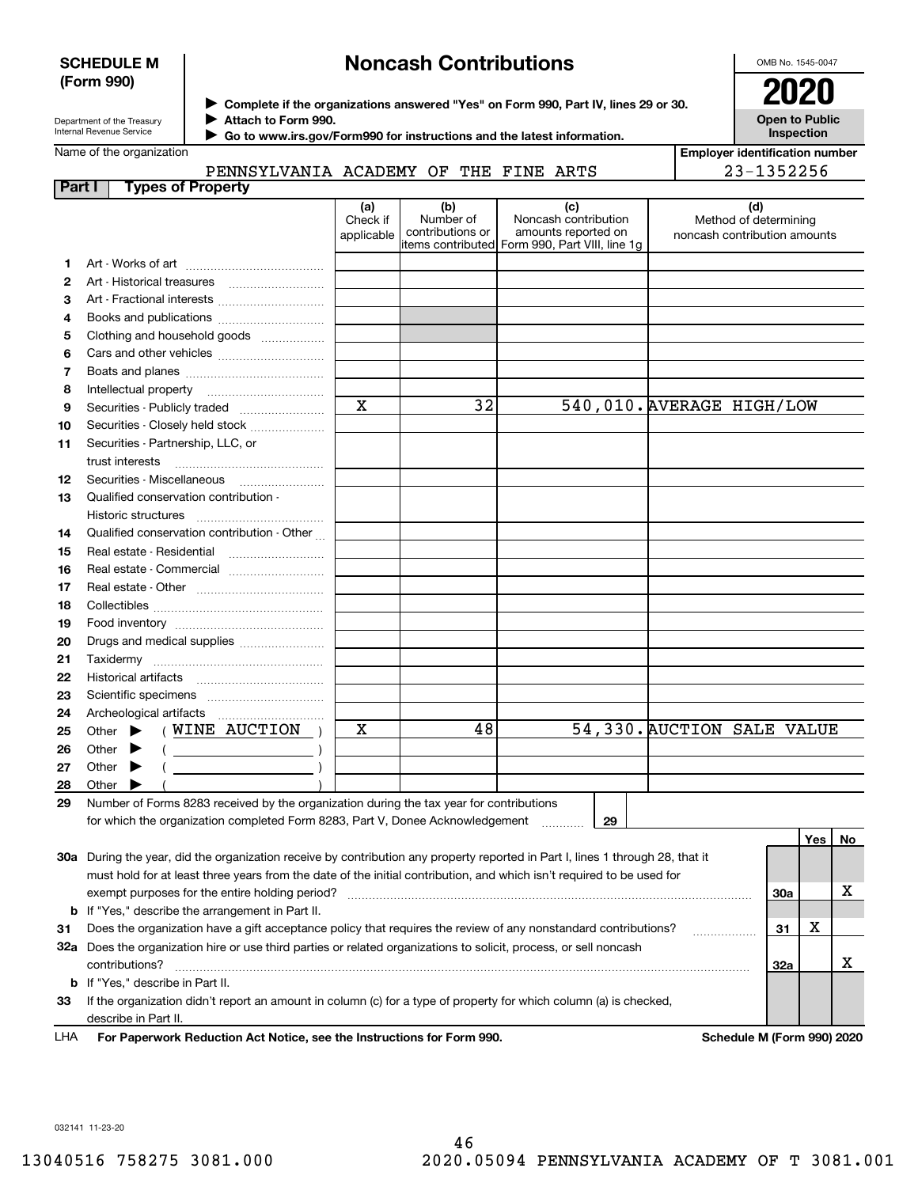**SCHEDULE M (Form 990)**

Department of the Treasury
Internal Revenue Service

# Noncash Contributions

▶ Complete if the organizations answered "Yes" on Form 990, Part IV, lines 29 or 30.
▶ Attach to Form 990.
▶ Go to www.irs.gov/Form990 for instructions and the latest information.

OMB No. 1545-0047

**2020**

**Open to Public Inspection**

Name of the organization: PENNSYLVANIA ACADEMY OF THE FINE ARTS

Employer identification number: 23-1352256

## Part I Types of Property

| | | (a) Check if applicable | (b) Number of contributions or items contributed | (c) Noncash contribution amounts reported on Form 990, Part VIII, line 1g | (d) Method of determining noncash contribution amounts |
|---|---|---|---|---|---|
| 1 | Art - Works of art | | | | |
| 2 | Art - Historical treasures | | | | |
| 3 | Art - Fractional interests | | | | |
| 4 | Books and publications | | | | |
| 5 | Clothing and household goods | | | | |
| 6 | Cars and other vehicles | | | | |
| 7 | Boats and planes | | | | |
| 8 | Intellectual property | | | | |
| 9 | Securities - Publicly traded | X | 32 | 540,010. | AVERAGE HIGH/LOW |
| 10 | Securities - Closely held stock | | | | |
| 11 | Securities - Partnership, LLC, or trust interests | | | | |
| 12 | Securities - Miscellaneous | | | | |
| 13 | Qualified conservation contribution - Historic structures | | | | |
| 14 | Qualified conservation contribution - Other | | | | |
| 15 | Real estate - Residential | | | | |
| 16 | Real estate - Commercial | | | | |
| 17 | Real estate - Other | | | | |
| 18 | Collectibles | | | | |
| 19 | Food inventory | | | | |
| 20 | Drugs and medical supplies | | | | |
| 21 | Taxidermy | | | | |
| 22 | Historical artifacts | | | | |
| 23 | Scientific specimens | | | | |
| 24 | Archeological artifacts | | | | |
| 25 | Other ▶ ( WINE AUCTION ) | X | 48 | 54,330. | AUCTION SALE VALUE |
| 26 | Other ▶ ( ) | | | | |
| 27 | Other ▶ ( ) | | | | |
| 28 | Other ▶ ( ) | | | | |

29 Number of Forms 8283 received by the organization during the tax year for contributions for which the organization completed Form 8283, Part V, Donee Acknowledgement ..... **29**

| | | | Yes | No |
|---|---|---|---|---|
| 30a | During the year, did the organization receive by contribution any property reported in Part I, lines 1 through 28, that it must hold for at least three years from the date of the initial contribution, and which isn't required to be used for exempt purposes for the entire holding period? | 30a | | X |
| b | If "Yes," describe the arrangement in Part II. | | | |
| 31 | Does the organization have a gift acceptance policy that requires the review of any nonstandard contributions? | 31 | X | |
| 32a | Does the organization hire or use third parties or related organizations to solicit, process, or sell noncash contributions? | 32a | | X |
| b | If "Yes," describe in Part II. | | | |
| 33 | If the organization didn't report an amount in column (c) for a type of property for which column (a) is checked, describe in Part II. | | | |

LHA **For Paperwork Reduction Act Notice, see the Instructions for Form 990.** **Schedule M (Form 990) 2020**

032141 11-23-20

13040516 758275 3081.000 2020.05094 PENNSYLVANIA ACADEMY OF T 3081.001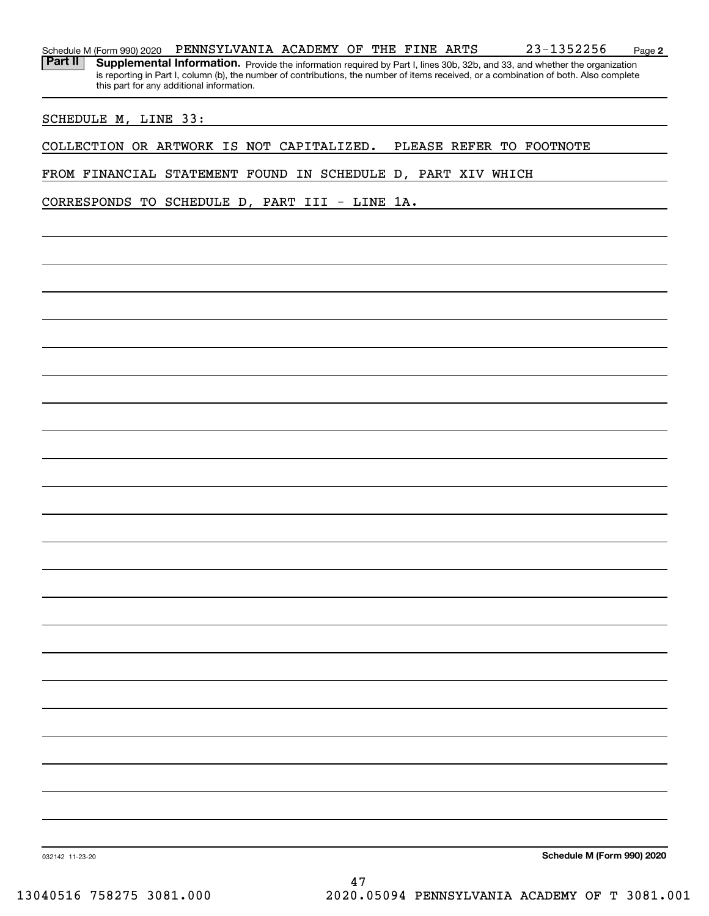Schedule M (Form 990) 2020 PENNSYLVANIA ACADEMY OF THE FINE ARTS 23-1352256 Page **2**

**Part II** **Supplemental Information.** Provide the information required by Part I, lines 30b, 32b, and 33, and whether the organization is reporting in Part I, column (b), the number of contributions, the number of items received, or a combination of both. Also complete this part for any additional information.

SCHEDULE M, LINE 33:

COLLECTION OR ARTWORK IS NOT CAPITALIZED. PLEASE REFER TO FOOTNOTE FROM FINANCIAL STATEMENT FOUND IN SCHEDULE D, PART XIV WHICH CORRESPONDS TO SCHEDULE D, PART III - LINE 1A.

032142 11-23-20 **Schedule M (Form 990) 2020**

13040516 758275 3081.000 2020.05094 PENNSYLVANIA ACADEMY OF T 3081.001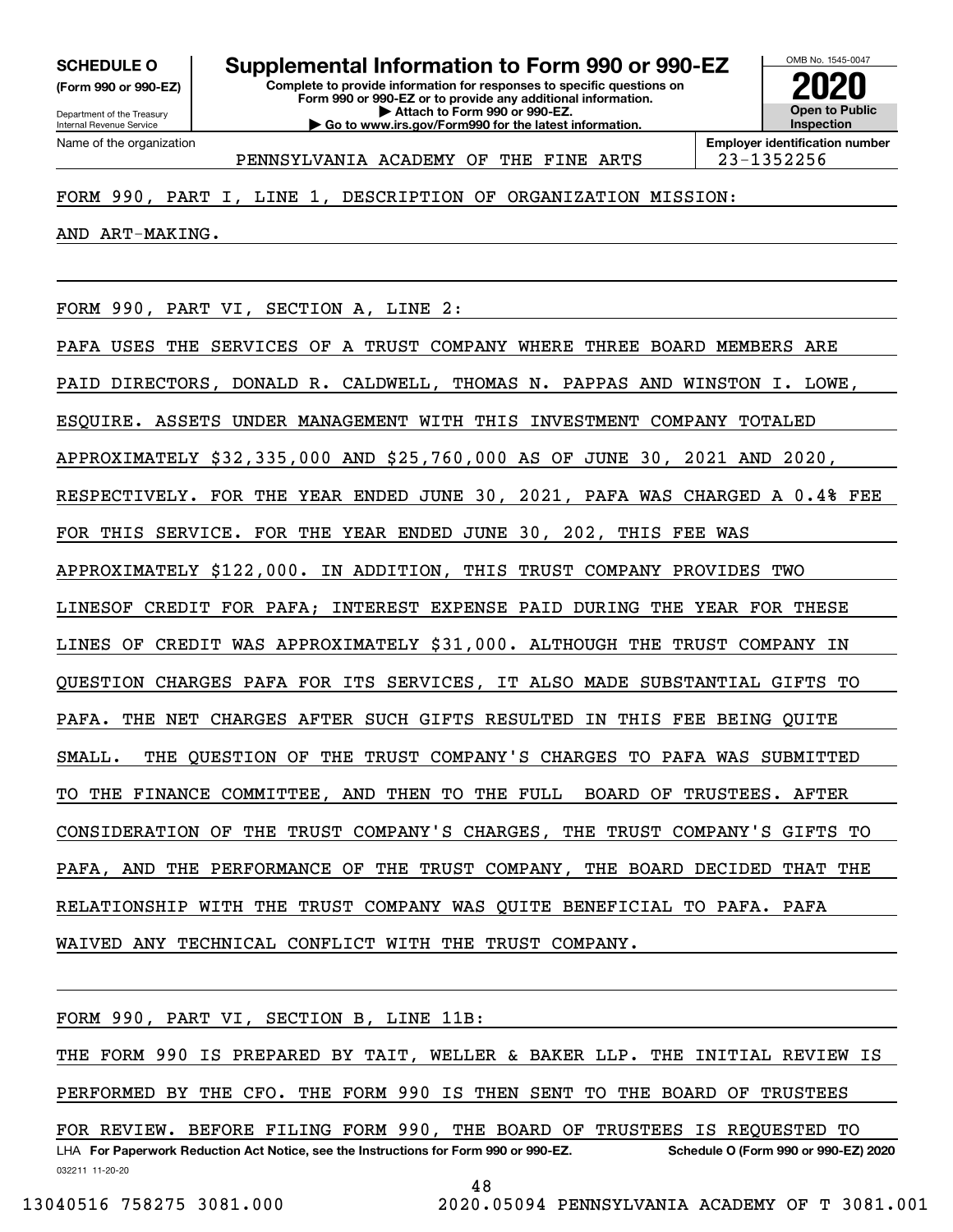**SCHEDULE O**
**(Form 990 or 990-EZ)**

Department of the Treasury
Internal Revenue Service

# Supplemental Information to Form 990 or 990-EZ

**Complete to provide information for responses to specific questions on Form 990 or 990-EZ or to provide any additional information.**
**▶ Attach to Form 990 or 990-EZ.**
**▶ Go to www.irs.gov/Form990 for the latest information.**

OMB No. 1545-0047

**2020**

**Open to Public Inspection**

Name of the organization: PENNSYLVANIA ACADEMY OF THE FINE ARTS

**Employer identification number**: 23-1352256

FORM 990, PART I, LINE 1, DESCRIPTION OF ORGANIZATION MISSION:

AND ART-MAKING.

FORM 990, PART VI, SECTION A, LINE 2:

PAFA USES THE SERVICES OF A TRUST COMPANY WHERE THREE BOARD MEMBERS ARE PAID DIRECTORS, DONALD R. CALDWELL, THOMAS N. PAPPAS AND WINSTON I. LOWE, ESQUIRE. ASSETS UNDER MANAGEMENT WITH THIS INVESTMENT COMPANY TOTALED APPROXIMATELY $32,335,000 AND $25,760,000 AS OF JUNE 30, 2021 AND 2020, RESPECTIVELY. FOR THE YEAR ENDED JUNE 30, 2021, PAFA WAS CHARGED A 0.4% FEE FOR THIS SERVICE. FOR THE YEAR ENDED JUNE 30, 202, THIS FEE WAS APPROXIMATELY $122,000. IN ADDITION, THIS TRUST COMPANY PROVIDES TWO LINESOF CREDIT FOR PAFA; INTEREST EXPENSE PAID DURING THE YEAR FOR THESE LINES OF CREDIT WAS APPROXIMATELY $31,000. ALTHOUGH THE TRUST COMPANY IN QUESTION CHARGES PAFA FOR ITS SERVICES, IT ALSO MADE SUBSTANTIAL GIFTS TO PAFA. THE NET CHARGES AFTER SUCH GIFTS RESULTED IN THIS FEE BEING QUITE SMALL. THE QUESTION OF THE TRUST COMPANY'S CHARGES TO PAFA WAS SUBMITTED TO THE FINANCE COMMITTEE, AND THEN TO THE FULL BOARD OF TRUSTEES. AFTER CONSIDERATION OF THE TRUST COMPANY'S CHARGES, THE TRUST COMPANY'S GIFTS TO PAFA, AND THE PERFORMANCE OF THE TRUST COMPANY, THE BOARD DECIDED THAT THE RELATIONSHIP WITH THE TRUST COMPANY WAS QUITE BENEFICIAL TO PAFA. PAFA WAIVED ANY TECHNICAL CONFLICT WITH THE TRUST COMPANY.

FORM 990, PART VI, SECTION B, LINE 11B:

THE FORM 990 IS PREPARED BY TAIT, WELLER & BAKER LLP. THE INITIAL REVIEW IS PERFORMED BY THE CFO. THE FORM 990 IS THEN SENT TO THE BOARD OF TRUSTEES FOR REVIEW. BEFORE FILING FORM 990, THE BOARD OF TRUSTEES IS REQUESTED TO

LHA **For Paperwork Reduction Act Notice, see the Instructions for Form 990 or 990-EZ.** **Schedule O (Form 990 or 990-EZ) 2020**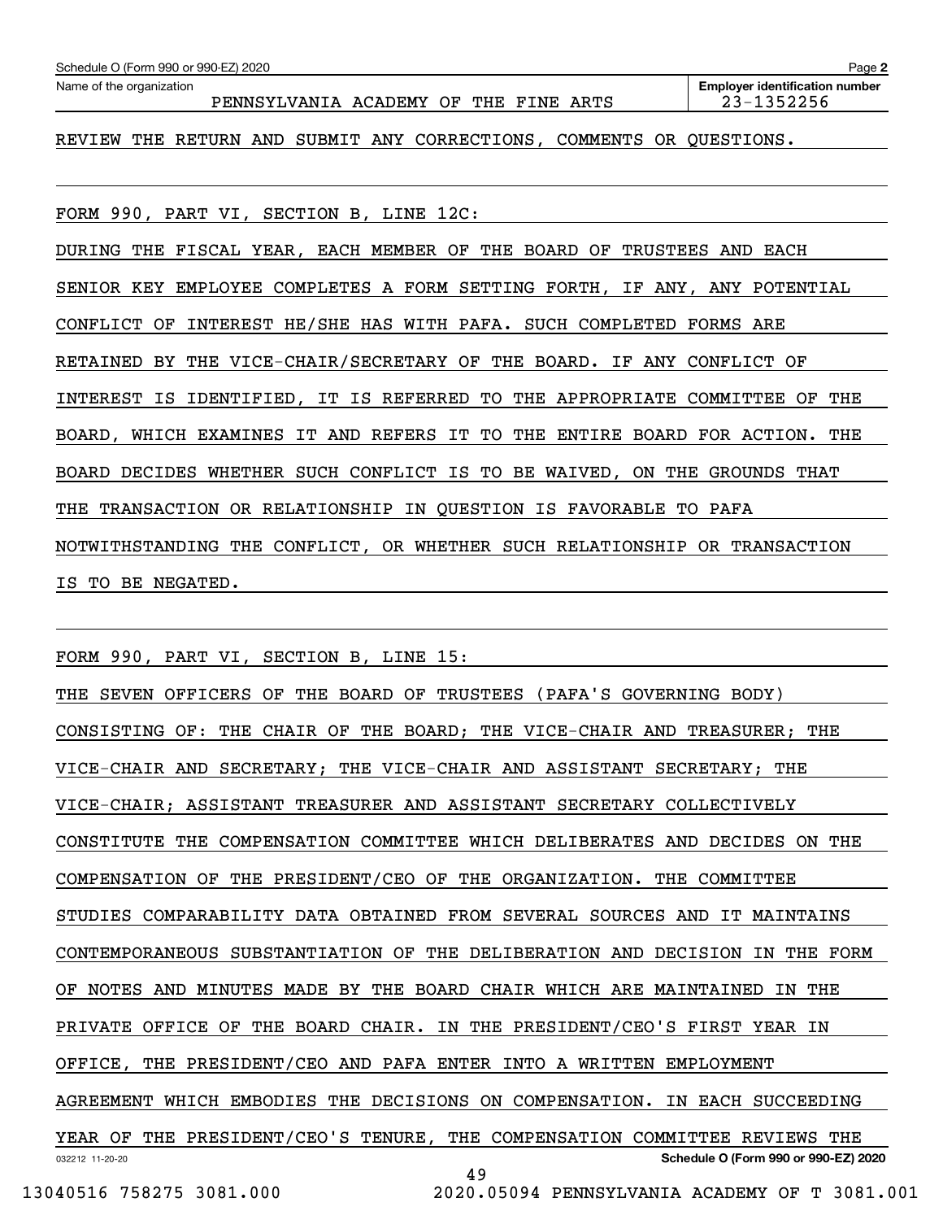Schedule O (Form 990 or 990-EZ) 2020

Name of the organization: PENNSYLVANIA ACADEMY OF THE FINE ARTS

Employer identification number: 23-1352256

REVIEW THE RETURN AND SUBMIT ANY CORRECTIONS, COMMENTS OR QUESTIONS.

FORM 990, PART VI, SECTION B, LINE 12C:

DURING THE FISCAL YEAR, EACH MEMBER OF THE BOARD OF TRUSTEES AND EACH SENIOR KEY EMPLOYEE COMPLETES A FORM SETTING FORTH, IF ANY, ANY POTENTIAL CONFLICT OF INTEREST HE/SHE HAS WITH PAFA. SUCH COMPLETED FORMS ARE RETAINED BY THE VICE-CHAIR/SECRETARY OF THE BOARD. IF ANY CONFLICT OF INTEREST IS IDENTIFIED, IT IS REFERRED TO THE APPROPRIATE COMMITTEE OF THE BOARD, WHICH EXAMINES IT AND REFERS IT TO THE ENTIRE BOARD FOR ACTION. THE BOARD DECIDES WHETHER SUCH CONFLICT IS TO BE WAIVED, ON THE GROUNDS THAT THE TRANSACTION OR RELATIONSHIP IN QUESTION IS FAVORABLE TO PAFA NOTWITHSTANDING THE CONFLICT, OR WHETHER SUCH RELATIONSHIP OR TRANSACTION IS TO BE NEGATED.

FORM 990, PART VI, SECTION B, LINE 15:

THE SEVEN OFFICERS OF THE BOARD OF TRUSTEES (PAFA'S GOVERNING BODY) CONSISTING OF: THE CHAIR OF THE BOARD; THE VICE-CHAIR AND TREASURER; THE VICE-CHAIR AND SECRETARY; THE VICE-CHAIR AND ASSISTANT SECRETARY; THE VICE-CHAIR; ASSISTANT TREASURER AND ASSISTANT SECRETARY COLLECTIVELY CONSTITUTE THE COMPENSATION COMMITTEE WHICH DELIBERATES AND DECIDES ON THE COMPENSATION OF THE PRESIDENT/CEO OF THE ORGANIZATION. THE COMMITTEE STUDIES COMPARABILITY DATA OBTAINED FROM SEVERAL SOURCES AND IT MAINTAINS CONTEMPORANEOUS SUBSTANTIATION OF THE DELIBERATION AND DECISION IN THE FORM OF NOTES AND MINUTES MADE BY THE BOARD CHAIR WHICH ARE MAINTAINED IN THE PRIVATE OFFICE OF THE BOARD CHAIR. IN THE PRESIDENT/CEO'S FIRST YEAR IN OFFICE, THE PRESIDENT/CEO AND PAFA ENTER INTO A WRITTEN EMPLOYMENT AGREEMENT WHICH EMBODIES THE DECISIONS ON COMPENSATION. IN EACH SUCCEEDING YEAR OF THE PRESIDENT/CEO'S TENURE, THE COMPENSATION COMMITTEE REVIEWS THE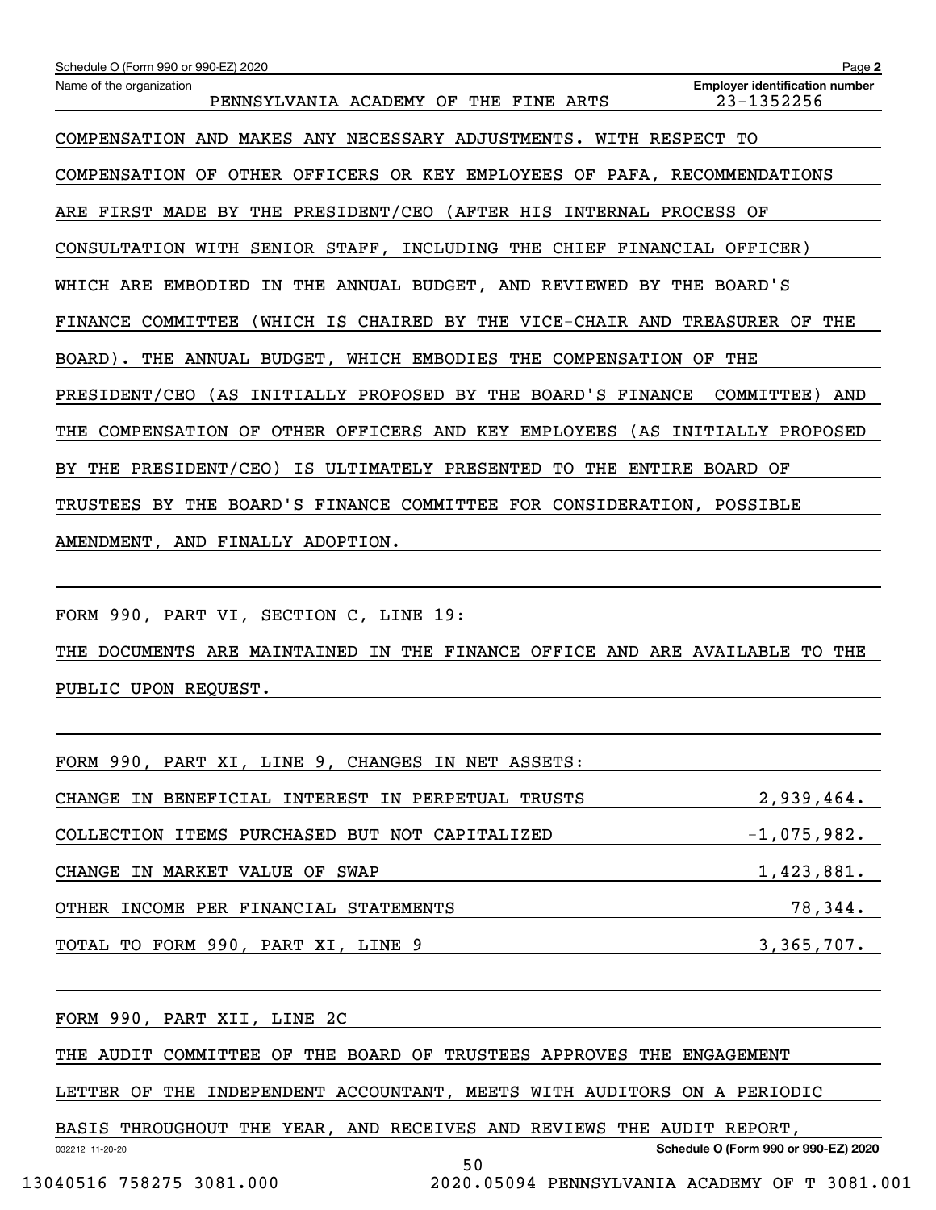Name of the organization: PENNSYLVANIA ACADEMY OF THE FINE ARTS

Employer identification number: 23-1352256

COMPENSATION AND MAKES ANY NECESSARY ADJUSTMENTS. WITH RESPECT TO COMPENSATION OF OTHER OFFICERS OR KEY EMPLOYEES OF PAFA, RECOMMENDATIONS ARE FIRST MADE BY THE PRESIDENT/CEO (AFTER HIS INTERNAL PROCESS OF CONSULTATION WITH SENIOR STAFF, INCLUDING THE CHIEF FINANCIAL OFFICER) WHICH ARE EMBODIED IN THE ANNUAL BUDGET, AND REVIEWED BY THE BOARD'S FINANCE COMMITTEE (WHICH IS CHAIRED BY THE VICE-CHAIR AND TREASURER OF THE BOARD). THE ANNUAL BUDGET, WHICH EMBODIES THE COMPENSATION OF THE PRESIDENT/CEO (AS INITIALLY PROPOSED BY THE BOARD'S FINANCE COMMITTEE) AND THE COMPENSATION OF OTHER OFFICERS AND KEY EMPLOYEES (AS INITIALLY PROPOSED BY THE PRESIDENT/CEO) IS ULTIMATELY PRESENTED TO THE ENTIRE BOARD OF TRUSTEES BY THE BOARD'S FINANCE COMMITTEE FOR CONSIDERATION, POSSIBLE AMENDMENT, AND FINALLY ADOPTION.

FORM 990, PART VI, SECTION C, LINE 19:

THE DOCUMENTS ARE MAINTAINED IN THE FINANCE OFFICE AND ARE AVAILABLE TO THE PUBLIC UPON REQUEST.

FORM 990, PART XI, LINE 9, CHANGES IN NET ASSETS:

| | |
|---|---|
| CHANGE IN BENEFICIAL INTEREST IN PERPETUAL TRUSTS | 2,939,464. |
| COLLECTION ITEMS PURCHASED BUT NOT CAPITALIZED | -1,075,982. |
| CHANGE IN MARKET VALUE OF SWAP | 1,423,881. |
| OTHER INCOME PER FINANCIAL STATEMENTS | 78,344. |
| TOTAL TO FORM 990, PART XI, LINE 9 | 3,365,707. |

FORM 990, PART XII, LINE 2C

THE AUDIT COMMITTEE OF THE BOARD OF TRUSTEES APPROVES THE ENGAGEMENT LETTER OF THE INDEPENDENT ACCOUNTANT, MEETS WITH AUDITORS ON A PERIODIC BASIS THROUGHOUT THE YEAR, AND RECEIVES AND REVIEWS THE AUDIT REPORT,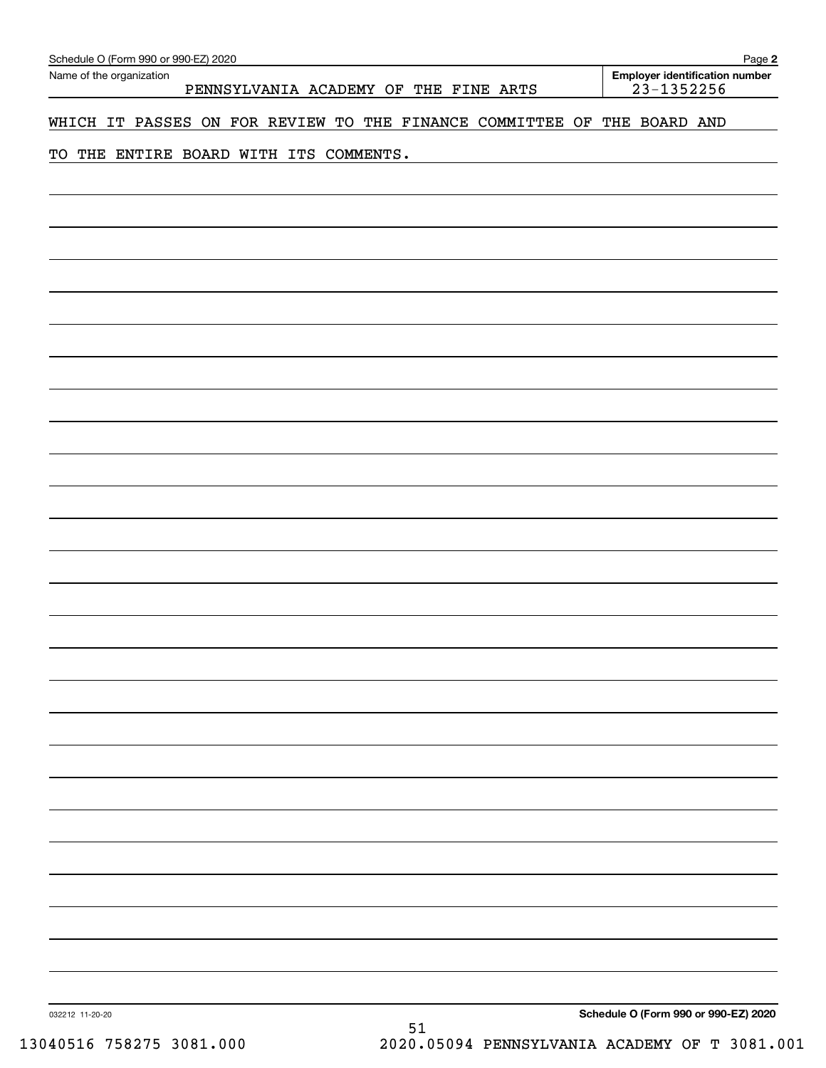Name of the organization: PENNSYLVANIA ACADEMY OF THE FINE ARTS

Employer identification number: 23-1352256

WHICH IT PASSES ON FOR REVIEW TO THE FINANCE COMMITTEE OF THE BOARD AND TO THE ENTIRE BOARD WITH ITS COMMENTS.